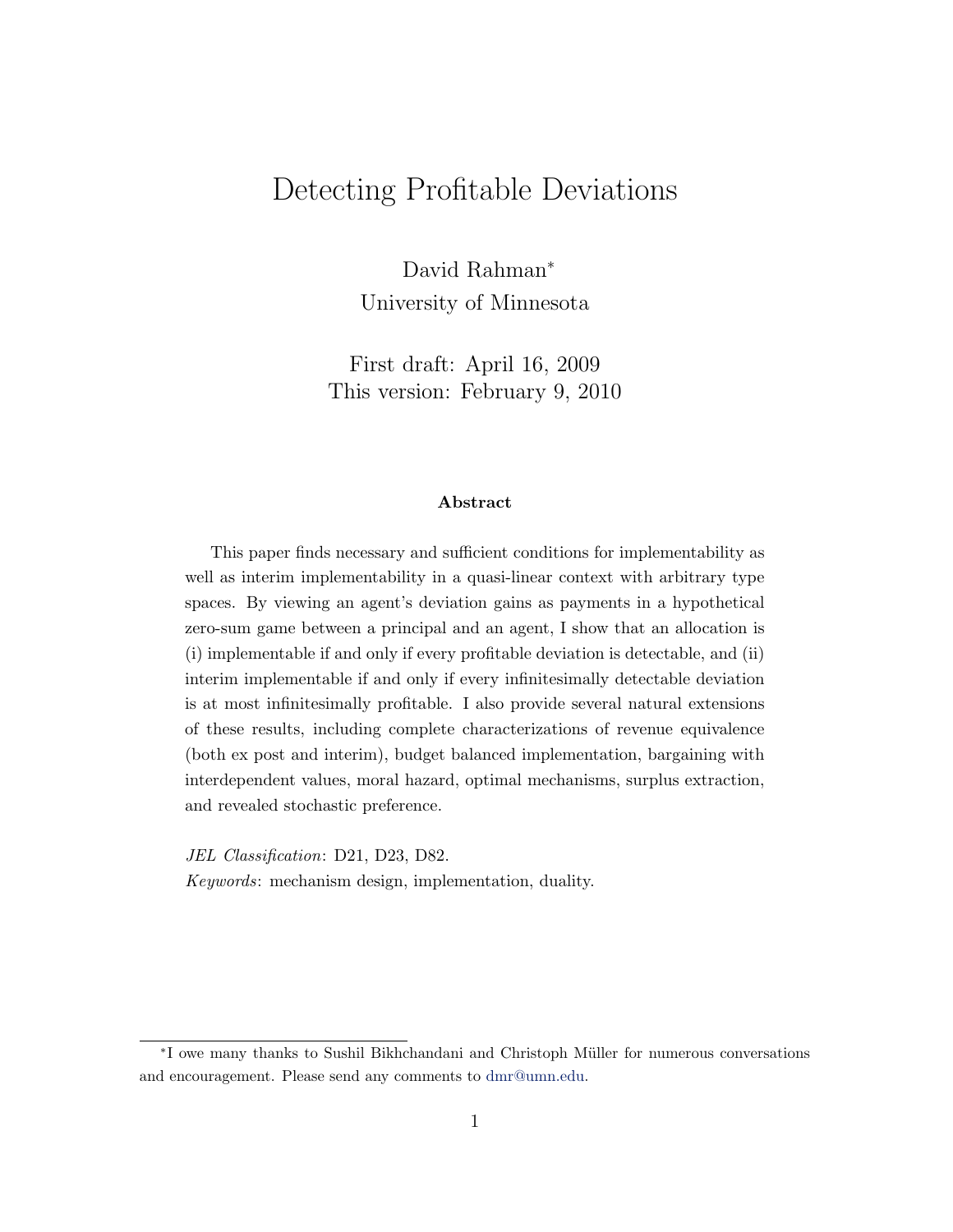# Detecting Profitable Deviations

David Rahman[*]
University of Minnesota

First draft: April 16, 2009
This version: February 9, 2010

### Abstract

This paper finds necessary and sufficient conditions for implementability as well as interim implementability in a quasi-linear context with arbitrary type spaces. By viewing an agent's deviation gains as payments in a hypothetical zero-sum game between a principal and an agent, I show that an allocation is (i) implementable if and only if every profitable deviation is detectable, and (ii) interim implementable if and only if every infinitesimally detectable deviation is at most infinitesimally profitable. I also provide several natural extensions of these results, including complete characterizations of revenue equivalence (both ex post and interim), budget balanced implementation, bargaining with interdependent values, moral hazard, optimal mechanisms, surplus extraction, and revealed stochastic preference.

*JEL Classification*: D21, D23, D82.
*Keywords*: mechanism design, implementation, duality.

[*] I owe many thanks to Sushil Bikhchandani and Christoph Müller for numerous conversations and encouragement. Please send any comments to dmr@umn.edu.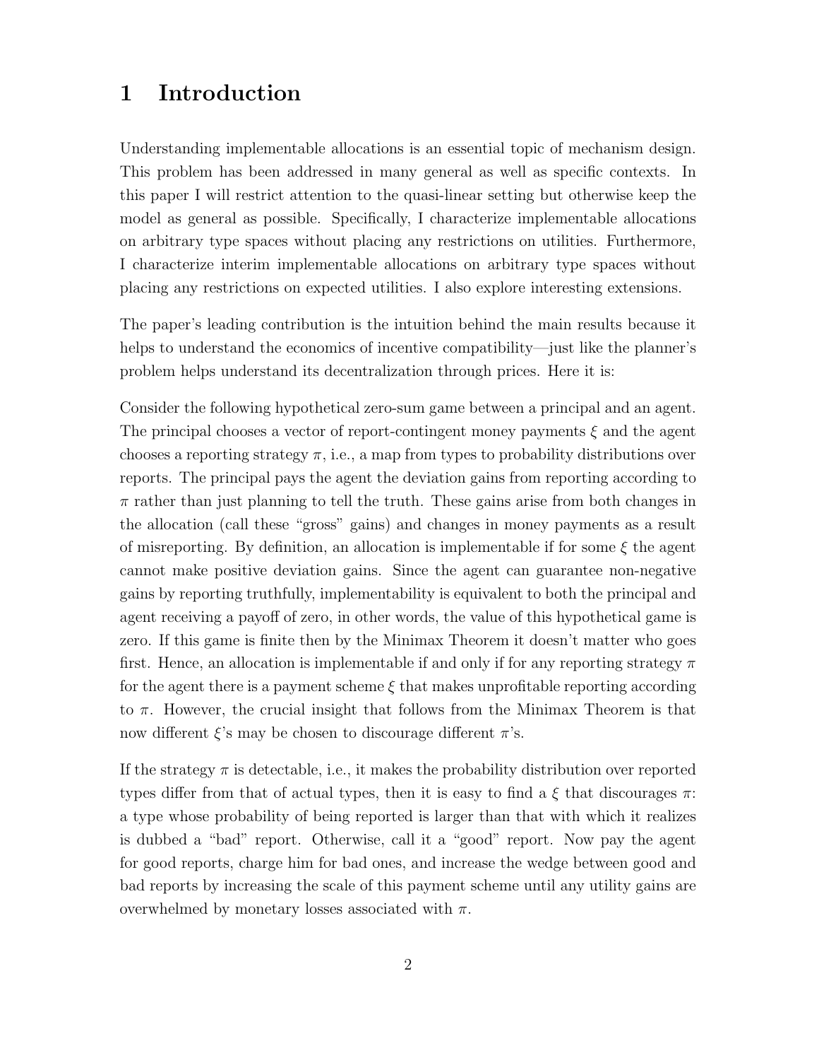# 1 Introduction

Understanding implementable allocations is an essential topic of mechanism design. This problem has been addressed in many general as well as specific contexts. In this paper I will restrict attention to the quasi-linear setting but otherwise keep the model as general as possible. Specifically, I characterize implementable allocations on arbitrary type spaces without placing any restrictions on utilities. Furthermore, I characterize interim implementable allocations on arbitrary type spaces without placing any restrictions on expected utilities. I also explore interesting extensions.

The paper's leading contribution is the intuition behind the main results because it helps to understand the economics of incentive compatibility—just like the planner's problem helps understand its decentralization through prices. Here it is:

Consider the following hypothetical zero-sum game between a principal and an agent. The principal chooses a vector of report-contingent money payments $\xi$ and the agent chooses a reporting strategy $\pi$, i.e., a map from types to probability distributions over reports. The principal pays the agent the deviation gains from reporting according to $\pi$ rather than just planning to tell the truth. These gains arise from both changes in the allocation (call these "gross" gains) and changes in money payments as a result of misreporting. By definition, an allocation is implementable if for some $\xi$ the agent cannot make positive deviation gains. Since the agent can guarantee non-negative gains by reporting truthfully, implementability is equivalent to both the principal and agent receiving a payoff of zero, in other words, the value of this hypothetical game is zero. If this game is finite then by the Minimax Theorem it doesn't matter who goes first. Hence, an allocation is implementable if and only if for any reporting strategy $\pi$ for the agent there is a payment scheme $\xi$ that makes unprofitable reporting according to $\pi$. However, the crucial insight that follows from the Minimax Theorem is that now different $\xi$'s may be chosen to discourage different $\pi$'s.

If the strategy $\pi$ is detectable, i.e., it makes the probability distribution over reported types differ from that of actual types, then it is easy to find a $\xi$ that discourages $\pi$: a type whose probability of being reported is larger than that with which it realizes is dubbed a "bad" report. Otherwise, call it a "good" report. Now pay the agent for good reports, charge him for bad ones, and increase the wedge between good and bad reports by increasing the scale of this payment scheme until any utility gains are overwhelmed by monetary losses associated with $\pi$.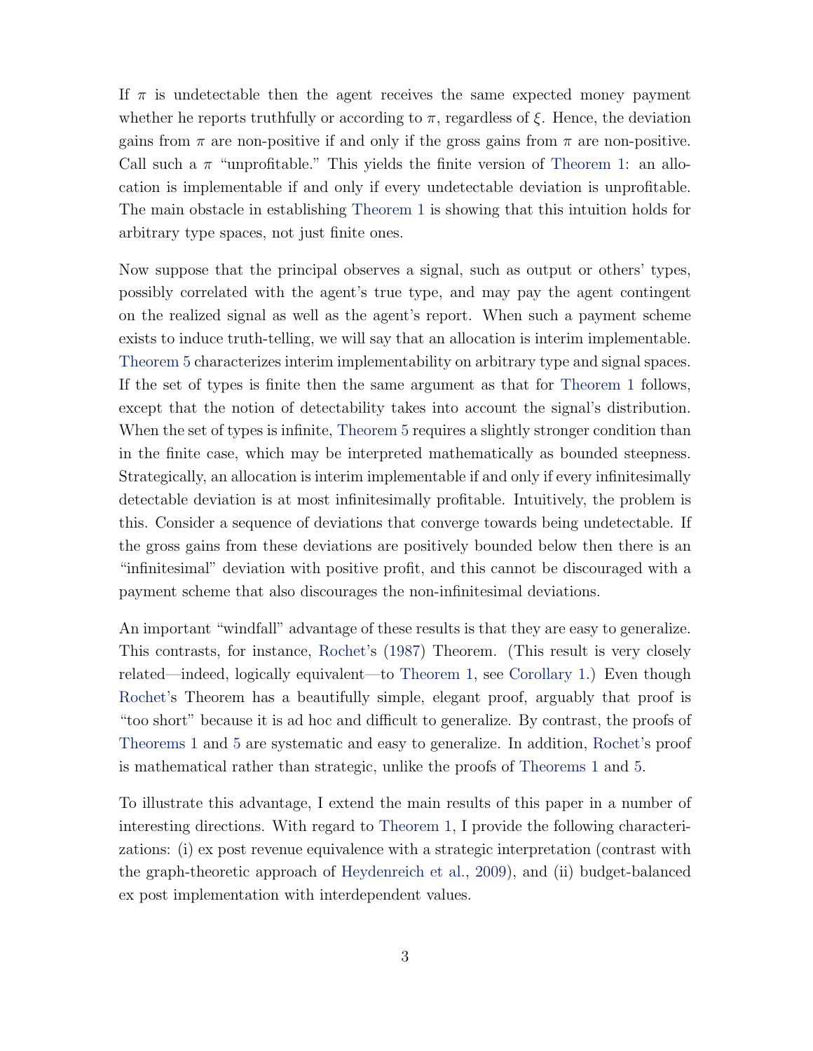If $\pi$ is undetectable then the agent receives the same expected money payment whether he reports truthfully or according to $\pi$, regardless of $\xi$. Hence, the deviation gains from $\pi$ are non-positive if and only if the gross gains from $\pi$ are non-positive. Call such a $\pi$ "unprofitable." This yields the finite version of Theorem 1: an allocation is implementable if and only if every undetectable deviation is unprofitable. The main obstacle in establishing Theorem 1 is showing that this intuition holds for arbitrary type spaces, not just finite ones.

Now suppose that the principal observes a signal, such as output or others' types, possibly correlated with the agent's true type, and may pay the agent contingent on the realized signal as well as the agent's report. When such a payment scheme exists to induce truth-telling, we will say that an allocation is interim implementable. Theorem 5 characterizes interim implementability on arbitrary type and signal spaces. If the set of types is finite then the same argument as that for Theorem 1 follows, except that the notion of detectability takes into account the signal's distribution. When the set of types is infinite, Theorem 5 requires a slightly stronger condition than in the finite case, which may be interpreted mathematically as bounded steepness. Strategically, an allocation is interim implementable if and only if every infinitesimally detectable deviation is at most infinitesimally profitable. Intuitively, the problem is this. Consider a sequence of deviations that converge towards being undetectable. If the gross gains from these deviations are positively bounded below then there is an "infinitesimal" deviation with positive profit, and this cannot be discouraged with a payment scheme that also discourages the non-infinitesimal deviations.

An important "windfall" advantage of these results is that they are easy to generalize. This contrasts, for instance, Rochet's (1987) Theorem. (This result is very closely related—indeed, logically equivalent—to Theorem 1, see Corollary 1.) Even though Rochet's Theorem has a beautifully simple, elegant proof, arguably that proof is "too short" because it is ad hoc and difficult to generalize. By contrast, the proofs of Theorems 1 and 5 are systematic and easy to generalize. In addition, Rochet's proof is mathematical rather than strategic, unlike the proofs of Theorems 1 and 5.

To illustrate this advantage, I extend the main results of this paper in a number of interesting directions. With regard to Theorem 1, I provide the following characterizations: (i) ex post revenue equivalence with a strategic interpretation (contrast with the graph-theoretic approach of Heydenreich et al., 2009), and (ii) budget-balanced ex post implementation with interdependent values.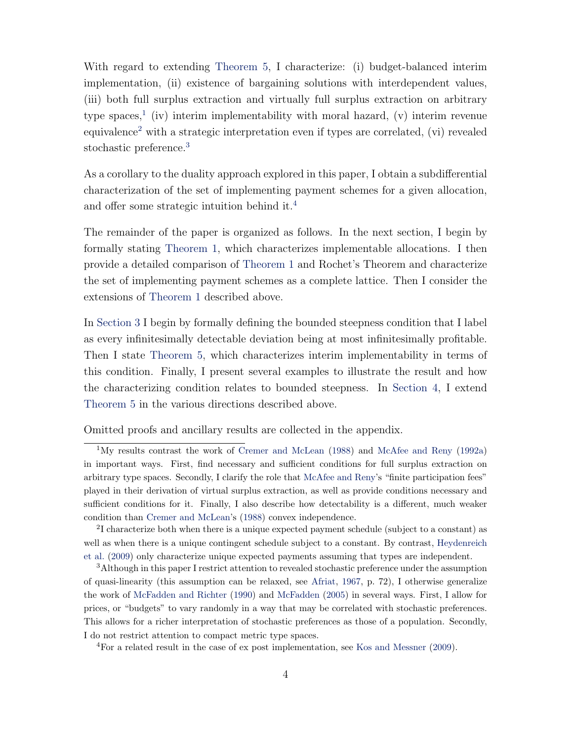With regard to extending Theorem 5, I characterize: (i) budget-balanced interim implementation, (ii) existence of bargaining solutions with interdependent values, (iii) both full surplus extraction and virtually full surplus extraction on arbitrary type spaces,[1] (iv) interim implementability with moral hazard, (v) interim revenue equivalence[2] with a strategic interpretation even if types are correlated, (vi) revealed stochastic preference.[3]

As a corollary to the duality approach explored in this paper, I obtain a subdifferential characterization of the set of implementing payment schemes for a given allocation, and offer some strategic intuition behind it.[4]

The remainder of the paper is organized as follows. In the next section, I begin by formally stating Theorem 1, which characterizes implementable allocations. I then provide a detailed comparison of Theorem 1 and Rochet's Theorem and characterize the set of implementing payment schemes as a complete lattice. Then I consider the extensions of Theorem 1 described above.

In Section 3 I begin by formally defining the bounded steepness condition that I label as every infinitesimally detectable deviation being at most infinitesimally profitable. Then I state Theorem 5, which characterizes interim implementability in terms of this condition. Finally, I present several examples to illustrate the result and how the characterizing condition relates to bounded steepness. In Section 4, I extend Theorem 5 in the various directions described above.

Omitted proofs and ancillary results are collected in the appendix.

---

[1] My results contrast the work of Cremer and McLean (1988) and McAfee and Reny (1992a) in important ways. First, find necessary and sufficient conditions for full surplus extraction on arbitrary type spaces. Secondly, I clarify the role that McAfee and Reny's "finite participation fees" played in their derivation of virtual surplus extraction, as well as provide conditions necessary and sufficient conditions for it. Finally, I also describe how detectability is a different, much weaker condition than Cremer and McLean's (1988) convex independence.

[2] I characterize both when there is a unique expected payment schedule (subject to a constant) as well as when there is a unique contingent schedule subject to a constant. By contrast, Heydenreich et al. (2009) only characterize unique expected payments assuming that types are independent.

[3] Although in this paper I restrict attention to revealed stochastic preference under the assumption of quasi-linearity (this assumption can be relaxed, see Afriat, 1967, p. 72), I otherwise generalize the work of McFadden and Richter (1990) and McFadden (2005) in several ways. First, I allow for prices, or "budgets" to vary randomly in a way that may be correlated with stochastic preferences. This allows for a richer interpretation of stochastic preferences as those of a population. Secondly, I do not restrict attention to compact metric type spaces.

[4] For a related result in the case of ex post implementation, see Kos and Messner (2009).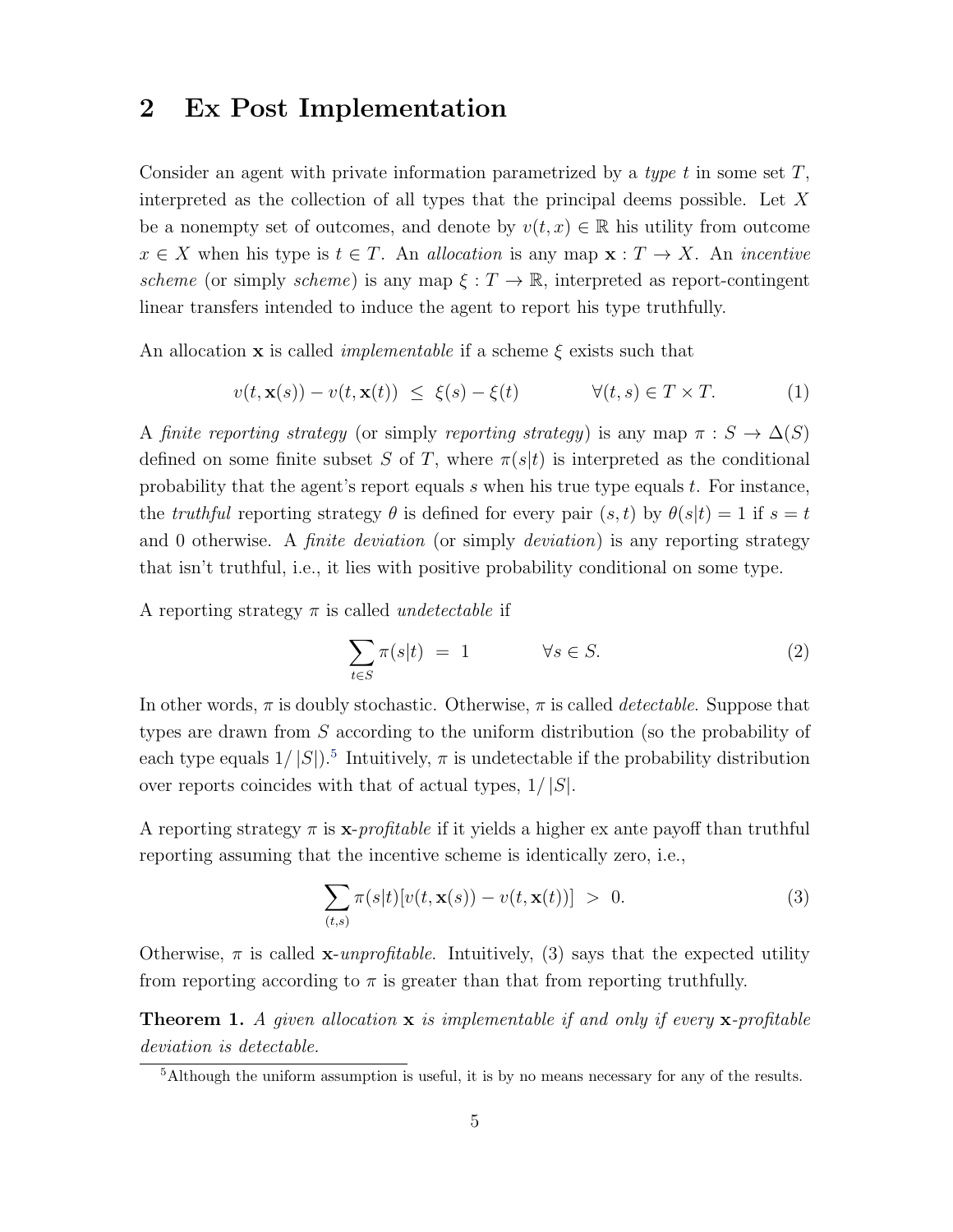## 2 Ex Post Implementation

Consider an agent with private information parametrized by a *type* $t$ in some set $T$, interpreted as the collection of all types that the principal deems possible. Let $X$ be a nonempty set of outcomes, and denote by $v(t, x) \in \mathbb{R}$ his utility from outcome $x \in X$ when his type is $t \in T$. An *allocation* is any map $\mathbf{x} : T \to X$. An *incentive scheme* (or simply *scheme*) is any map $\xi : T \to \mathbb{R}$, interpreted as report-contingent linear transfers intended to induce the agent to report his type truthfully.

An allocation $\mathbf{x}$ is called *implementable* if a scheme $\xi$ exists such that

$$v(t, \mathbf{x}(s)) - v(t, \mathbf{x}(t)) \ \leq \ \xi(s) - \xi(t) \qquad\qquad \forall (t, s) \in T \times T. \tag{1}$$

A *finite reporting strategy* (or simply *reporting strategy*) is any map $\pi : S \to \Delta(S)$ defined on some finite subset $S$ of $T$, where $\pi(s|t)$ is interpreted as the conditional probability that the agent's report equals $s$ when his true type equals $t$. For instance, the *truthful* reporting strategy $\theta$ is defined for every pair $(s, t)$ by $\theta(s|t) = 1$ if $s = t$ and 0 otherwise. A *finite deviation* (or simply *deviation*) is any reporting strategy that isn't truthful, i.e., it lies with positive probability conditional on some type.

A reporting strategy $\pi$ is called *undetectable* if

$$\sum_{t \in S} \pi(s|t) \ = \ 1 \qquad\qquad \forall s \in S. \tag{2}$$

In other words, $\pi$ is doubly stochastic. Otherwise, $\pi$ is called *detectable*. Suppose that types are drawn from $S$ according to the uniform distribution (so the probability of each type equals $1/|S|$).[5] Intuitively, $\pi$ is undetectable if the probability distribution over reports coincides with that of actual types, $1/|S|$.

A reporting strategy $\pi$ is $\mathbf{x}$-*profitable* if it yields a higher ex ante payoff than truthful reporting assuming that the incentive scheme is identically zero, i.e.,

$$\sum_{(t,s)} \pi(s|t)[v(t, \mathbf{x}(s)) - v(t, \mathbf{x}(t))] \ > \ 0. \tag{3}$$

Otherwise, $\pi$ is called $\mathbf{x}$-*unprofitable*. Intuitively, (3) says that the expected utility from reporting according to $\pi$ is greater than that from reporting truthfully.

**Theorem 1.** *A given allocation* $\mathbf{x}$ *is implementable if and only if every* $\mathbf{x}$*-profitable deviation is detectable.*

[5] Although the uniform assumption is useful, it is by no means necessary for any of the results.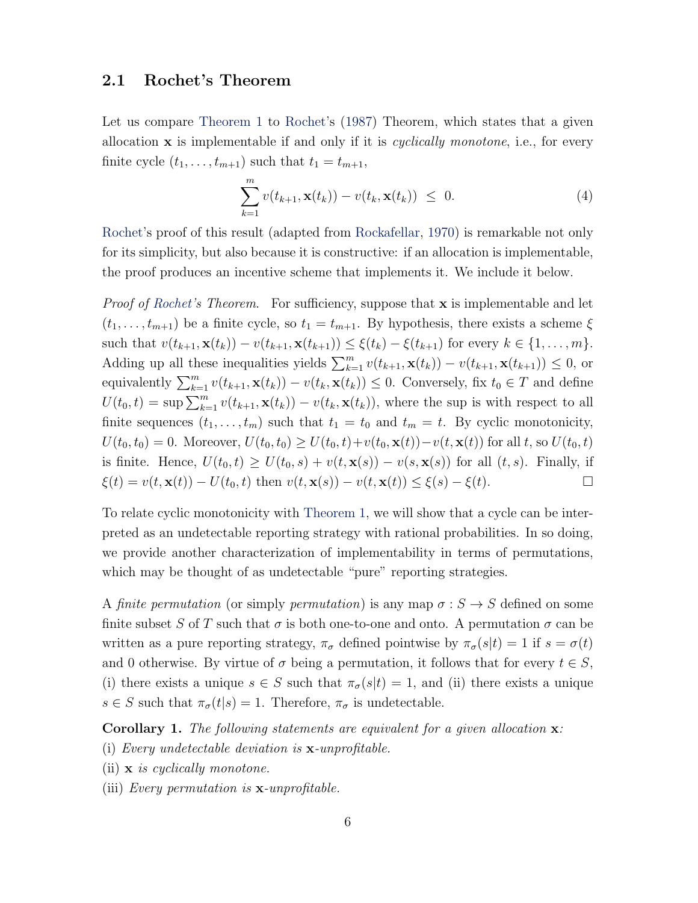## 2.1 Rochet's Theorem

Let us compare Theorem 1 to Rochet's (1987) Theorem, which states that a given allocation $\mathbf{x}$ is implementable if and only if it is *cyclically monotone*, i.e., for every finite cycle $(t_1, \ldots, t_{m+1})$ such that $t_1 = t_{m+1}$,

$$\sum_{k=1}^{m} v(t_{k+1}, \mathbf{x}(t_k)) - v(t_k, \mathbf{x}(t_k)) \ \leq \ 0. \tag{4}$$

Rochet's proof of this result (adapted from Rockafellar, 1970) is remarkable not only for its simplicity, but also because it is constructive: if an allocation is implementable, the proof produces an incentive scheme that implements it. We include it below.

*Proof of Rochet's Theorem.* For sufficiency, suppose that $\mathbf{x}$ is implementable and let $(t_1, \ldots, t_{m+1})$ be a finite cycle, so $t_1 = t_{m+1}$. By hypothesis, there exists a scheme $\xi$ such that $v(t_{k+1}, \mathbf{x}(t_k)) - v(t_{k+1}, \mathbf{x}(t_{k+1})) \leq \xi(t_k) - \xi(t_{k+1})$ for every $k \in \{1, \ldots, m\}$. Adding up all these inequalities yields $\sum_{k=1}^{m} v(t_{k+1}, \mathbf{x}(t_k)) - v(t_{k+1}, \mathbf{x}(t_{k+1})) \leq 0$, or equivalently $\sum_{k=1}^{m} v(t_{k+1}, \mathbf{x}(t_k)) - v(t_k, \mathbf{x}(t_k)) \leq 0$. Conversely, fix $t_0 \in T$ and define $U(t_0, t) = \sup \sum_{k=1}^{m} v(t_{k+1}, \mathbf{x}(t_k)) - v(t_k, \mathbf{x}(t_k))$, where the sup is with respect to all finite sequences $(t_1, \ldots, t_m)$ such that $t_1 = t_0$ and $t_m = t$. By cyclic monotonicity, $U(t_0, t_0) = 0$. Moreover, $U(t_0, t_0) \geq U(t_0, t) + v(t_0, \mathbf{x}(t)) - v(t, \mathbf{x}(t))$ for all $t$, so $U(t_0, t)$ is finite. Hence, $U(t_0, t) \geq U(t_0, s) + v(t, \mathbf{x}(s)) - v(s, \mathbf{x}(s))$ for all $(t, s)$. Finally, if $\xi(t) = v(t, \mathbf{x}(t)) - U(t_0, t)$ then $v(t, \mathbf{x}(s)) - v(t, \mathbf{x}(t)) \leq \xi(s) - \xi(t)$. $\square$

To relate cyclic monotonicity with Theorem 1, we will show that a cycle can be interpreted as an undetectable reporting strategy with rational probabilities. In so doing, we provide another characterization of implementability in terms of permutations, which may be thought of as undetectable "pure" reporting strategies.

A *finite permutation* (or simply *permutation*) is any map $\sigma : S \to S$ defined on some finite subset $S$ of $T$ such that $\sigma$ is both one-to-one and onto. A permutation $\sigma$ can be written as a pure reporting strategy, $\pi_\sigma$ defined pointwise by $\pi_\sigma(s|t) = 1$ if $s = \sigma(t)$ and 0 otherwise. By virtue of $\sigma$ being a permutation, it follows that for every $t \in S$, (i) there exists a unique $s \in S$ such that $\pi_\sigma(s|t) = 1$, and (ii) there exists a unique $s \in S$ such that $\pi_\sigma(t|s) = 1$. Therefore, $\pi_\sigma$ is undetectable.

**Corollary 1.** *The following statements are equivalent for a given allocation* $\mathbf{x}$*:*
(i) *Every undetectable deviation is* $\mathbf{x}$*-unprofitable.*
(ii) $\mathbf{x}$ *is cyclically monotone.*
(iii) *Every permutation is* $\mathbf{x}$*-unprofitable.*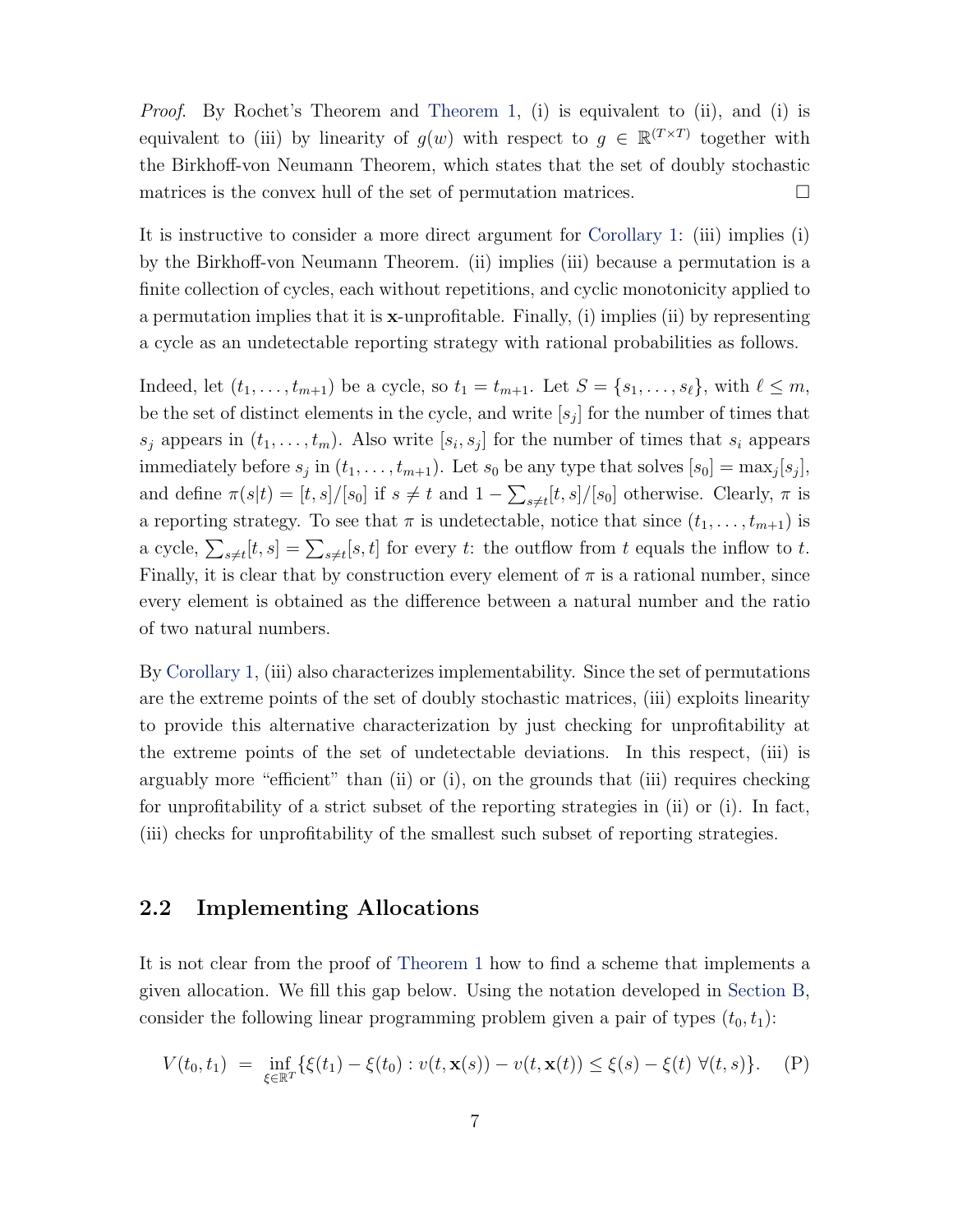*Proof.* By Rochet's Theorem and Theorem 1, (i) is equivalent to (ii), and (i) is equivalent to (iii) by linearity of $g(w)$ with respect to $g \in \mathbb{R}^{(T \times T)}$ together with the Birkhoff-von Neumann Theorem, which states that the set of doubly stochastic matrices is the convex hull of the set of permutation matrices. $\square$

It is instructive to consider a more direct argument for Corollary 1: (iii) implies (i) by the Birkhoff-von Neumann Theorem. (ii) implies (iii) because a permutation is a finite collection of cycles, each without repetitions, and cyclic monotonicity applied to a permutation implies that it is $\mathbf{x}$-unprofitable. Finally, (i) implies (ii) by representing a cycle as an undetectable reporting strategy with rational probabilities as follows.

Indeed, let $(t_1, \ldots, t_{m+1})$ be a cycle, so $t_1 = t_{m+1}$. Let $S = \{s_1, \ldots, s_\ell\}$, with $\ell \leq m$, be the set of distinct elements in the cycle, and write $[s_j]$ for the number of times that $s_j$ appears in $(t_1, \ldots, t_m)$. Also write $[s_i, s_j]$ for the number of times that $s_i$ appears immediately before $s_j$ in $(t_1, \ldots, t_{m+1})$. Let $s_0$ be any type that solves $[s_0] = \max_j [s_j]$, and define $\pi(s|t) = [t,s]/[s_0]$ if $s \neq t$ and $1 - \sum_{s \neq t} [t,s]/[s_0]$ otherwise. Clearly, $\pi$ is a reporting strategy. To see that $\pi$ is undetectable, notice that since $(t_1, \ldots, t_{m+1})$ is a cycle, $\sum_{s \neq t} [t,s] = \sum_{s \neq t} [s,t]$ for every $t$: the outflow from $t$ equals the inflow to $t$. Finally, it is clear that by construction every element of $\pi$ is a rational number, since every element is obtained as the difference between a natural number and the ratio of two natural numbers.

By Corollary 1, (iii) also characterizes implementability. Since the set of permutations are the extreme points of the set of doubly stochastic matrices, (iii) exploits linearity to provide this alternative characterization by just checking for unprofitability at the extreme points of the set of undetectable deviations. In this respect, (iii) is arguably more "efficient" than (ii) or (i), on the grounds that (iii) requires checking for unprofitability of a strict subset of the reporting strategies in (ii) or (i). In fact, (iii) checks for unprofitability of the smallest such subset of reporting strategies.

## 2.2 Implementing Allocations

It is not clear from the proof of Theorem 1 how to find a scheme that implements a given allocation. We fill this gap below. Using the notation developed in Section B, consider the following linear programming problem given a pair of types $(t_0, t_1)$:

$$V(t_0, t_1) \;=\; \inf_{\xi \in \mathbb{R}^T} \{\xi(t_1) - \xi(t_0) : v(t, \mathbf{x}(s)) - v(t, \mathbf{x}(t)) \leq \xi(s) - \xi(t) \;\forall (t,s)\}. \quad \text{(P)}$$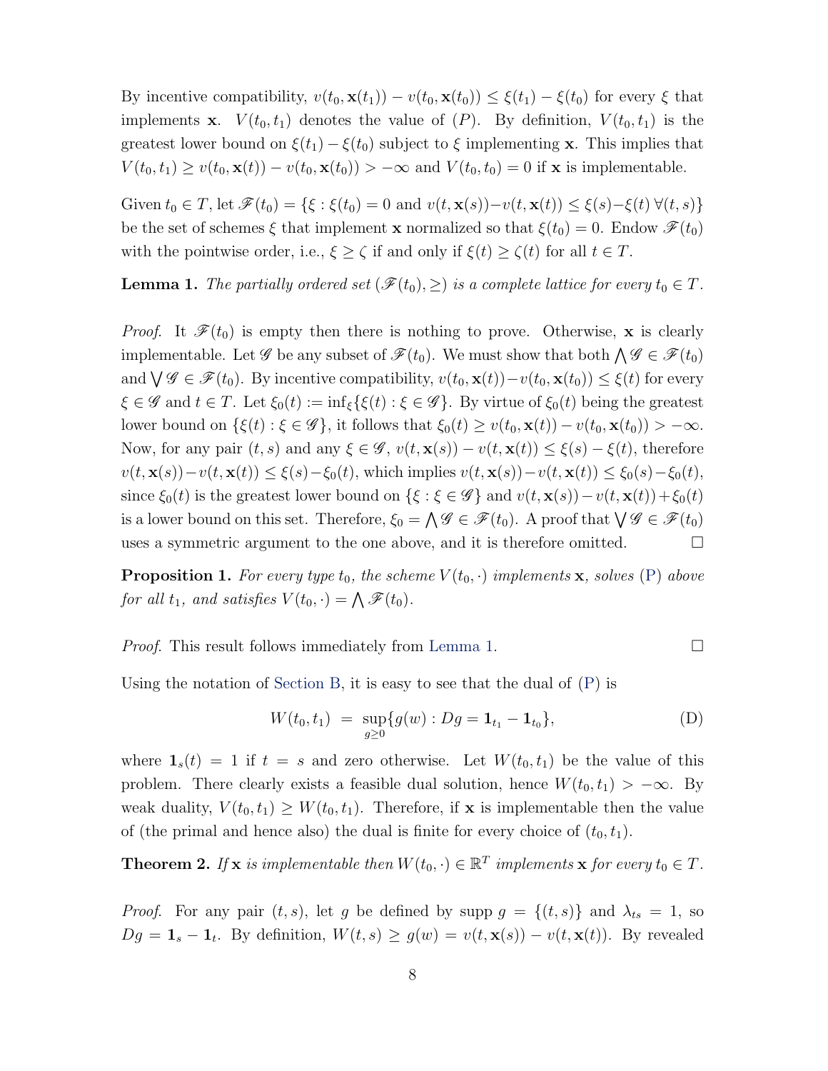By incentive compatibility, $v(t_0, \mathbf{x}(t_1)) - v(t_0, \mathbf{x}(t_0)) \leq \xi(t_1) - \xi(t_0)$ for every $\xi$ that implements $\mathbf{x}$. $V(t_0, t_1)$ denotes the value of (P). By definition, $V(t_0, t_1)$ is the greatest lower bound on $\xi(t_1) - \xi(t_0)$ subject to $\xi$ implementing $\mathbf{x}$. This implies that $V(t_0, t_1) \geq v(t_0, \mathbf{x}(t)) - v(t_0, \mathbf{x}(t_0)) > -\infty$ and $V(t_0, t_0) = 0$ if $\mathbf{x}$ is implementable.

Given $t_0 \in T$, let $\mathscr{F}(t_0) = \{\xi : \xi(t_0) = 0 \text{ and } v(t, \mathbf{x}(s)) - v(t, \mathbf{x}(t)) \leq \xi(s) - \xi(t) \; \forall (t, s)\}$ be the set of schemes $\xi$ that implement $\mathbf{x}$ normalized so that $\xi(t_0) = 0$. Endow $\mathscr{F}(t_0)$ with the pointwise order, i.e., $\xi \geq \zeta$ if and only if $\xi(t) \geq \zeta(t)$ for all $t \in T$.

**Lemma 1.** *The partially ordered set $(\mathscr{F}(t_0), \geq)$ is a complete lattice for every $t_0 \in T$.*

*Proof.* It $\mathscr{F}(t_0)$ is empty then there is nothing to prove. Otherwise, $\mathbf{x}$ is clearly implementable. Let $\mathscr{G}$ be any subset of $\mathscr{F}(t_0)$. We must show that both $\bigwedge \mathscr{G} \in \mathscr{F}(t_0)$ and $\bigvee \mathscr{G} \in \mathscr{F}(t_0)$. By incentive compatibility, $v(t_0, \mathbf{x}(t)) - v(t_0, \mathbf{x}(t_0)) \leq \xi(t)$ for every $\xi \in \mathscr{G}$ and $t \in T$. Let $\xi_0(t) := \inf_\xi \{\xi(t) : \xi \in \mathscr{G}\}$. By virtue of $\xi_0(t)$ being the greatest lower bound on $\{\xi(t) : \xi \in \mathscr{G}\}$, it follows that $\xi_0(t) \geq v(t_0, \mathbf{x}(t)) - v(t_0, \mathbf{x}(t_0)) > -\infty$. Now, for any pair $(t, s)$ and any $\xi \in \mathscr{G}$, $v(t, \mathbf{x}(s)) - v(t, \mathbf{x}(t)) \leq \xi(s) - \xi(t)$, therefore $v(t, \mathbf{x}(s)) - v(t, \mathbf{x}(t)) \leq \xi(s) - \xi_0(t)$, which implies $v(t, \mathbf{x}(s)) - v(t, \mathbf{x}(t)) \leq \xi_0(s) - \xi_0(t)$, since $\xi_0(t)$ is the greatest lower bound on $\{\xi : \xi \in \mathscr{G}\}$ and $v(t, \mathbf{x}(s)) - v(t, \mathbf{x}(t)) + \xi_0(t)$ is a lower bound on this set. Therefore, $\xi_0 = \bigwedge \mathscr{G} \in \mathscr{F}(t_0)$. A proof that $\bigvee \mathscr{G} \in \mathscr{F}(t_0)$ uses a symmetric argument to the one above, and it is therefore omitted. $\square$

**Proposition 1.** *For every type $t_0$, the scheme $V(t_0, \cdot)$ implements $\mathbf{x}$, solves (P) above for all $t_1$, and satisfies $V(t_0, \cdot) = \bigwedge \mathscr{F}(t_0)$.*

*Proof.* This result follows immediately from Lemma 1. $\square$

Using the notation of Section B, it is easy to see that the dual of (P) is

$$W(t_0, t_1) \;=\; \sup_{g \geq 0} \{g(w) : Dg = \mathbf{1}_{t_1} - \mathbf{1}_{t_0}\}, \tag{D}$$

where $\mathbf{1}_s(t) = 1$ if $t = s$ and zero otherwise. Let $W(t_0, t_1)$ be the value of this problem. There clearly exists a feasible dual solution, hence $W(t_0, t_1) > -\infty$. By weak duality, $V(t_0, t_1) \geq W(t_0, t_1)$. Therefore, if $\mathbf{x}$ is implementable then the value of (the primal and hence also) the dual is finite for every choice of $(t_0, t_1)$.

**Theorem 2.** *If $\mathbf{x}$ is implementable then $W(t_0, \cdot) \in \mathbb{R}^T$ implements $\mathbf{x}$ for every $t_0 \in T$.*

*Proof.* For any pair $(t, s)$, let $g$ be defined by $\operatorname{supp} g = \{(t, s)\}$ and $\lambda_{ts} = 1$, so $Dg = \mathbf{1}_s - \mathbf{1}_t$. By definition, $W(t, s) \geq g(w) = v(t, \mathbf{x}(s)) - v(t, \mathbf{x}(t))$. By revealed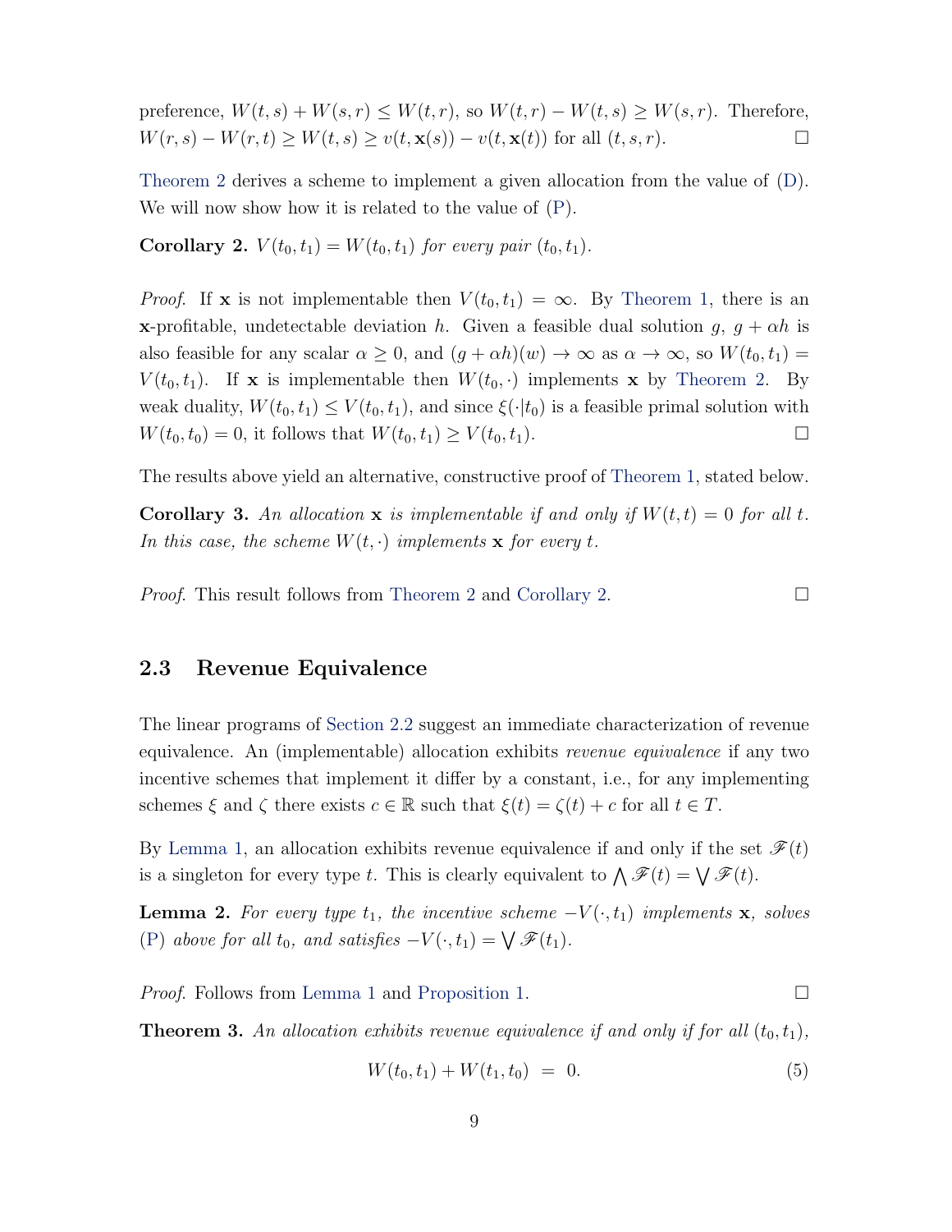preference, $W(t,s) + W(s,r) \le W(t,r)$, so $W(t,r) - W(t,s) \ge W(s,r)$. Therefore, $W(r,s) - W(r,t) \ge W(t,s) \ge v(t,\mathbf{x}(s)) - v(t,\mathbf{x}(t))$ for all $(t,s,r)$. $\square$

Theorem 2 derives a scheme to implement a given allocation from the value of (D). We will now show how it is related to the value of (P).

**Corollary 2.** *$V(t_0,t_1) = W(t_0,t_1)$ for every pair $(t_0,t_1)$.*

*Proof.* If $\mathbf{x}$ is not implementable then $V(t_0,t_1) = \infty$. By Theorem 1, there is an $\mathbf{x}$-profitable, undetectable deviation $h$. Given a feasible dual solution $g$, $g + \alpha h$ is also feasible for any scalar $\alpha \ge 0$, and $(g + \alpha h)(w) \to \infty$ as $\alpha \to \infty$, so $W(t_0,t_1) = V(t_0,t_1)$. If $\mathbf{x}$ is implementable then $W(t_0,\cdot)$ implements $\mathbf{x}$ by Theorem 2. By weak duality, $W(t_0,t_1) \le V(t_0,t_1)$, and since $\xi(\cdot|t_0)$ is a feasible primal solution with $W(t_0,t_0) = 0$, it follows that $W(t_0,t_1) \ge V(t_0,t_1)$. $\square$

The results above yield an alternative, constructive proof of Theorem 1, stated below.

**Corollary 3.** *An allocation $\mathbf{x}$ is implementable if and only if $W(t,t) = 0$ for all $t$. In this case, the scheme $W(t,\cdot)$ implements $\mathbf{x}$ for every $t$.*

*Proof.* This result follows from Theorem 2 and Corollary 2. $\square$

## 2.3 Revenue Equivalence

The linear programs of Section 2.2 suggest an immediate characterization of revenue equivalence. An (implementable) allocation exhibits *revenue equivalence* if any two incentive schemes that implement it differ by a constant, i.e., for any implementing schemes $\xi$ and $\zeta$ there exists $c \in \mathbb{R}$ such that $\xi(t) = \zeta(t) + c$ for all $t \in T$.

By Lemma 1, an allocation exhibits revenue equivalence if and only if the set $\mathscr{F}(t)$ is a singleton for every type $t$. This is clearly equivalent to $\bigwedge \mathscr{F}(t) = \bigvee \mathscr{F}(t)$.

**Lemma 2.** *For every type $t_1$, the incentive scheme $-V(\cdot,t_1)$ implements $\mathbf{x}$, solves (P) above for all $t_0$, and satisfies $-V(\cdot,t_1) = \bigvee \mathscr{F}(t_1)$.*

*Proof.* Follows from Lemma 1 and Proposition 1. $\square$

**Theorem 3.** *An allocation exhibits revenue equivalence if and only if for all $(t_0,t_1)$,*

$$W(t_0,t_1) + W(t_1,t_0) \;=\; 0. \tag{5}$$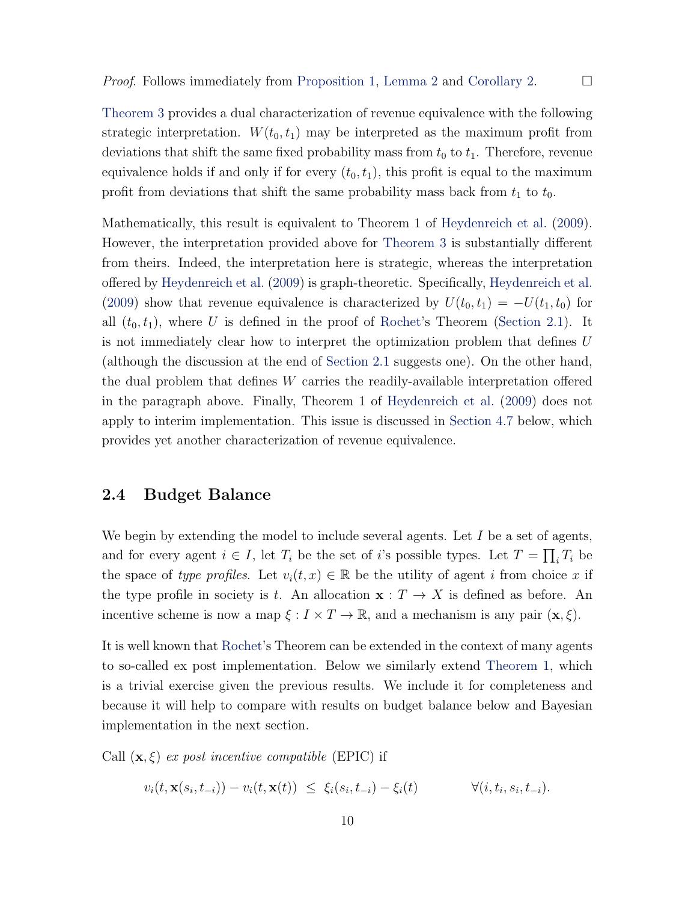*Proof.* Follows immediately from Proposition 1, Lemma 2 and Corollary 2. □

Theorem 3 provides a dual characterization of revenue equivalence with the following strategic interpretation. $W(t_0, t_1)$ may be interpreted as the maximum profit from deviations that shift the same fixed probability mass from $t_0$ to $t_1$. Therefore, revenue equivalence holds if and only if for every $(t_0, t_1)$, this profit is equal to the maximum profit from deviations that shift the same probability mass back from $t_1$ to $t_0$.

Mathematically, this result is equivalent to Theorem 1 of Heydenreich et al. (2009). However, the interpretation provided above for Theorem 3 is substantially different from theirs. Indeed, the interpretation here is strategic, whereas the interpretation offered by Heydenreich et al. (2009) is graph-theoretic. Specifically, Heydenreich et al. (2009) show that revenue equivalence is characterized by $U(t_0, t_1) = -U(t_1, t_0)$ for all $(t_0, t_1)$, where $U$ is defined in the proof of Rochet's Theorem (Section 2.1). It is not immediately clear how to interpret the optimization problem that defines $U$ (although the discussion at the end of Section 2.1 suggests one). On the other hand, the dual problem that defines $W$ carries the readily-available interpretation offered in the paragraph above. Finally, Theorem 1 of Heydenreich et al. (2009) does not apply to interim implementation. This issue is discussed in Section 4.7 below, which provides yet another characterization of revenue equivalence.

## 2.4 Budget Balance

We begin by extending the model to include several agents. Let $I$ be a set of agents, and for every agent $i \in I$, let $T_i$ be the set of $i$'s possible types. Let $T = \prod_i T_i$ be the space of *type profiles*. Let $v_i(t, x) \in \mathbb{R}$ be the utility of agent $i$ from choice $x$ if the type profile in society is $t$. An allocation $\mathbf{x} : T \to X$ is defined as before. An incentive scheme is now a map $\xi : I \times T \to \mathbb{R}$, and a mechanism is any pair $(\mathbf{x}, \xi)$.

It is well known that Rochet's Theorem can be extended in the context of many agents to so-called ex post implementation. Below we similarly extend Theorem 1, which is a trivial exercise given the previous results. We include it for completeness and because it will help to compare with results on budget balance below and Bayesian implementation in the next section.

Call $(\mathbf{x}, \xi)$ *ex post incentive compatible* (EPIC) if

$$v_i(t, \mathbf{x}(s_i, t_{-i})) - v_i(t, \mathbf{x}(t)) \;\leq\; \xi_i(s_i, t_{-i}) - \xi_i(t) \qquad \forall (i, t_i, s_i, t_{-i}).$$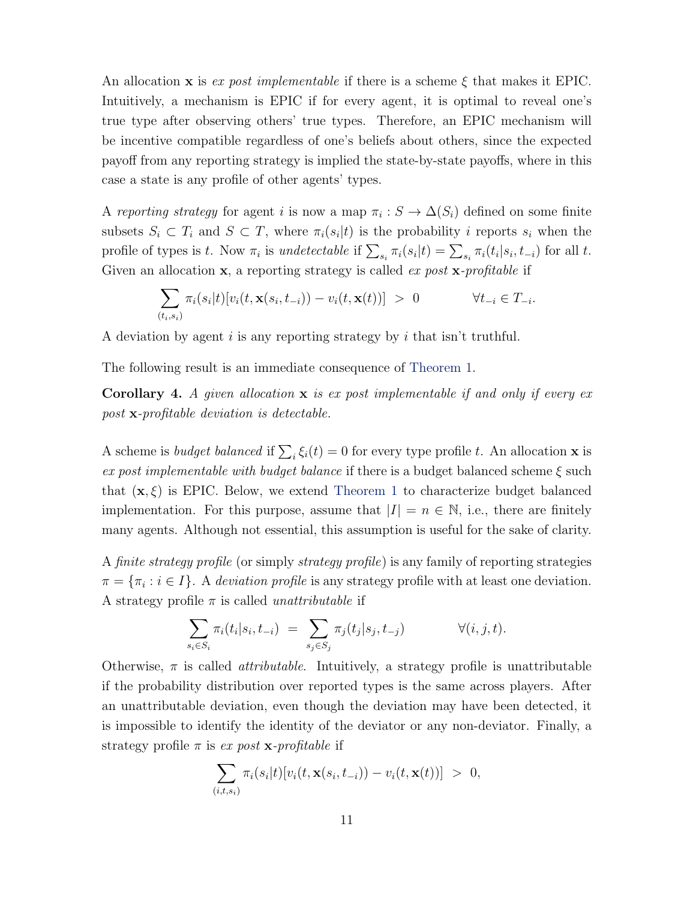An allocation $\mathbf{x}$ is *ex post implementable* if there is a scheme $\xi$ that makes it EPIC. Intuitively, a mechanism is EPIC if for every agent, it is optimal to reveal one's true type after observing others' true types. Therefore, an EPIC mechanism will be incentive compatible regardless of one's beliefs about others, since the expected payoff from any reporting strategy is implied the state-by-state payoffs, where in this case a state is any profile of other agents' types.

A *reporting strategy* for agent $i$ is now a map $\pi_i : S \to \Delta(S_i)$ defined on some finite subsets $S_i \subset T_i$ and $S \subset T$, where $\pi_i(s_i|t)$ is the probability $i$ reports $s_i$ when the profile of types is $t$. Now $\pi_i$ is *undetectable* if $\sum_{s_i} \pi_i(s_i|t) = \sum_{s_i} \pi_i(t_i|s_i, t_{-i})$ for all $t$. Given an allocation $\mathbf{x}$, a reporting strategy is called *ex post* $\mathbf{x}$*-profitable* if

$$\sum_{(t_i,s_i)} \pi_i(s_i|t)[v_i(t, \mathbf{x}(s_i, t_{-i})) - v_i(t, \mathbf{x}(t))] \;>\; 0 \qquad\qquad \forall t_{-i} \in T_{-i}.$$

A deviation by agent $i$ is any reporting strategy by $i$ that isn't truthful.

The following result is an immediate consequence of Theorem 1.

**Corollary 4.** *A given allocation* $\mathbf{x}$ *is ex post implementable if and only if every ex post* $\mathbf{x}$*-profitable deviation is detectable.*

A scheme is *budget balanced* if $\sum_i \xi_i(t) = 0$ for every type profile $t$. An allocation $\mathbf{x}$ is *ex post implementable with budget balance* if there is a budget balanced scheme $\xi$ such that $(\mathbf{x}, \xi)$ is EPIC. Below, we extend Theorem 1 to characterize budget balanced implementation. For this purpose, assume that $|I| = n \in \mathbb{N}$, i.e., there are finitely many agents. Although not essential, this assumption is useful for the sake of clarity.

A *finite strategy profile* (or simply *strategy profile*) is any family of reporting strategies $\pi = \{\pi_i : i \in I\}$. A *deviation profile* is any strategy profile with at least one deviation. A strategy profile $\pi$ is called *unattributable* if

$$\sum_{s_i \in S_i} \pi_i(t_i|s_i, t_{-i}) \;=\; \sum_{s_j \in S_j} \pi_j(t_j|s_j, t_{-j}) \qquad\qquad \forall (i, j, t).$$

Otherwise, $\pi$ is called *attributable*. Intuitively, a strategy profile is unattributable if the probability distribution over reported types is the same across players. After an unattributable deviation, even though the deviation may have been detected, it is impossible to identify the identity of the deviator or any non-deviator. Finally, a strategy profile $\pi$ is *ex post* $\mathbf{x}$*-profitable* if

$$\sum_{(i,t,s_i)} \pi_i(s_i|t)[v_i(t, \mathbf{x}(s_i, t_{-i})) - v_i(t, \mathbf{x}(t))] \;>\; 0,$$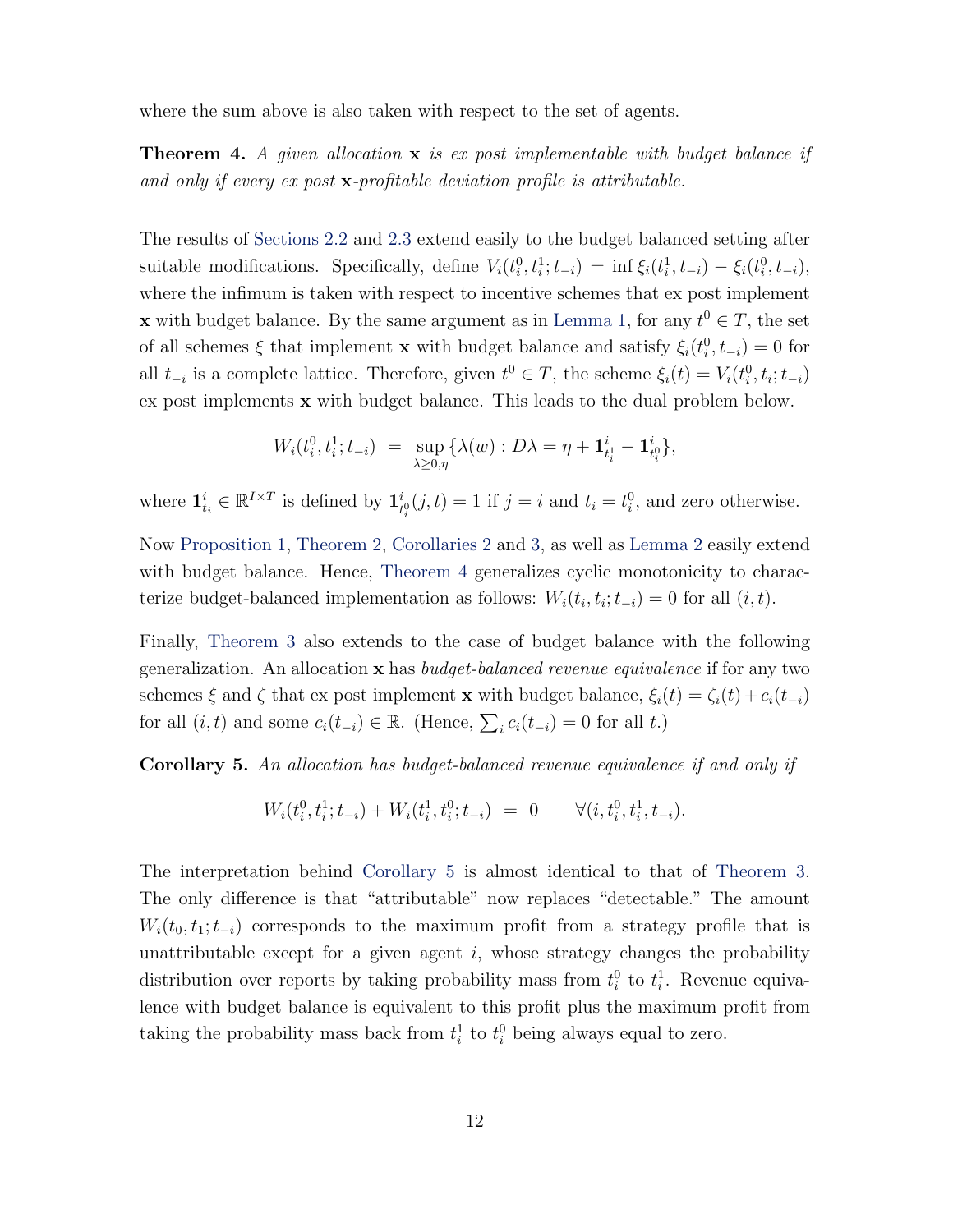where the sum above is also taken with respect to the set of agents.

**Theorem 4.** *A given allocation* $\mathbf{x}$ *is ex post implementable with budget balance if and only if every ex post* $\mathbf{x}$*-profitable deviation profile is attributable.*

The results of Sections 2.2 and 2.3 extend easily to the budget balanced setting after suitable modifications. Specifically, define $V_i(t_i^0, t_i^1; t_{-i}) = \inf \xi_i(t_i^1, t_{-i}) - \xi_i(t_i^0, t_{-i})$, where the infimum is taken with respect to incentive schemes that ex post implement $\mathbf{x}$ with budget balance. By the same argument as in Lemma 1, for any $t^0 \in T$, the set of all schemes $\xi$ that implement $\mathbf{x}$ with budget balance and satisfy $\xi_i(t_i^0, t_{-i}) = 0$ for all $t_{-i}$ is a complete lattice. Therefore, given $t^0 \in T$, the scheme $\xi_i(t) = V_i(t_i^0, t_i; t_{-i})$ ex post implements $\mathbf{x}$ with budget balance. This leads to the dual problem below.

$$W_i(t_i^0, t_i^1; t_{-i}) \;=\; \sup_{\lambda \geq 0, \eta} \{\lambda(w) : D\lambda = \eta + \mathbf{1}_{t_i^1}^i - \mathbf{1}_{t_i^0}^i\},$$

where $\mathbf{1}_{t_i}^i \in \mathbb{R}^{I \times T}$ is defined by $\mathbf{1}_{t_i^0}^i(j, t) = 1$ if $j = i$ and $t_i = t_i^0$, and zero otherwise.

Now Proposition 1, Theorem 2, Corollaries 2 and 3, as well as Lemma 2 easily extend with budget balance. Hence, Theorem 4 generalizes cyclic monotonicity to characterize budget-balanced implementation as follows: $W_i(t_i, t_i; t_{-i}) = 0$ for all $(i, t)$.

Finally, Theorem 3 also extends to the case of budget balance with the following generalization. An allocation $\mathbf{x}$ has *budget-balanced revenue equivalence* if for any two schemes $\xi$ and $\zeta$ that ex post implement $\mathbf{x}$ with budget balance, $\xi_i(t) = \zeta_i(t) + c_i(t_{-i})$ for all $(i, t)$ and some $c_i(t_{-i}) \in \mathbb{R}$. (Hence, $\sum_i c_i(t_{-i}) = 0$ for all $t$.)

**Corollary 5.** *An allocation has budget-balanced revenue equivalence if and only if*

$$W_i(t_i^0, t_i^1; t_{-i}) + W_i(t_i^1, t_i^0; t_{-i}) \;=\; 0 \qquad \forall (i, t_i^0, t_i^1, t_{-i}).$$

The interpretation behind Corollary 5 is almost identical to that of Theorem 3. The only difference is that "attributable" now replaces "detectable." The amount $W_i(t_0, t_1; t_{-i})$ corresponds to the maximum profit from a strategy profile that is unattributable except for a given agent $i$, whose strategy changes the probability distribution over reports by taking probability mass from $t_i^0$ to $t_i^1$. Revenue equivalence with budget balance is equivalent to this profit plus the maximum profit from taking the probability mass back from $t_i^1$ to $t_i^0$ being always equal to zero.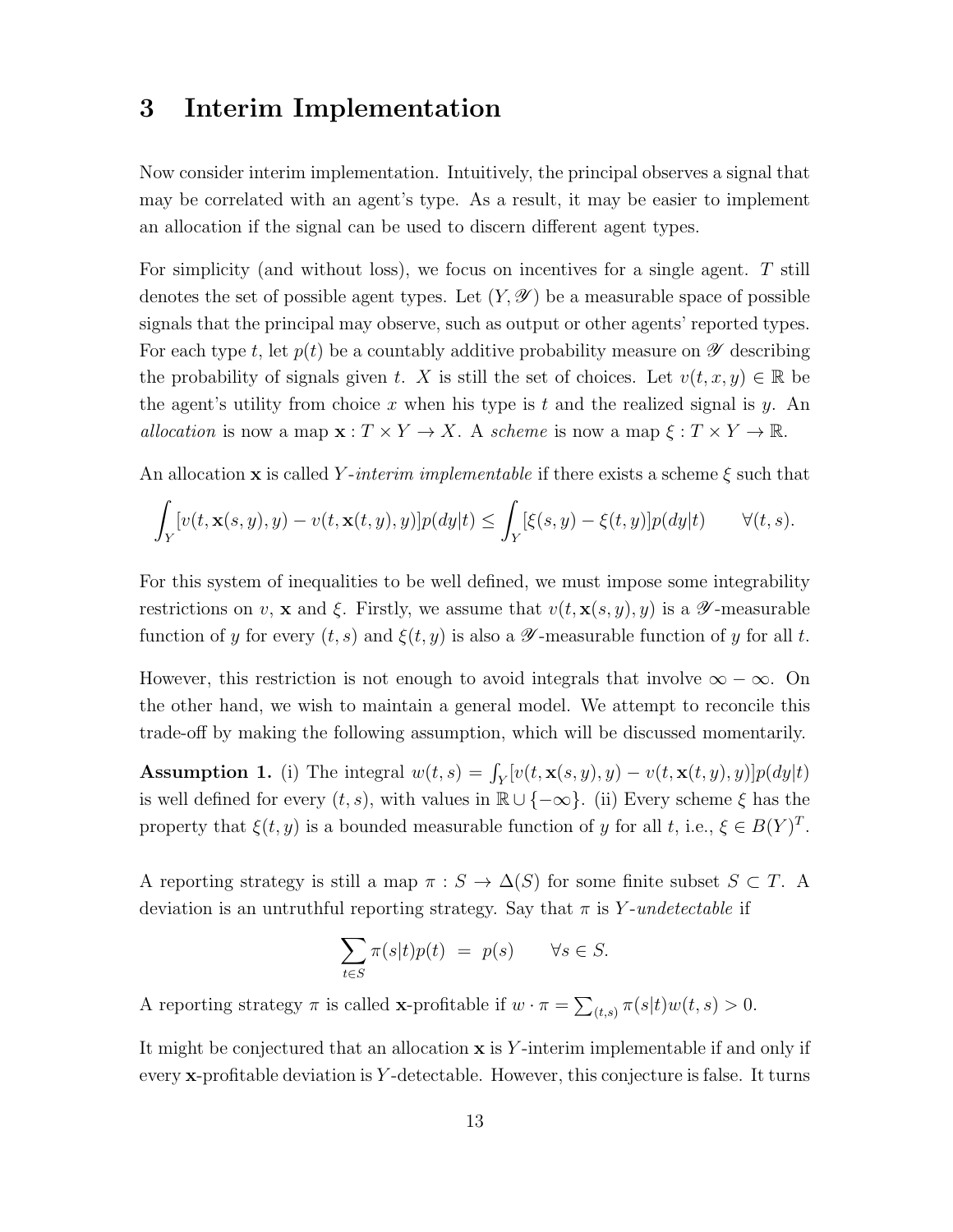## 3 Interim Implementation

Now consider interim implementation. Intuitively, the principal observes a signal that may be correlated with an agent's type. As a result, it may be easier to implement an allocation if the signal can be used to discern different agent types.

For simplicity (and without loss), we focus on incentives for a single agent. $T$ still denotes the set of possible agent types. Let $(Y, \mathscr{Y})$ be a measurable space of possible signals that the principal may observe, such as output or other agents' reported types. For each type $t$, let $p(t)$ be a countably additive probability measure on $\mathscr{Y}$ describing the probability of signals given $t$. $X$ is still the set of choices. Let $v(t, x, y) \in \mathbb{R}$ be the agent's utility from choice $x$ when his type is $t$ and the realized signal is $y$. An *allocation* is now a map $\mathbf{x} : T \times Y \to X$. A *scheme* is now a map $\xi : T \times Y \to \mathbb{R}$.

An allocation $\mathbf{x}$ is called $Y$*-interim implementable* if there exists a scheme $\xi$ such that

$$\int_Y [v(t, \mathbf{x}(s, y), y) - v(t, \mathbf{x}(t, y), y)] p(dy|t) \leq \int_Y [\xi(s, y) - \xi(t, y)] p(dy|t) \qquad \forall (t, s).$$

For this system of inequalities to be well defined, we must impose some integrability restrictions on $v$, $\mathbf{x}$ and $\xi$. Firstly, we assume that $v(t, \mathbf{x}(s, y), y)$ is a $\mathscr{Y}$-measurable function of $y$ for every $(t, s)$ and $\xi(t, y)$ is also a $\mathscr{Y}$-measurable function of $y$ for all $t$.

However, this restriction is not enough to avoid integrals that involve $\infty - \infty$. On the other hand, we wish to maintain a general model. We attempt to reconcile this trade-off by making the following assumption, which will be discussed momentarily.

**Assumption 1.** (i) The integral $w(t, s) = \int_Y [v(t, \mathbf{x}(s, y), y) - v(t, \mathbf{x}(t, y), y)] p(dy|t)$ is well defined for every $(t, s)$, with values in $\mathbb{R} \cup \{-\infty\}$. (ii) Every scheme $\xi$ has the property that $\xi(t, y)$ is a bounded measurable function of $y$ for all $t$, i.e., $\xi \in B(Y)^T$.

A reporting strategy is still a map $\pi : S \to \Delta(S)$ for some finite subset $S \subset T$. A deviation is an untruthful reporting strategy. Say that $\pi$ is $Y$*-undetectable* if

$$\sum_{t \in S} \pi(s|t) p(t) \;=\; p(s) \qquad \forall s \in S.$$

A reporting strategy $\pi$ is called $\mathbf{x}$-profitable if $w \cdot \pi = \sum_{(t,s)} \pi(s|t) w(t, s) > 0$.

It might be conjectured that an allocation $\mathbf{x}$ is $Y$-interim implementable if and only if every $\mathbf{x}$-profitable deviation is $Y$-detectable. However, this conjecture is false. It turns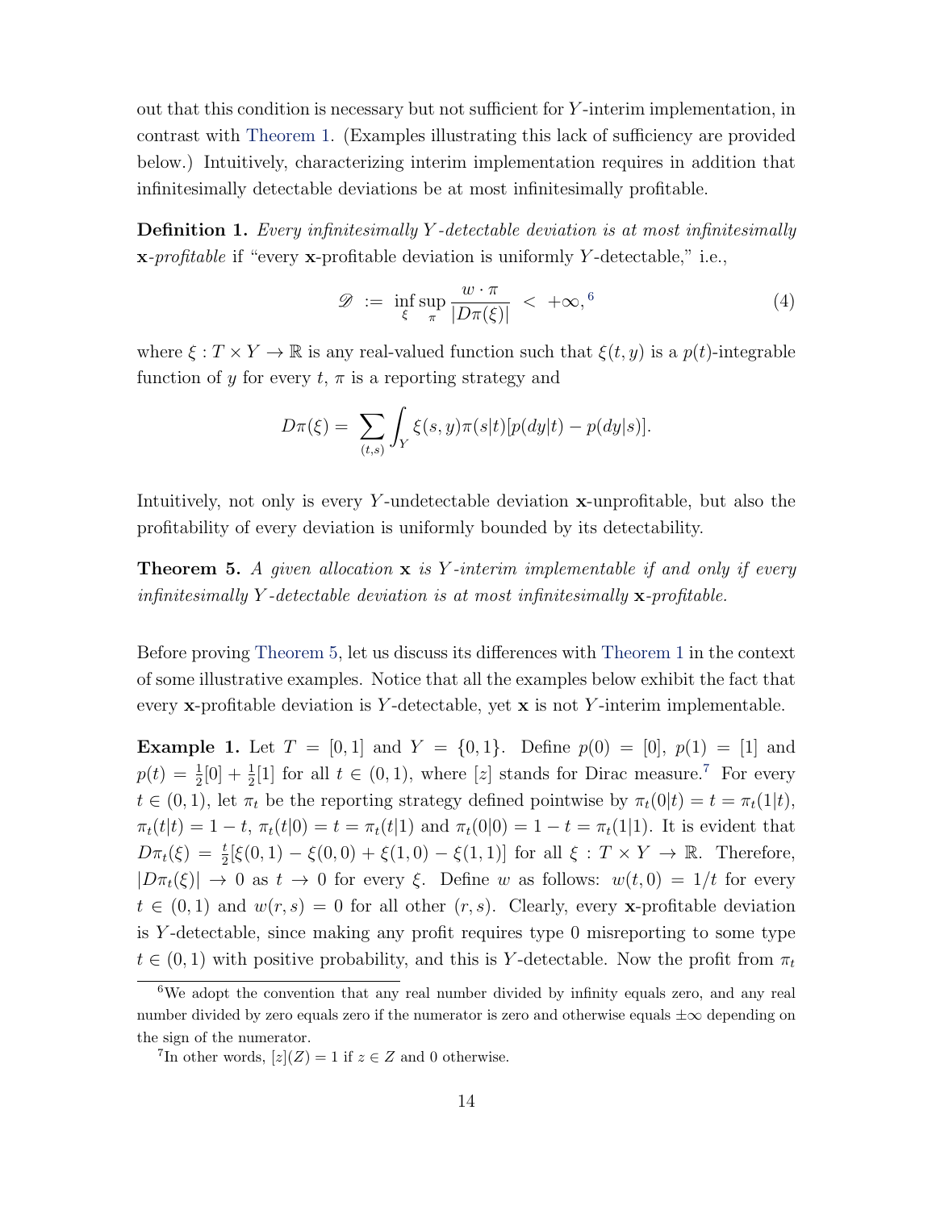out that this condition is necessary but not sufficient for $Y$-interim implementation, in contrast with Theorem 1. (Examples illustrating this lack of sufficiency are provided below.) Intuitively, characterizing interim implementation requires in addition that infinitesimally detectable deviations be at most infinitesimally profitable.

**Definition 1.** *Every infinitesimally $Y$-detectable deviation is at most infinitesimally $\mathbf{x}$-profitable* if "every $\mathbf{x}$-profitable deviation is uniformly $Y$-detectable," i.e.,

$$\mathscr{D} \ := \ \inf_{\xi} \sup_{\pi} \frac{w \cdot \pi}{|D\pi(\xi)|} \ < \ +\infty,^{6} \tag{4}$$

where $\xi : T \times Y \to \mathbb{R}$ is any real-valued function such that $\xi(t, y)$ is a $p(t)$-integrable function of $y$ for every $t$, $\pi$ is a reporting strategy and

$$D\pi(\xi) = \sum_{(t,s)} \int_Y \xi(s, y)\pi(s|t)[p(dy|t) - p(dy|s)].$$

Intuitively, not only is every $Y$-undetectable deviation $\mathbf{x}$-unprofitable, but also the profitability of every deviation is uniformly bounded by its detectability.

**Theorem 5.** *A given allocation $\mathbf{x}$ is $Y$-interim implementable if and only if every infinitesimally $Y$-detectable deviation is at most infinitesimally $\mathbf{x}$-profitable.*

Before proving Theorem 5, let us discuss its differences with Theorem 1 in the context of some illustrative examples. Notice that all the examples below exhibit the fact that every $\mathbf{x}$-profitable deviation is $Y$-detectable, yet $\mathbf{x}$ is not $Y$-interim implementable.

**Example 1.** Let $T = [0, 1]$ and $Y = \{0, 1\}$. Define $p(0) = [0]$, $p(1) = [1]$ and $p(t) = \frac{1}{2}[0] + \frac{1}{2}[1]$ for all $t \in (0, 1)$, where $[z]$ stands for Dirac measure.[7] For every $t \in (0, 1)$, let $\pi_t$ be the reporting strategy defined pointwise by $\pi_t(0|t) = t = \pi_t(1|t)$, $\pi_t(t|t) = 1 - t$, $\pi_t(t|0) = t = \pi_t(t|1)$ and $\pi_t(0|0) = 1 - t = \pi_t(1|1)$. It is evident that $D\pi_t(\xi) = \frac{t}{2}[\xi(0, 1) - \xi(0, 0) + \xi(1, 0) - \xi(1, 1)]$ for all $\xi : T \times Y \to \mathbb{R}$. Therefore, $|D\pi_t(\xi)| \to 0$ as $t \to 0$ for every $\xi$. Define $w$ as follows: $w(t, 0) = 1/t$ for every $t \in (0, 1)$ and $w(r, s) = 0$ for all other $(r, s)$. Clearly, every $\mathbf{x}$-profitable deviation is $Y$-detectable, since making any profit requires type 0 misreporting to some type $t \in (0, 1)$ with positive probability, and this is $Y$-detectable. Now the profit from $\pi_t$

[6] We adopt the convention that any real number divided by infinity equals zero, and any real number divided by zero equals zero if the numerator is zero and otherwise equals $\pm\infty$ depending on the sign of the numerator.

[7] In other words, $[z](Z) = 1$ if $z \in Z$ and 0 otherwise.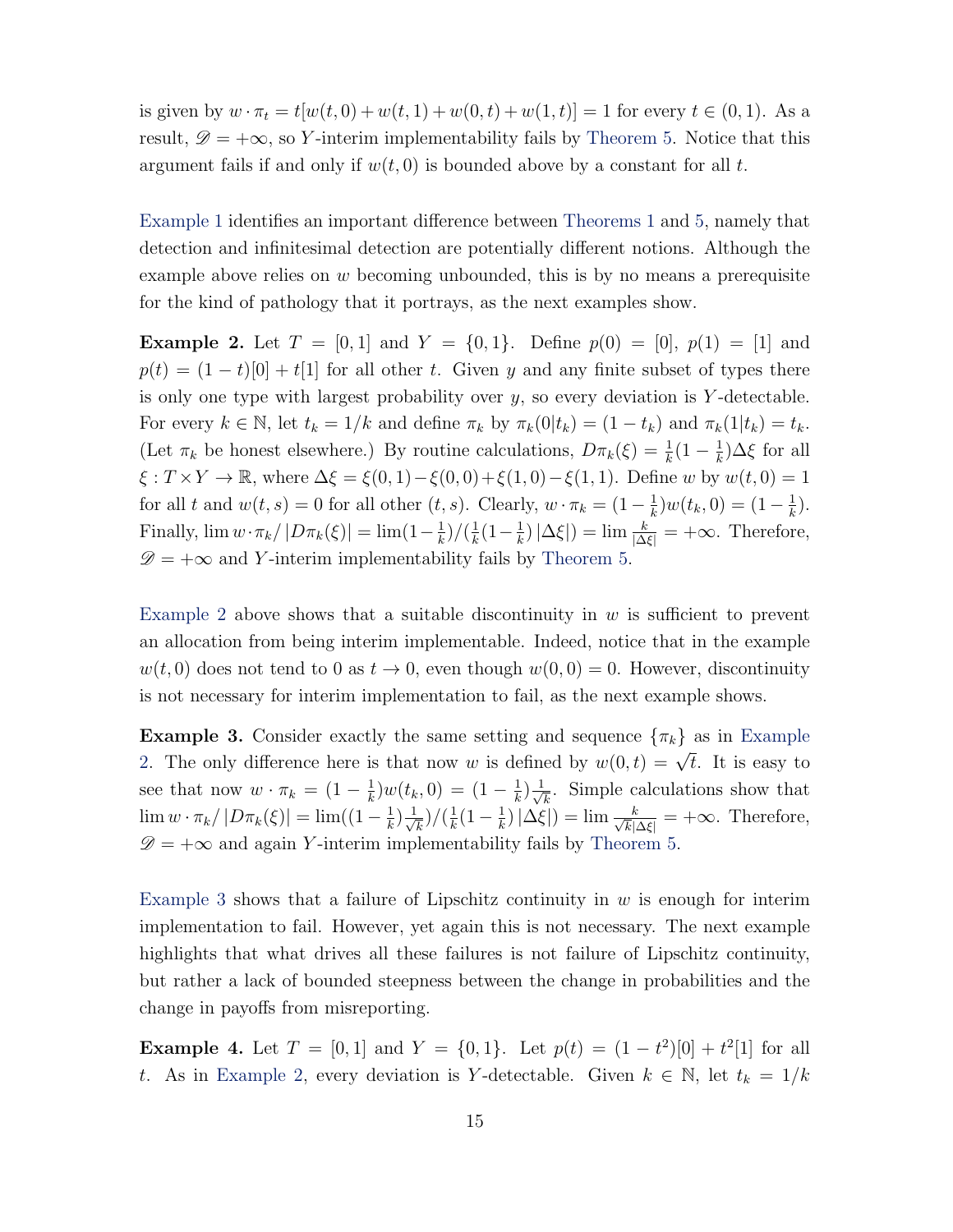is given by $w \cdot \pi_t = t[w(t,0) + w(t,1) + w(0,t) + w(1,t)] = 1$ for every $t \in (0,1)$. As a result, $\mathscr{D} = +\infty$, so $Y$-interim implementability fails by Theorem 5. Notice that this argument fails if and only if $w(t,0)$ is bounded above by a constant for all $t$.

Example 1 identifies an important difference between Theorems 1 and 5, namely that detection and infinitesimal detection are potentially different notions. Although the example above relies on $w$ becoming unbounded, this is by no means a prerequisite for the kind of pathology that it portrays, as the next examples show.

**Example 2.** Let $T = [0,1]$ and $Y = \{0,1\}$. Define $p(0) = [0]$, $p(1) = [1]$ and $p(t) = (1-t)[0] + t[1]$ for all other $t$. Given $y$ and any finite subset of types there is only one type with largest probability over $y$, so every deviation is $Y$-detectable. For every $k \in \mathbb{N}$, let $t_k = 1/k$ and define $\pi_k$ by $\pi_k(0|t_k) = (1-t_k)$ and $\pi_k(1|t_k) = t_k$. (Let $\pi_k$ be honest elsewhere.) By routine calculations, $D\pi_k(\xi) = \frac{1}{k}(1-\frac{1}{k})\Delta\xi$ for all $\xi : T \times Y \to \mathbb{R}$, where $\Delta\xi = \xi(0,1) - \xi(0,0) + \xi(1,0) - \xi(1,1)$. Define $w$ by $w(t,0) = 1$ for all $t$ and $w(t,s) = 0$ for all other $(t,s)$. Clearly, $w \cdot \pi_k = (1-\frac{1}{k})w(t_k,0) = (1-\frac{1}{k})$. Finally, $\lim w \cdot \pi_k / |D\pi_k(\xi)| = \lim(1-\frac{1}{k})/(\frac{1}{k}(1-\frac{1}{k})\,|\Delta\xi|) = \lim \frac{k}{|\Delta\xi|} = +\infty$. Therefore, $\mathscr{D} = +\infty$ and $Y$-interim implementability fails by Theorem 5.

Example 2 above shows that a suitable discontinuity in $w$ is sufficient to prevent an allocation from being interim implementable. Indeed, notice that in the example $w(t,0)$ does not tend to 0 as $t \to 0$, even though $w(0,0) = 0$. However, discontinuity is not necessary for interim implementation to fail, as the next example shows.

**Example 3.** Consider exactly the same setting and sequence $\{\pi_k\}$ as in Example 2. The only difference here is that now $w$ is defined by $w(0,t) = \sqrt{t}$. It is easy to see that now $w \cdot \pi_k = (1-\frac{1}{k})w(t_k,0) = (1-\frac{1}{k})\frac{1}{\sqrt{k}}$. Simple calculations show that $\lim w \cdot \pi_k / |D\pi_k(\xi)| = \lim((1-\frac{1}{k})\frac{1}{\sqrt{k}})/(\frac{1}{k}(1-\frac{1}{k})\,|\Delta\xi|) = \lim \frac{k}{\sqrt{k}|\Delta\xi|} = +\infty$. Therefore, $\mathscr{D} = +\infty$ and again $Y$-interim implementability fails by Theorem 5.

Example 3 shows that a failure of Lipschitz continuity in $w$ is enough for interim implementation to fail. However, yet again this is not necessary. The next example highlights that what drives all these failures is not failure of Lipschitz continuity, but rather a lack of bounded steepness between the change in probabilities and the change in payoffs from misreporting.

**Example 4.** Let $T = [0,1]$ and $Y = \{0,1\}$. Let $p(t) = (1-t^2)[0] + t^2[1]$ for all $t$. As in Example 2, every deviation is $Y$-detectable. Given $k \in \mathbb{N}$, let $t_k = 1/k$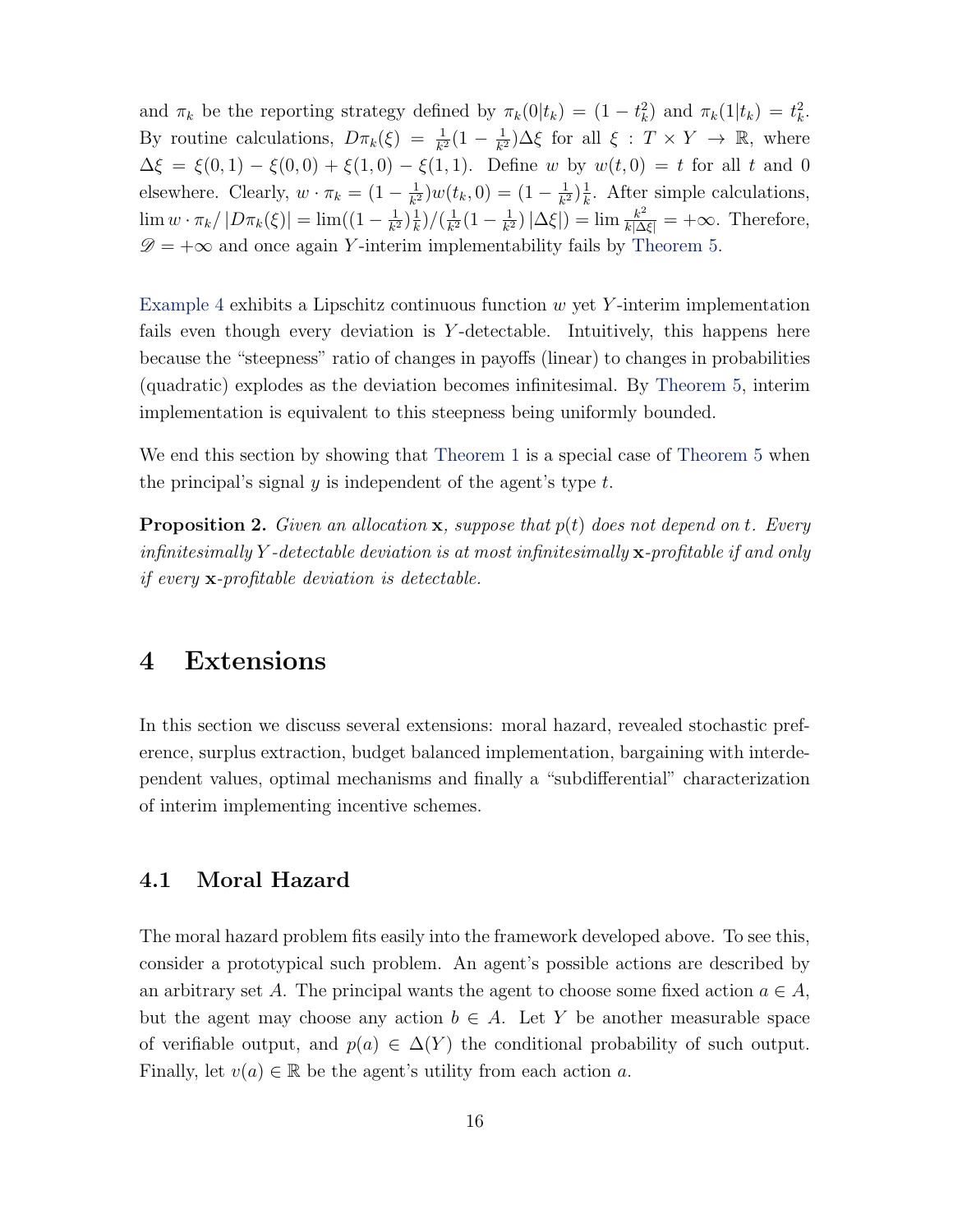and $\pi_k$ be the reporting strategy defined by $\pi_k(0|t_k) = (1 - t_k^2)$ and $\pi_k(1|t_k) = t_k^2$. By routine calculations, $D\pi_k(\xi) = \frac{1}{k^2}(1 - \frac{1}{k^2})\Delta\xi$ for all $\xi : T \times Y \to \mathbb{R}$, where $\Delta\xi = \xi(0,1) - \xi(0,0) + \xi(1,0) - \xi(1,1)$. Define $w$ by $w(t,0) = t$ for all $t$ and 0 elsewhere. Clearly, $w \cdot \pi_k = (1 - \frac{1}{k^2})w(t_k, 0) = (1 - \frac{1}{k^2})\frac{1}{k}$. After simple calculations, $\lim w \cdot \pi_k / |D\pi_k(\xi)| = \lim((1 - \frac{1}{k^2})\frac{1}{k})/(\frac{1}{k^2}(1 - \frac{1}{k^2})\,|\Delta\xi|) = \lim \frac{k^2}{k|\Delta\xi|} = +\infty$. Therefore, $\mathscr{D} = +\infty$ and once again $Y$-interim implementability fails by Theorem 5.

Example 4 exhibits a Lipschitz continuous function $w$ yet $Y$-interim implementation fails even though every deviation is $Y$-detectable. Intuitively, this happens here because the "steepness" ratio of changes in payoffs (linear) to changes in probabilities (quadratic) explodes as the deviation becomes infinitesimal. By Theorem 5, interim implementation is equivalent to this steepness being uniformly bounded.

We end this section by showing that Theorem 1 is a special case of Theorem 5 when the principal's signal $y$ is independent of the agent's type $t$.

**Proposition 2.** *Given an allocation* $\mathbf{x}$*, suppose that* $p(t)$ *does not depend on* $t$*. Every infinitesimally* $Y$*-detectable deviation is at most infinitesimally* $\mathbf{x}$*-profitable if and only if every* $\mathbf{x}$*-profitable deviation is detectable.*

# 4 Extensions

In this section we discuss several extensions: moral hazard, revealed stochastic preference, surplus extraction, budget balanced implementation, bargaining with interdependent values, optimal mechanisms and finally a "subdifferential" characterization of interim implementing incentive schemes.

## 4.1 Moral Hazard

The moral hazard problem fits easily into the framework developed above. To see this, consider a prototypical such problem. An agent's possible actions are described by an arbitrary set $A$. The principal wants the agent to choose some fixed action $a \in A$, but the agent may choose any action $b \in A$. Let $Y$ be another measurable space of verifiable output, and $p(a) \in \Delta(Y)$ the conditional probability of such output. Finally, let $v(a) \in \mathbb{R}$ be the agent's utility from each action $a$.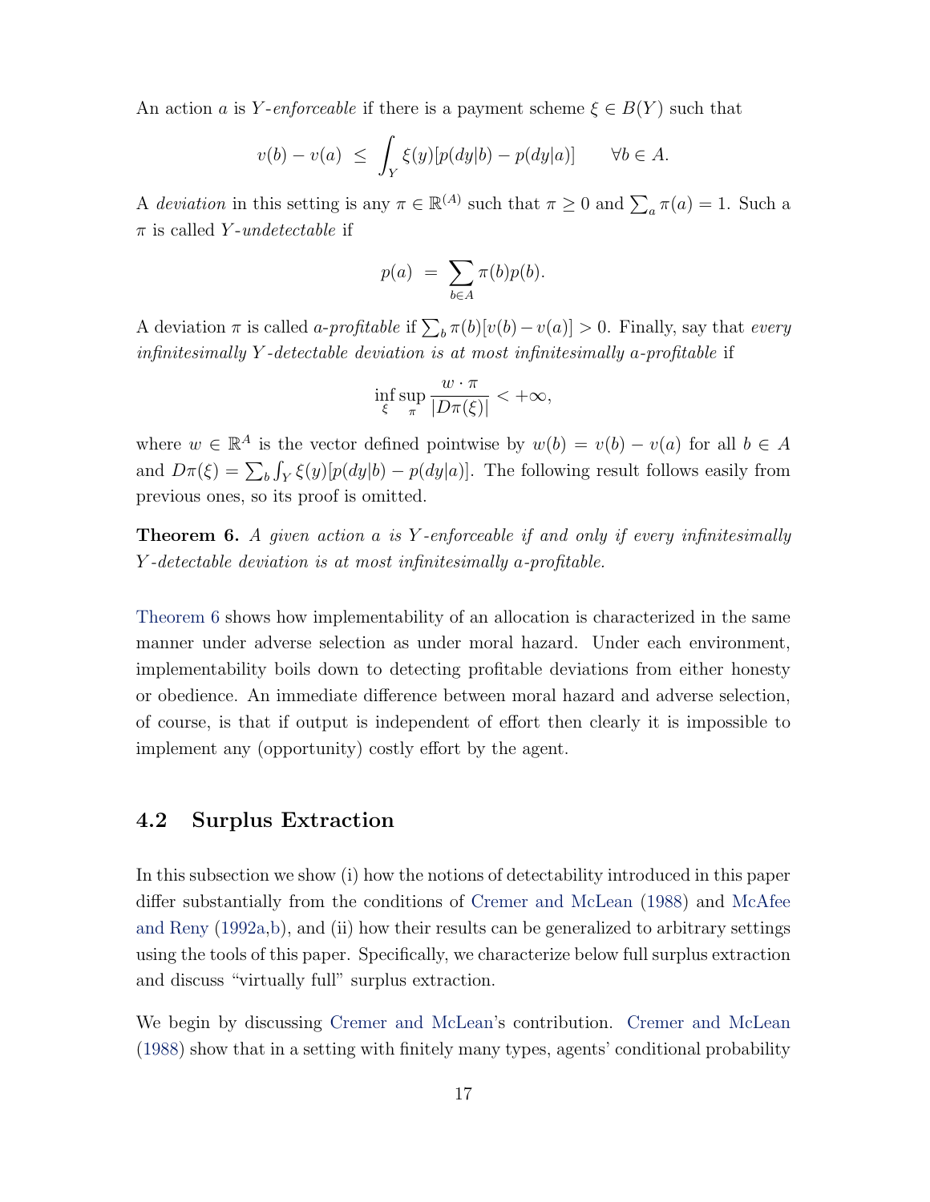An action $a$ is *$Y$-enforceable* if there is a payment scheme $\xi \in B(Y)$ such that

$$v(b) - v(a) \;\leq\; \int_Y \xi(y)[p(dy|b) - p(dy|a)] \qquad \forall b \in A.$$

A *deviation* in this setting is any $\pi \in \mathbb{R}^{(A)}$ such that $\pi \geq 0$ and $\sum_a \pi(a) = 1$. Such a $\pi$ is called *$Y$-undetectable* if

$$p(a) \;=\; \sum_{b \in A} \pi(b) p(b).$$

A deviation $\pi$ is called *$a$-profitable* if $\sum_b \pi(b)[v(b) - v(a)] > 0$. Finally, say that *every infinitesimally $Y$-detectable deviation is at most infinitesimally $a$-profitable* if

$$\inf_{\xi} \sup_{\pi} \frac{w \cdot \pi}{|D\pi(\xi)|} < +\infty,$$

where $w \in \mathbb{R}^A$ is the vector defined pointwise by $w(b) = v(b) - v(a)$ for all $b \in A$ and $D\pi(\xi) = \sum_b \int_Y \xi(y)[p(dy|b) - p(dy|a)]$. The following result follows easily from previous ones, so its proof is omitted.

**Theorem 6.** *A given action $a$ is $Y$-enforceable if and only if every infinitesimally $Y$-detectable deviation is at most infinitesimally $a$-profitable.*

Theorem 6 shows how implementability of an allocation is characterized in the same manner under adverse selection as under moral hazard. Under each environment, implementability boils down to detecting profitable deviations from either honesty or obedience. An immediate difference between moral hazard and adverse selection, of course, is that if output is independent of effort then clearly it is impossible to implement any (opportunity) costly effort by the agent.

## 4.2 Surplus Extraction

In this subsection we show (i) how the notions of detectability introduced in this paper differ substantially from the conditions of Cremer and McLean (1988) and McAfee and Reny (1992a,b), and (ii) how their results can be generalized to arbitrary settings using the tools of this paper. Specifically, we characterize below full surplus extraction and discuss "virtually full" surplus extraction.

We begin by discussing Cremer and McLean's contribution. Cremer and McLean (1988) show that in a setting with finitely many types, agents' conditional probability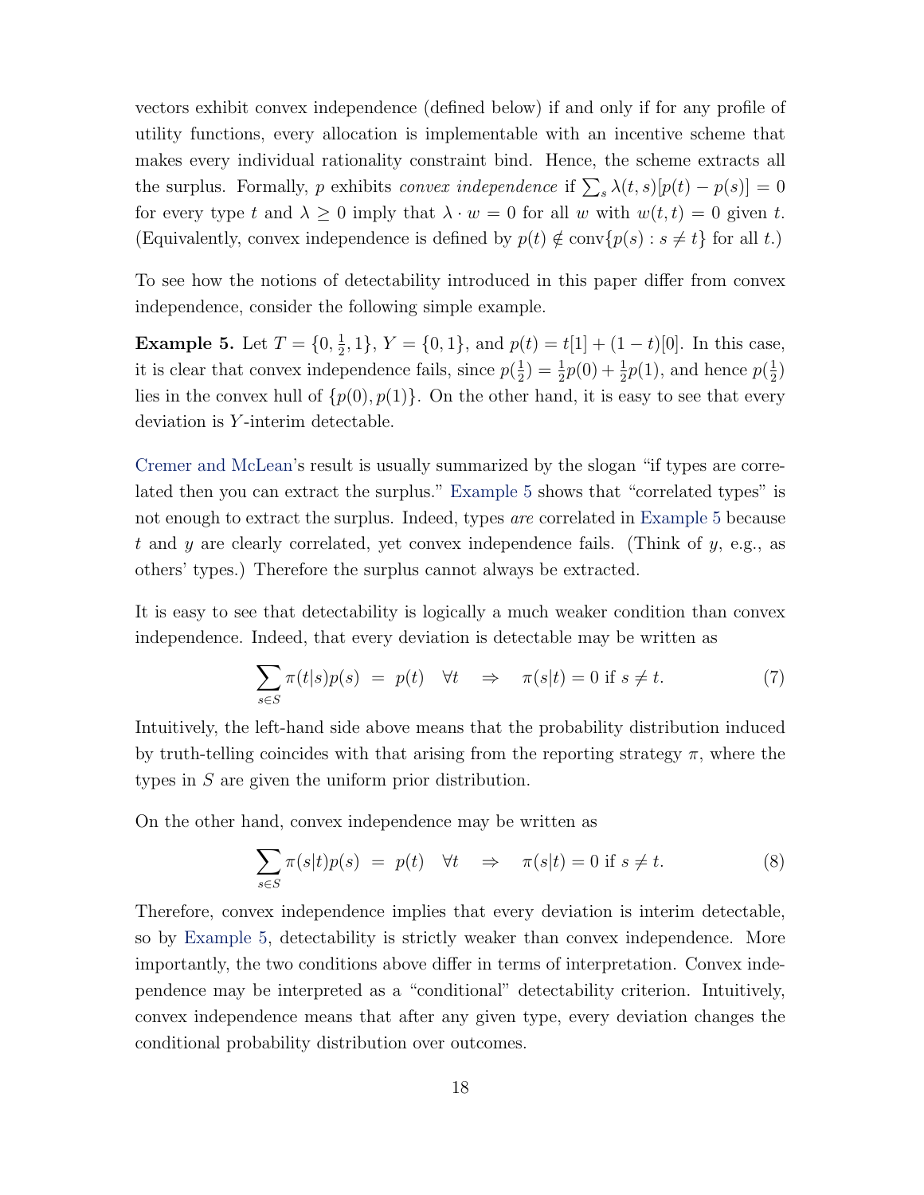vectors exhibit convex independence (defined below) if and only if for any profile of utility functions, every allocation is implementable with an incentive scheme that makes every individual rationality constraint bind. Hence, the scheme extracts all the surplus. Formally, $p$ exhibits *convex independence* if $\sum_s \lambda(t,s)[p(t) - p(s)] = 0$ for every type $t$ and $\lambda \geq 0$ imply that $\lambda \cdot w = 0$ for all $w$ with $w(t,t) = 0$ given $t$. (Equivalently, convex independence is defined by $p(t) \notin \text{conv}\{p(s) : s \neq t\}$ for all $t$.)

To see how the notions of detectability introduced in this paper differ from convex independence, consider the following simple example.

**Example 5.** Let $T = \{0, \frac{1}{2}, 1\}$, $Y = \{0, 1\}$, and $p(t) = t[1] + (1-t)[0]$. In this case, it is clear that convex independence fails, since $p(\frac{1}{2}) = \frac{1}{2}p(0) + \frac{1}{2}p(1)$, and hence $p(\frac{1}{2})$ lies in the convex hull of $\{p(0), p(1)\}$. On the other hand, it is easy to see that every deviation is $Y$-interim detectable.

Cremer and McLean's result is usually summarized by the slogan "if types are correlated then you can extract the surplus." Example 5 shows that "correlated types" is not enough to extract the surplus. Indeed, types *are* correlated in Example 5 because $t$ and $y$ are clearly correlated, yet convex independence fails. (Think of $y$, e.g., as others' types.) Therefore the surplus cannot always be extracted.

It is easy to see that detectability is logically a much weaker condition than convex independence. Indeed, that every deviation is detectable may be written as

$$\sum_{s \in S} \pi(t|s)p(s) \;=\; p(t) \quad \forall t \quad \Rightarrow \quad \pi(s|t) = 0 \text{ if } s \neq t. \tag{7}$$

Intuitively, the left-hand side above means that the probability distribution induced by truth-telling coincides with that arising from the reporting strategy $\pi$, where the types in $S$ are given the uniform prior distribution.

On the other hand, convex independence may be written as

$$\sum_{s \in S} \pi(s|t)p(s) \;=\; p(t) \quad \forall t \quad \Rightarrow \quad \pi(s|t) = 0 \text{ if } s \neq t. \tag{8}$$

Therefore, convex independence implies that every deviation is interim detectable, so by Example 5, detectability is strictly weaker than convex independence. More importantly, the two conditions above differ in terms of interpretation. Convex independence may be interpreted as a "conditional" detectability criterion. Intuitively, convex independence means that after any given type, every deviation changes the conditional probability distribution over outcomes.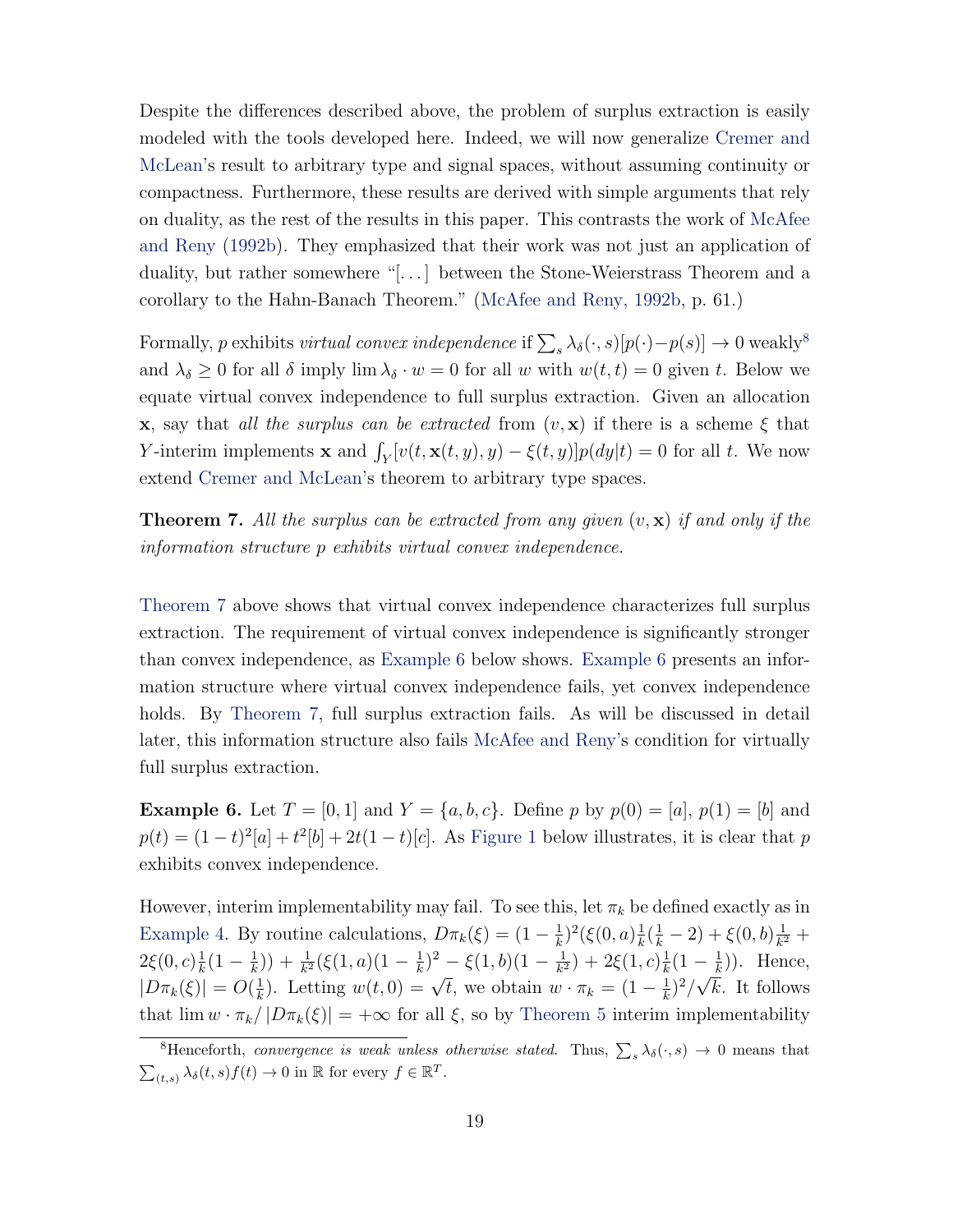Despite the differences described above, the problem of surplus extraction is easily modeled with the tools developed here. Indeed, we will now generalize Cremer and McLean's result to arbitrary type and signal spaces, without assuming continuity or compactness. Furthermore, these results are derived with simple arguments that rely on duality, as the rest of the results in this paper. This contrasts the work of McAfee and Reny (1992b). They emphasized that their work was not just an application of duality, but rather somewhere "[...] between the Stone-Weierstrass Theorem and a corollary to the Hahn-Banach Theorem." (McAfee and Reny, 1992b, p. 61.)

Formally, $p$ exhibits *virtual convex independence* if $\sum_s \lambda_\delta(\cdot,s)[p(\cdot)-p(s)] \to 0$ weakly[8] and $\lambda_\delta \geq 0$ for all $\delta$ imply $\lim \lambda_\delta \cdot w = 0$ for all $w$ with $w(t,t) = 0$ given $t$. Below we equate virtual convex independence to full surplus extraction. Given an allocation $\mathbf{x}$, say that *all the surplus can be extracted* from $(v, \mathbf{x})$ if there is a scheme $\xi$ that $Y$-interim implements $\mathbf{x}$ and $\int_Y [v(t, \mathbf{x}(t,y), y) - \xi(t,y)] p(dy|t) = 0$ for all $t$. We now extend Cremer and McLean's theorem to arbitrary type spaces.

**Theorem 7.** *All the surplus can be extracted from any given $(v, \mathbf{x})$ if and only if the information structure $p$ exhibits virtual convex independence.*

Theorem 7 above shows that virtual convex independence characterizes full surplus extraction. The requirement of virtual convex independence is significantly stronger than convex independence, as Example 6 below shows. Example 6 presents an information structure where virtual convex independence fails, yet convex independence holds. By Theorem 7, full surplus extraction fails. As will be discussed in detail later, this information structure also fails McAfee and Reny's condition for virtually full surplus extraction.

**Example 6.** Let $T = [0,1]$ and $Y = \{a,b,c\}$. Define $p$ by $p(0) = [a]$, $p(1) = [b]$ and $p(t) = (1-t)^2[a] + t^2[b] + 2t(1-t)[c]$. As Figure 1 below illustrates, it is clear that $p$ exhibits convex independence.

However, interim implementability may fail. To see this, let $\pi_k$ be defined exactly as in Example 4. By routine calculations, $D\pi_k(\xi) = (1-\frac{1}{k})^2(\xi(0,a)\frac{1}{k}(\frac{1}{k}-2) + \xi(0,b)\frac{1}{k^2} + 2\xi(0,c)\frac{1}{k}(1-\frac{1}{k})) + \frac{1}{k^2}(\xi(1,a)(1-\frac{1}{k})^2 - \xi(1,b)(1-\frac{1}{k^2}) + 2\xi(1,c)\frac{1}{k}(1-\frac{1}{k}))$. Hence, $|D\pi_k(\xi)| = O(\frac{1}{k})$. Letting $w(t,0) = \sqrt{t}$, we obtain $w \cdot \pi_k = (1-\frac{1}{k})^2/\sqrt{k}$. It follows that $\lim w \cdot \pi_k / |D\pi_k(\xi)| = +\infty$ for all $\xi$, so by Theorem 5 interim implementability

[8] Henceforth, *convergence is weak unless otherwise stated.* Thus, $\sum_s \lambda_\delta(\cdot,s) \to 0$ means that $\sum_{(t,s)} \lambda_\delta(t,s) f(t) \to 0$ in $\mathbb{R}$ for every $f \in \mathbb{R}^T$.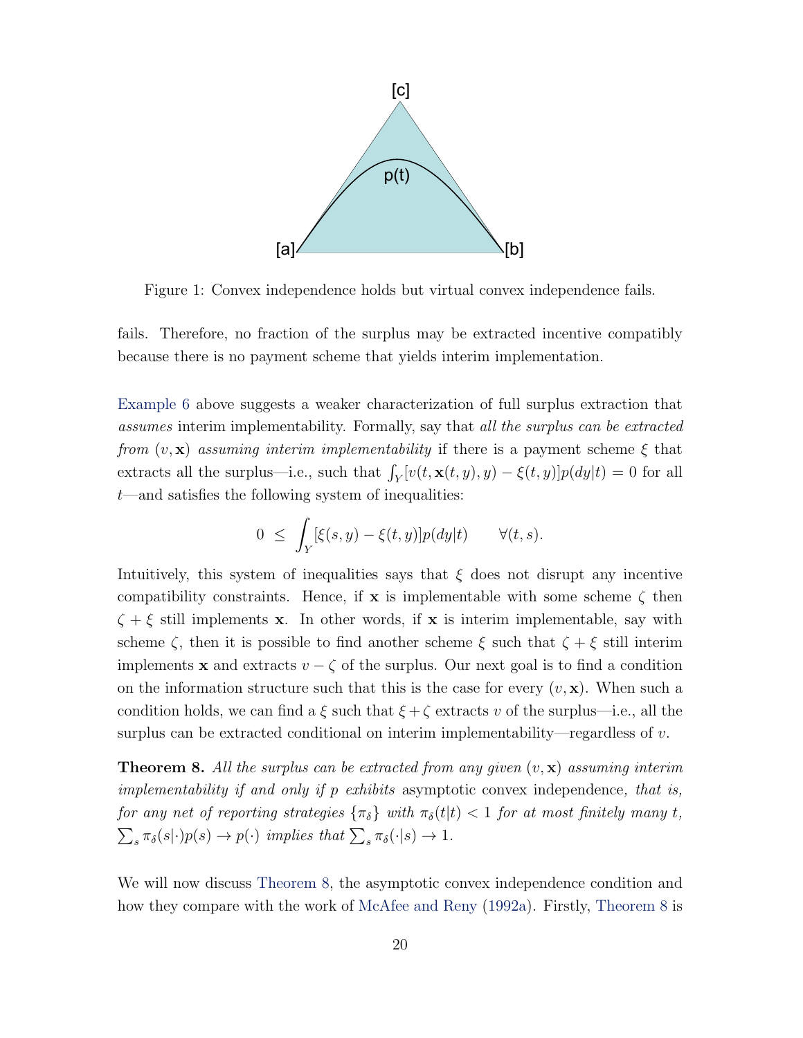Figure 1: Convex independence holds but virtual convex independence fails.

fails. Therefore, no fraction of the surplus may be extracted incentive compatibly because there is no payment scheme that yields interim implementation.

Example 6 above suggests a weaker characterization of full surplus extraction that *assumes* interim implementability. Formally, say that *all the surplus can be extracted from* $(v, \mathbf{x})$ *assuming interim implementability* if there is a payment scheme $\xi$ that extracts all the surplus—i.e., such that $\int_Y [v(t, \mathbf{x}(t,y), y) - \xi(t,y)]p(dy|t) = 0$ for all $t$—and satisfies the following system of inequalities:

$$0 \ \leq \ \int_Y [\xi(s,y) - \xi(t,y)]p(dy|t) \qquad \forall (t,s).$$

Intuitively, this system of inequalities says that $\xi$ does not disrupt any incentive compatibility constraints. Hence, if $\mathbf{x}$ is implementable with some scheme $\zeta$ then $\zeta + \xi$ still implements $\mathbf{x}$. In other words, if $\mathbf{x}$ is interim implementable, say with scheme $\zeta$, then it is possible to find another scheme $\xi$ such that $\zeta + \xi$ still interim implements $\mathbf{x}$ and extracts $v - \zeta$ of the surplus. Our next goal is to find a condition on the information structure such that this is the case for every $(v, \mathbf{x})$. When such a condition holds, we can find a $\xi$ such that $\xi + \zeta$ extracts $v$ of the surplus—i.e., all the surplus can be extracted conditional on interim implementability—regardless of $v$.

**Theorem 8.** *All the surplus can be extracted from any given* $(v, \mathbf{x})$ *assuming interim implementability if and only if* $p$ *exhibits* asymptotic convex independence*, that is, for any net of reporting strategies* $\{\pi_\delta\}$ *with* $\pi_\delta(t|t) < 1$ *for at most finitely many* $t$*,* $\sum_s \pi_\delta(s|\cdot)p(s) \to p(\cdot)$ *implies that* $\sum_s \pi_\delta(\cdot|s) \to 1$.

We will now discuss Theorem 8, the asymptotic convex independence condition and how they compare with the work of McAfee and Reny (1992a). Firstly, Theorem 8 is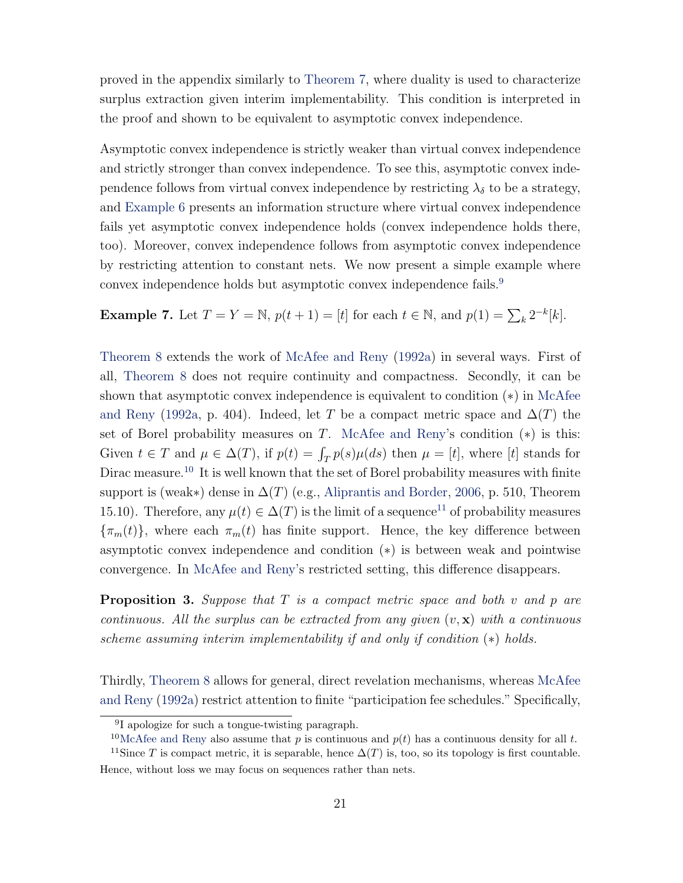proved in the appendix similarly to Theorem 7, where duality is used to characterize surplus extraction given interim implementability. This condition is interpreted in the proof and shown to be equivalent to asymptotic convex independence.

Asymptotic convex independence is strictly weaker than virtual convex independence and strictly stronger than convex independence. To see this, asymptotic convex independence follows from virtual convex independence by restricting $\lambda_\delta$ to be a strategy, and Example 6 presents an information structure where virtual convex independence fails yet asymptotic convex independence holds (convex independence holds there, too). Moreover, convex independence follows from asymptotic convex independence by restricting attention to constant nets. We now present a simple example where convex independence holds but asymptotic convex independence fails.[9]

**Example 7.** Let $T = Y = \mathbb{N}$, $p(t+1) = [t]$ for each $t \in \mathbb{N}$, and $p(1) = \sum_k 2^{-k}[k]$.

Theorem 8 extends the work of McAfee and Reny (1992a) in several ways. First of all, Theorem 8 does not require continuity and compactness. Secondly, it can be shown that asymptotic convex independence is equivalent to condition $(*)$ in McAfee and Reny (1992a, p. 404). Indeed, let $T$ be a compact metric space and $\Delta(T)$ the set of Borel probability measures on $T$. McAfee and Reny's condition $(*)$ is this: Given $t \in T$ and $\mu \in \Delta(T)$, if $p(t) = \int_T p(s)\mu(ds)$ then $\mu = [t]$, where $[t]$ stands for Dirac measure.[10] It is well known that the set of Borel probability measures with finite support is (weak$*$) dense in $\Delta(T)$ (e.g., Aliprantis and Border, 2006, p. 510, Theorem 15.10). Therefore, any $\mu(t) \in \Delta(T)$ is the limit of a sequence[11] of probability measures $\{\pi_m(t)\}$, where each $\pi_m(t)$ has finite support. Hence, the key difference between asymptotic convex independence and condition $(*)$ is between weak and pointwise convergence. In McAfee and Reny's restricted setting, this difference disappears.

**Proposition 3.** *Suppose that $T$ is a compact metric space and both $v$ and $p$ are continuous. All the surplus can be extracted from any given $(v, \mathbf{x})$ with a continuous scheme assuming interim implementability if and only if condition $(*)$ holds.*

Thirdly, Theorem 8 allows for general, direct revelation mechanisms, whereas McAfee and Reny (1992a) restrict attention to finite "participation fee schedules." Specifically,

---

[9] I apologize for such a tongue-twisting paragraph.

[10] McAfee and Reny also assume that $p$ is continuous and $p(t)$ has a continuous density for all $t$.

[11] Since $T$ is compact metric, it is separable, hence $\Delta(T)$ is, too, so its topology is first countable. Hence, without loss we may focus on sequences rather than nets.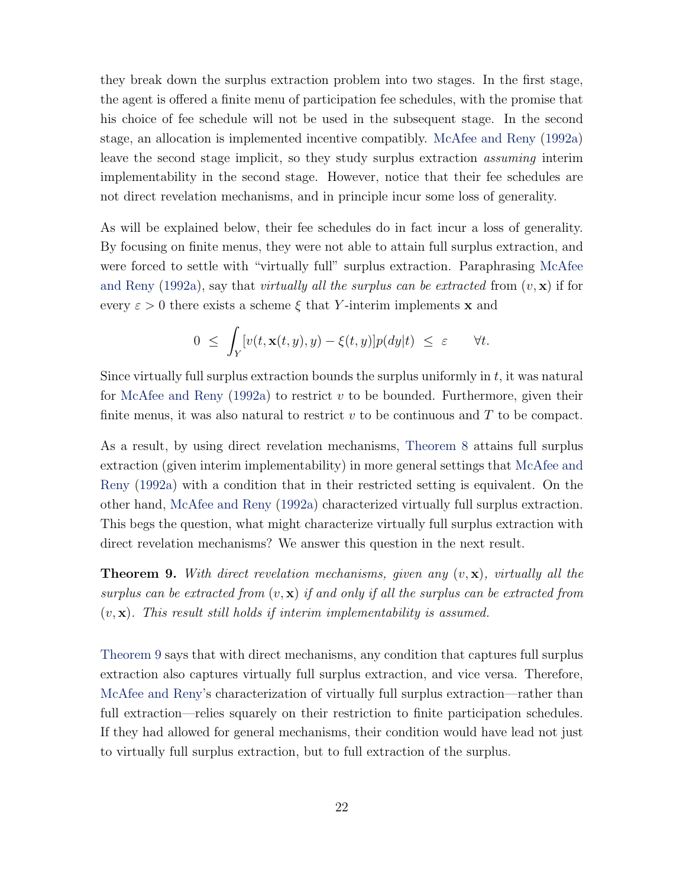they break down the surplus extraction problem into two stages. In the first stage, the agent is offered a finite menu of participation fee schedules, with the promise that his choice of fee schedule will not be used in the subsequent stage. In the second stage, an allocation is implemented incentive compatibly. McAfee and Reny (1992a) leave the second stage implicit, so they study surplus extraction *assuming* interim implementability in the second stage. However, notice that their fee schedules are not direct revelation mechanisms, and in principle incur some loss of generality.

As will be explained below, their fee schedules do in fact incur a loss of generality. By focusing on finite menus, they were not able to attain full surplus extraction, and were forced to settle with "virtually full" surplus extraction. Paraphrasing McAfee and Reny (1992a), say that *virtually all the surplus can be extracted* from $(v, \mathbf{x})$ if for every $\varepsilon > 0$ there exists a scheme $\xi$ that $Y$-interim implements $\mathbf{x}$ and

$$0 \;\leq\; \int_Y [v(t, \mathbf{x}(t,y), y) - \xi(t,y)] p(dy|t) \;\leq\; \varepsilon \qquad \forall t.$$

Since virtually full surplus extraction bounds the surplus uniformly in $t$, it was natural for McAfee and Reny (1992a) to restrict $v$ to be bounded. Furthermore, given their finite menus, it was also natural to restrict $v$ to be continuous and $T$ to be compact.

As a result, by using direct revelation mechanisms, Theorem 8 attains full surplus extraction (given interim implementability) in more general settings that McAfee and Reny (1992a) with a condition that in their restricted setting is equivalent. On the other hand, McAfee and Reny (1992a) characterized virtually full surplus extraction. This begs the question, what might characterize virtually full surplus extraction with direct revelation mechanisms? We answer this question in the next result.

**Theorem 9.** *With direct revelation mechanisms, given any* $(v, \mathbf{x})$*, virtually all the surplus can be extracted from* $(v, \mathbf{x})$ *if and only if all the surplus can be extracted from* $(v, \mathbf{x})$*. This result still holds if interim implementability is assumed.*

Theorem 9 says that with direct mechanisms, any condition that captures full surplus extraction also captures virtually full surplus extraction, and vice versa. Therefore, McAfee and Reny's characterization of virtually full surplus extraction—rather than full extraction—relies squarely on their restriction to finite participation schedules. If they had allowed for general mechanisms, their condition would have lead not just to virtually full surplus extraction, but to full extraction of the surplus.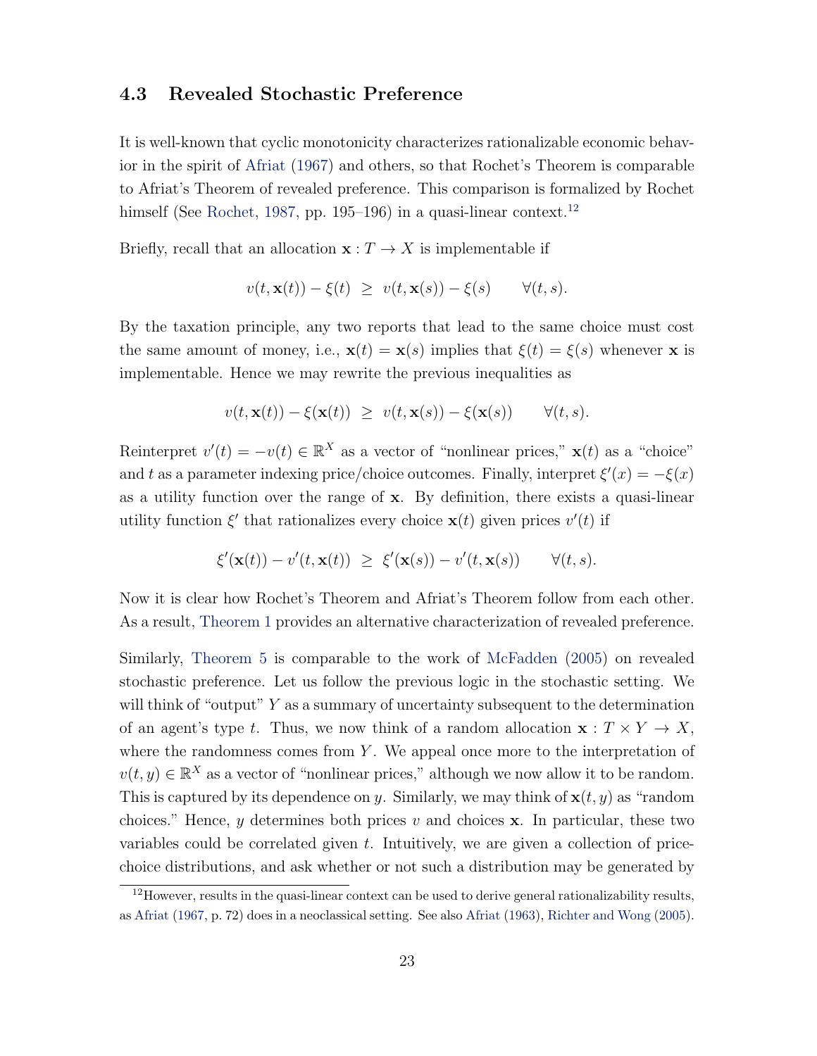## 4.3 Revealed Stochastic Preference

It is well-known that cyclic monotonicity characterizes rationalizable economic behavior in the spirit of Afriat (1967) and others, so that Rochet's Theorem is comparable to Afriat's Theorem of revealed preference. This comparison is formalized by Rochet himself (See Rochet, 1987, pp. 195–196) in a quasi-linear context.[12]

Briefly, recall that an allocation $\mathbf{x} : T \to X$ is implementable if

$$v(t, \mathbf{x}(t)) - \xi(t) \;\geq\; v(t, \mathbf{x}(s)) - \xi(s) \qquad \forall (t, s).$$

By the taxation principle, any two reports that lead to the same choice must cost the same amount of money, i.e., $\mathbf{x}(t) = \mathbf{x}(s)$ implies that $\xi(t) = \xi(s)$ whenever $\mathbf{x}$ is implementable. Hence we may rewrite the previous inequalities as

$$v(t, \mathbf{x}(t)) - \xi(\mathbf{x}(t)) \;\geq\; v(t, \mathbf{x}(s)) - \xi(\mathbf{x}(s)) \qquad \forall (t, s).$$

Reinterpret $v'(t) = -v(t) \in \mathbb{R}^X$ as a vector of "nonlinear prices," $\mathbf{x}(t)$ as a "choice" and $t$ as a parameter indexing price/choice outcomes. Finally, interpret $\xi'(x) = -\xi(x)$ as a utility function over the range of $\mathbf{x}$. By definition, there exists a quasi-linear utility function $\xi'$ that rationalizes every choice $\mathbf{x}(t)$ given prices $v'(t)$ if

$$\xi'(\mathbf{x}(t)) - v'(t, \mathbf{x}(t)) \;\geq\; \xi'(\mathbf{x}(s)) - v'(t, \mathbf{x}(s)) \qquad \forall (t, s).$$

Now it is clear how Rochet's Theorem and Afriat's Theorem follow from each other. As a result, Theorem 1 provides an alternative characterization of revealed preference.

Similarly, Theorem 5 is comparable to the work of McFadden (2005) on revealed stochastic preference. Let us follow the previous logic in the stochastic setting. We will think of "output" $Y$ as a summary of uncertainty subsequent to the determination of an agent's type $t$. Thus, we now think of a random allocation $\mathbf{x} : T \times Y \to X$, where the randomness comes from $Y$. We appeal once more to the interpretation of $v(t, y) \in \mathbb{R}^X$ as a vector of "nonlinear prices," although we now allow it to be random. This is captured by its dependence on $y$. Similarly, we may think of $\mathbf{x}(t, y)$ as "random choices." Hence, $y$ determines both prices $v$ and choices $\mathbf{x}$. In particular, these two variables could be correlated given $t$. Intuitively, we are given a collection of price-choice distributions, and ask whether or not such a distribution may be generated by

[12] However, results in the quasi-linear context can be used to derive general rationalizability results, as Afriat (1967, p. 72) does in a neoclassical setting. See also Afriat (1963), Richter and Wong (2005).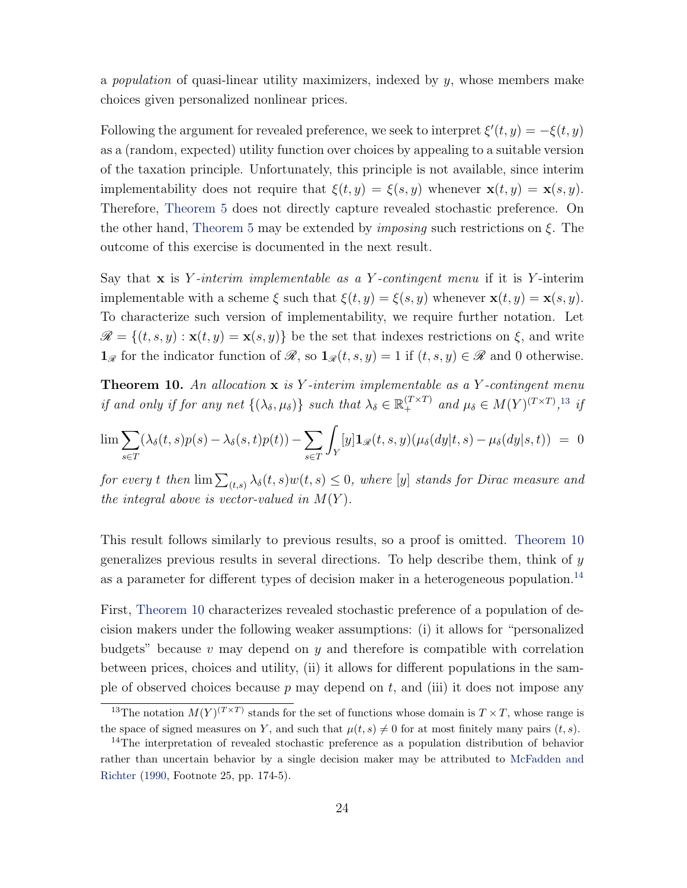a *population* of quasi-linear utility maximizers, indexed by $y$, whose members make choices given personalized nonlinear prices.

Following the argument for revealed preference, we seek to interpret $\xi'(t,y) = -\xi(t,y)$ as a (random, expected) utility function over choices by appealing to a suitable version of the taxation principle. Unfortunately, this principle is not available, since interim implementability does not require that $\xi(t,y) = \xi(s,y)$ whenever $\mathbf{x}(t,y) = \mathbf{x}(s,y)$. Therefore, Theorem 5 does not directly capture revealed stochastic preference. On the other hand, Theorem 5 may be extended by *imposing* such restrictions on $\xi$. The outcome of this exercise is documented in the next result.

Say that $\mathbf{x}$ is *$Y$-interim implementable as a $Y$-contingent menu* if it is $Y$-interim implementable with a scheme $\xi$ such that $\xi(t,y) = \xi(s,y)$ whenever $\mathbf{x}(t,y) = \mathbf{x}(s,y)$. To characterize such version of implementability, we require further notation. Let $\mathscr{R} = \{(t,s,y) : \mathbf{x}(t,y) = \mathbf{x}(s,y)\}$ be the set that indexes restrictions on $\xi$, and write $\mathbf{1}_{\mathscr{R}}$ for the indicator function of $\mathscr{R}$, so $\mathbf{1}_{\mathscr{R}}(t,s,y) = 1$ if $(t,s,y) \in \mathscr{R}$ and 0 otherwise.

**Theorem 10.** *An allocation $\mathbf{x}$ is $Y$-interim implementable as a $Y$-contingent menu if and only if for any net $\{(\lambda_\delta, \mu_\delta)\}$ such that $\lambda_\delta \in \mathbb{R}_+^{(T\times T)}$ and $\mu_\delta \in M(Y)^{(T\times T)}$,[13] if*

$$\lim \sum_{s\in T} (\lambda_\delta(t,s)p(s) - \lambda_\delta(s,t)p(t)) - \sum_{s \in T} \int_Y [y] \mathbf{1}_{\mathscr{R}}(t,s,y)(\mu_\delta(dy|t,s) - \mu_\delta(dy|s,t)) \; = \; 0$$

*for every $t$ then $\lim \sum_{(t,s)} \lambda_\delta(t,s) w(t,s) \leq 0$, where $[y]$ stands for Dirac measure and the integral above is vector-valued in $M(Y)$.*

This result follows similarly to previous results, so a proof is omitted. Theorem 10 generalizes previous results in several directions. To help describe them, think of $y$ as a parameter for different types of decision maker in a heterogeneous population.[14]

First, Theorem 10 characterizes revealed stochastic preference of a population of decision makers under the following weaker assumptions: (i) it allows for "personalized budgets" because $v$ may depend on $y$ and therefore is compatible with correlation between prices, choices and utility, (ii) it allows for different populations in the sample of observed choices because $p$ may depend on $t$, and (iii) it does not impose any

[13] The notation $M(Y)^{(T\times T)}$ stands for the set of functions whose domain is $T \times T$, whose range is the space of signed measures on $Y$, and such that $\mu(t,s) \neq 0$ for at most finitely many pairs $(t,s)$.

[14] The interpretation of revealed stochastic preference as a population distribution of behavior rather than uncertain behavior by a single decision maker may be attributed to McFadden and Richter (1990, Footnote 25, pp. 174-5).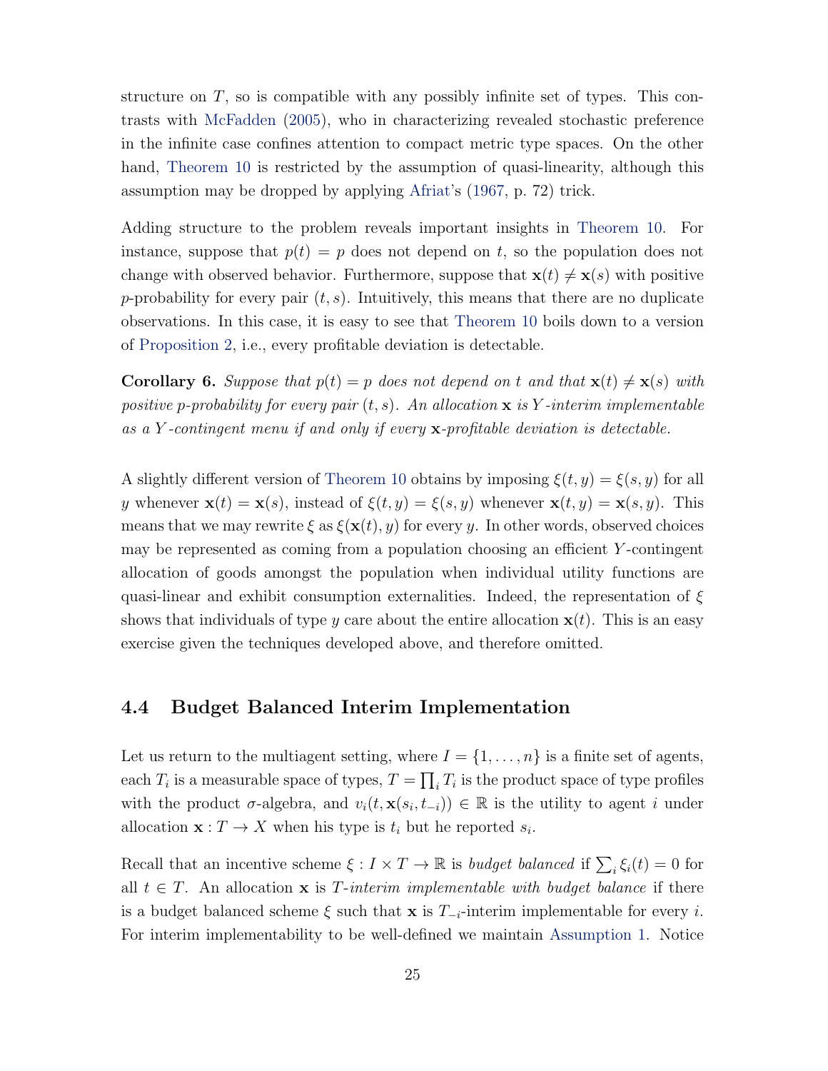structure on $T$, so is compatible with any possibly infinite set of types. This contrasts with McFadden (2005), who in characterizing revealed stochastic preference in the infinite case confines attention to compact metric type spaces. On the other hand, Theorem 10 is restricted by the assumption of quasi-linearity, although this assumption may be dropped by applying Afriat's (1967, p. 72) trick.

Adding structure to the problem reveals important insights in Theorem 10. For instance, suppose that $p(t) = p$ does not depend on $t$, so the population does not change with observed behavior. Furthermore, suppose that $\mathbf{x}(t) \neq \mathbf{x}(s)$ with positive $p$-probability for every pair $(t, s)$. Intuitively, this means that there are no duplicate observations. In this case, it is easy to see that Theorem 10 boils down to a version of Proposition 2, i.e., every profitable deviation is detectable.

**Corollary 6.** *Suppose that $p(t) = p$ does not depend on $t$ and that $\mathbf{x}(t) \neq \mathbf{x}(s)$ with positive $p$-probability for every pair $(t, s)$. An allocation $\mathbf{x}$ is $Y$-interim implementable as a $Y$-contingent menu if and only if every $\mathbf{x}$-profitable deviation is detectable.*

A slightly different version of Theorem 10 obtains by imposing $\xi(t, y) = \xi(s, y)$ for all $y$ whenever $\mathbf{x}(t) = \mathbf{x}(s)$, instead of $\xi(t, y) = \xi(s, y)$ whenever $\mathbf{x}(t, y) = \mathbf{x}(s, y)$. This means that we may rewrite $\xi$ as $\xi(\mathbf{x}(t), y)$ for every $y$. In other words, observed choices may be represented as coming from a population choosing an efficient $Y$-contingent allocation of goods amongst the population when individual utility functions are quasi-linear and exhibit consumption externalities. Indeed, the representation of $\xi$ shows that individuals of type $y$ care about the entire allocation $\mathbf{x}(t)$. This is an easy exercise given the techniques developed above, and therefore omitted.

### 4.4 Budget Balanced Interim Implementation

Let us return to the multiagent setting, where $I = \{1, \ldots, n\}$ is a finite set of agents, each $T_i$ is a measurable space of types, $T = \prod_i T_i$ is the product space of type profiles with the product $\sigma$-algebra, and $v_i(t, \mathbf{x}(s_i, t_{-i})) \in \mathbb{R}$ is the utility to agent $i$ under allocation $\mathbf{x} : T \to X$ when his type is $t_i$ but he reported $s_i$.

Recall that an incentive scheme $\xi : I \times T \to \mathbb{R}$ is *budget balanced* if $\sum_i \xi_i(t) = 0$ for all $t \in T$. An allocation $\mathbf{x}$ is *$T$-interim implementable with budget balance* if there is a budget balanced scheme $\xi$ such that $\mathbf{x}$ is $T_{-i}$-interim implementable for every $i$. For interim implementability to be well-defined we maintain Assumption 1. Notice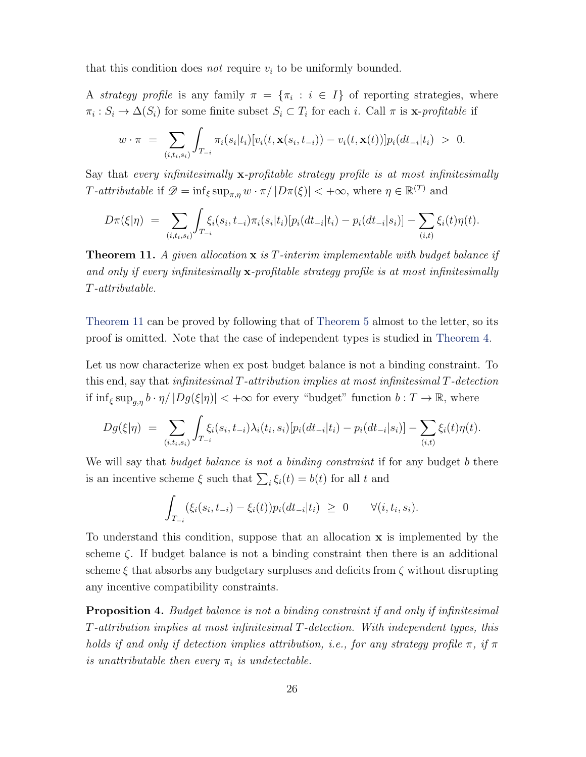that this condition does *not* require $v_i$ to be uniformly bounded.

A *strategy profile* is any family $\pi = \{\pi_i : i \in I\}$ of reporting strategies, where $\pi_i : S_i \to \Delta(S_i)$ for some finite subset $S_i \subset T_i$ for each $i$. Call $\pi$ is $\mathbf{x}$*-profitable* if

$$w \cdot \pi \;=\; \sum_{(i,t_i,s_i)} \int_{T_{-i}} \pi_i(s_i|t_i)[v_i(t, \mathbf{x}(s_i, t_{-i})) - v_i(t, \mathbf{x}(t))]p_i(dt_{-i}|t_i) \;>\; 0.$$

Say that *every infinitesimally* $\mathbf{x}$*-profitable strategy profile is at most infinitesimally* $T$*-attributable* if $\mathscr{D} = \inf_\xi \sup_{\pi,\eta} w \cdot \pi / |D\pi(\xi)| < +\infty$, where $\eta \in \mathbb{R}^{(T)}$ and

$$D\pi(\xi|\eta) \;=\; \sum_{(i,t_i,s_i)} \int_{T_{-i}} \xi_i(s_i, t_{-i})\pi_i(s_i|t_i)[p_i(dt_{-i}|t_i) - p_i(dt_{-i}|s_i)] - \sum_{(i,t)} \xi_i(t)\eta(t).$$

**Theorem 11.** *A given allocation* $\mathbf{x}$ *is* $T$*-interim implementable with budget balance if and only if every infinitesimally* $\mathbf{x}$*-profitable strategy profile is at most infinitesimally* $T$*-attributable.*

Theorem 11 can be proved by following that of Theorem 5 almost to the letter, so its proof is omitted. Note that the case of independent types is studied in Theorem 4.

Let us now characterize when ex post budget balance is not a binding constraint. To this end, say that *infinitesimal* $T$*-attribution implies at most infinitesimal* $T$*-detection* if $\inf_\xi \sup_{g,\eta} b \cdot \eta / |Dg(\xi|\eta)| < +\infty$ for every "budget" function $b : T \to \mathbb{R}$, where

$$Dg(\xi|\eta) \;=\; \sum_{(i,t_i,s_i)} \int_{T_{-i}} \xi_i(s_i, t_{-i})\lambda_i(t_i, s_i)[p_i(dt_{-i}|t_i) - p_i(dt_{-i}|s_i)] - \sum_{(i,t)} \xi_i(t)\eta(t).$$

We will say that *budget balance is not a binding constraint* if for any budget $b$ there is an incentive scheme $\xi$ such that $\sum_i \xi_i(t) = b(t)$ for all $t$ and

$$\int_{T_{-i}} (\xi_i(s_i, t_{-i}) - \xi_i(t))p_i(dt_{-i}|t_i) \;\geq\; 0 \qquad \forall (i, t_i, s_i).$$

To understand this condition, suppose that an allocation $\mathbf{x}$ is implemented by the scheme $\zeta$. If budget balance is not a binding constraint then there is an additional scheme $\xi$ that absorbs any budgetary surpluses and deficits from $\zeta$ without disrupting any incentive compatibility constraints.

**Proposition 4.** *Budget balance is not a binding constraint if and only if infinitesimal* $T$*-attribution implies at most infinitesimal* $T$*-detection. With independent types, this holds if and only if detection implies attribution, i.e., for any strategy profile* $\pi$*, if* $\pi$ *is unattributable then every* $\pi_i$ *is undetectable.*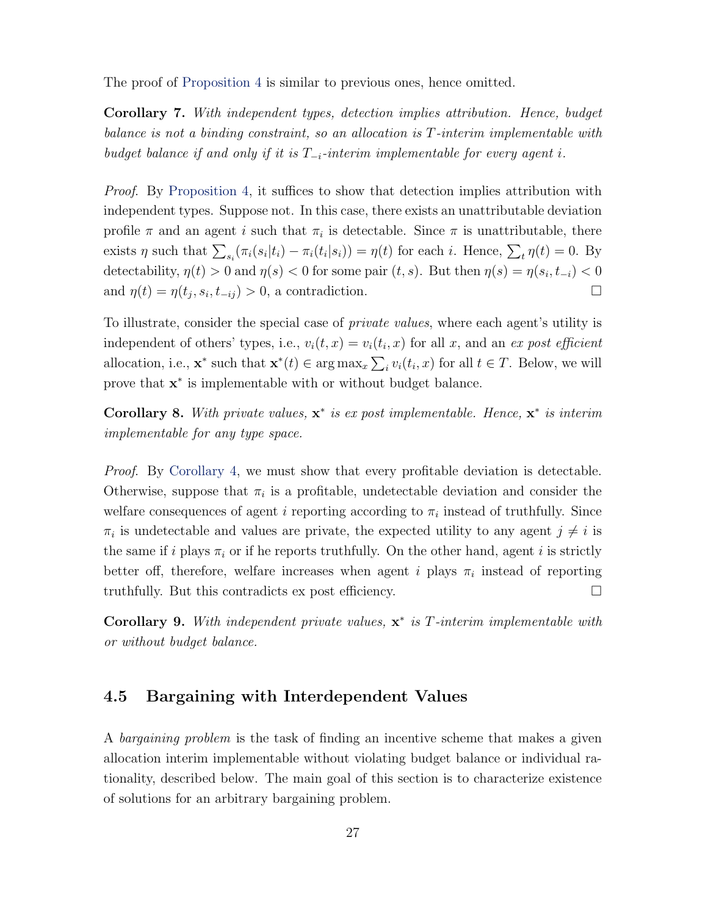The proof of Proposition 4 is similar to previous ones, hence omitted.

**Corollary 7.** *With independent types, detection implies attribution. Hence, budget balance is not a binding constraint, so an allocation is $T$-interim implementable with budget balance if and only if it is $T_{-i}$-interim implementable for every agent $i$.*

*Proof.* By Proposition 4, it suffices to show that detection implies attribution with independent types. Suppose not. In this case, there exists an unattributable deviation profile $\pi$ and an agent $i$ such that $\pi_i$ is detectable. Since $\pi$ is unattributable, there exists $\eta$ such that $\sum_{s_i}(\pi_i(s_i|t_i) - \pi_i(t_i|s_i)) = \eta(t)$ for each $i$. Hence, $\sum_t \eta(t) = 0$. By detectability, $\eta(t) > 0$ and $\eta(s) < 0$ for some pair $(t, s)$. But then $\eta(s) = \eta(s_i, t_{-i}) < 0$ and $\eta(t) = \eta(t_j, s_i, t_{-ij}) > 0$, a contradiction. □

To illustrate, consider the special case of *private values*, where each agent's utility is independent of others' types, i.e., $v_i(t, x) = v_i(t_i, x)$ for all $x$, and an *ex post efficient* allocation, i.e., $\mathbf{x}^*$ such that $\mathbf{x}^*(t) \in \arg\max_x \sum_i v_i(t_i, x)$ for all $t \in T$. Below, we will prove that $\mathbf{x}^*$ is implementable with or without budget balance.

**Corollary 8.** *With private values, $\mathbf{x}^*$ is ex post implementable. Hence, $\mathbf{x}^*$ is interim implementable for any type space.*

*Proof.* By Corollary 4, we must show that every profitable deviation is detectable. Otherwise, suppose that $\pi_i$ is a profitable, undetectable deviation and consider the welfare consequences of agent $i$ reporting according to $\pi_i$ instead of truthfully. Since $\pi_i$ is undetectable and values are private, the expected utility to any agent $j \neq i$ is the same if $i$ plays $\pi_i$ or if he reports truthfully. On the other hand, agent $i$ is strictly better off, therefore, welfare increases when agent $i$ plays $\pi_i$ instead of reporting truthfully. But this contradicts ex post efficiency. □

**Corollary 9.** *With independent private values, $\mathbf{x}^*$ is $T$-interim implementable with or without budget balance.*

## 4.5 Bargaining with Interdependent Values

A *bargaining problem* is the task of finding an incentive scheme that makes a given allocation interim implementable without violating budget balance or individual rationality, described below. The main goal of this section is to characterize existence of solutions for an arbitrary bargaining problem.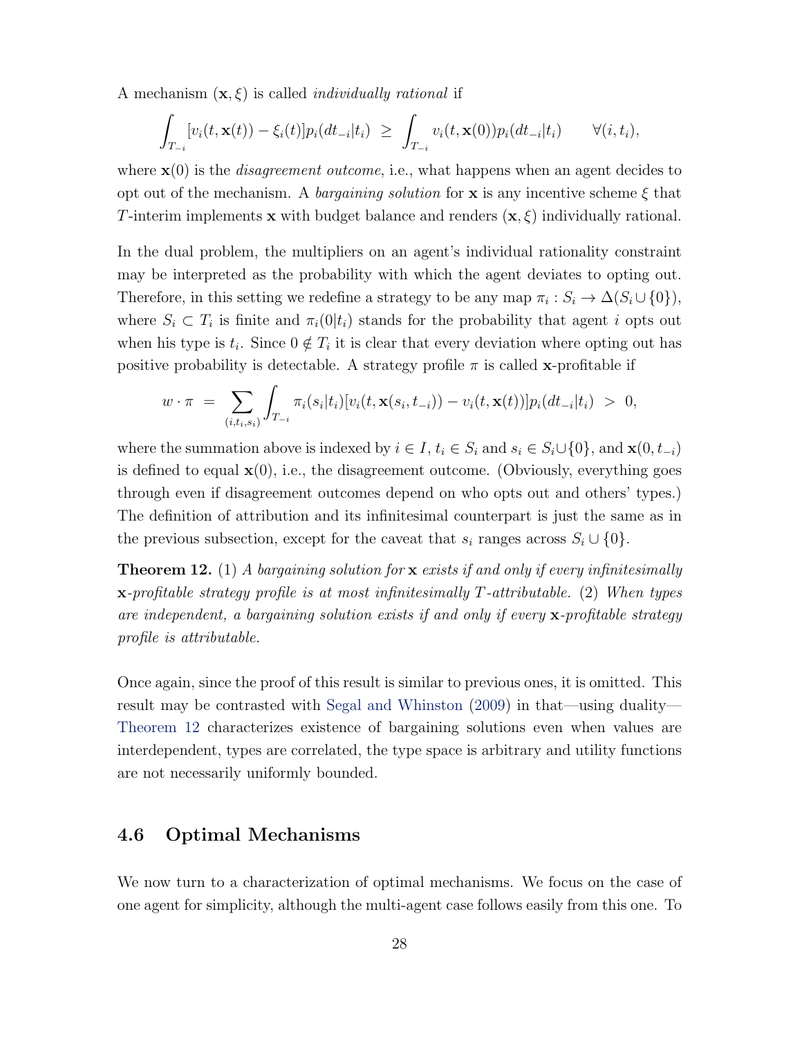A mechanism $(\mathbf{x}, \xi)$ is called *individually rational* if

$$\int_{T_{-i}} [v_i(t, \mathbf{x}(t)) - \xi_i(t)] p_i(dt_{-i}|t_i) \;\geq\; \int_{T_{-i}} v_i(t, \mathbf{x}(0)) p_i(dt_{-i}|t_i) \qquad \forall (i, t_i),$$

where $\mathbf{x}(0)$ is the *disagreement outcome*, i.e., what happens when an agent decides to opt out of the mechanism. A *bargaining solution* for $\mathbf{x}$ is any incentive scheme $\xi$ that $T$-interim implements $\mathbf{x}$ with budget balance and renders $(\mathbf{x}, \xi)$ individually rational.

In the dual problem, the multipliers on an agent's individual rationality constraint may be interpreted as the probability with which the agent deviates to opting out. Therefore, in this setting we redefine a strategy to be any map $\pi_i : S_i \to \Delta(S_i \cup \{0\})$, where $S_i \subset T_i$ is finite and $\pi_i(0|t_i)$ stands for the probability that agent $i$ opts out when his type is $t_i$. Since $0 \notin T_i$ it is clear that every deviation where opting out has positive probability is detectable. A strategy profile $\pi$ is called $\mathbf{x}$-profitable if

$$w \cdot \pi \;=\; \sum_{(i,t_i,s_i)} \int_{T_{-i}} \pi_i(s_i|t_i)[v_i(t, \mathbf{x}(s_i, t_{-i})) - v_i(t, \mathbf{x}(t))] p_i(dt_{-i}|t_i) \;>\; 0,$$

where the summation above is indexed by $i \in I$, $t_i \in S_i$ and $s_i \in S_i \cup \{0\}$, and $\mathbf{x}(0, t_{-i})$ is defined to equal $\mathbf{x}(0)$, i.e., the disagreement outcome. (Obviously, everything goes through even if disagreement outcomes depend on who opts out and others' types.) The definition of attribution and its infinitesimal counterpart is just the same as in the previous subsection, except for the caveat that $s_i$ ranges across $S_i \cup \{0\}$.

**Theorem 12.** (1) *A bargaining solution for* $\mathbf{x}$ *exists if and only if every infinitesimally* $\mathbf{x}$*-profitable strategy profile is at most infinitesimally* $T$*-attributable.* (2) *When types are independent, a bargaining solution exists if and only if every* $\mathbf{x}$*-profitable strategy profile is attributable.*

Once again, since the proof of this result is similar to previous ones, it is omitted. This result may be contrasted with Segal and Whinston (2009) in that—using duality—Theorem 12 characterizes existence of bargaining solutions even when values are interdependent, types are correlated, the type space is arbitrary and utility functions are not necessarily uniformly bounded.

### 4.6 Optimal Mechanisms

We now turn to a characterization of optimal mechanisms. We focus on the case of one agent for simplicity, although the multi-agent case follows easily from this one. To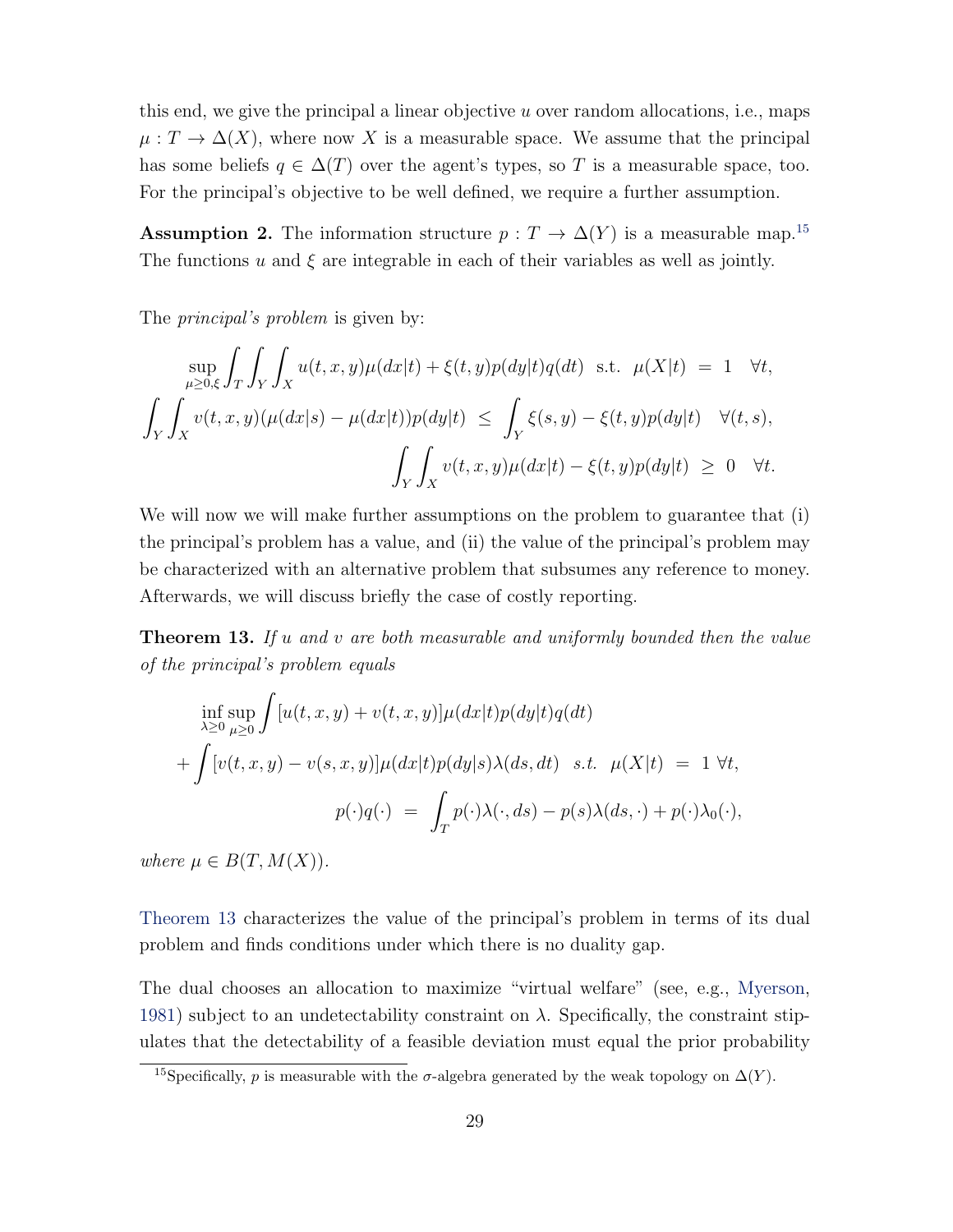this end, we give the principal a linear objective $u$ over random allocations, i.e., maps $\mu : T \to \Delta(X)$, where now $X$ is a measurable space. We assume that the principal has some beliefs $q \in \Delta(T)$ over the agent's types, so $T$ is a measurable space, too. For the principal's objective to be well defined, we require a further assumption.

**Assumption 2.** The information structure $p : T \to \Delta(Y)$ is a measurable map.[15] The functions $u$ and $\xi$ are integrable in each of their variables as well as jointly.

The *principal's problem* is given by:

$$
\begin{aligned}
\sup_{\mu \geq 0, \xi} \int_T \int_Y \int_X u(t,x,y)\mu(dx|t) + \xi(t,y)p(dy|t)q(dt) \;\; \text{s.t.} \;\; \mu(X|t) &= 1 \quad \forall t, \\
\int_Y \int_X v(t,x,y)(\mu(dx|s) - \mu(dx|t))p(dy|t) &\leq \int_Y \xi(s,y) - \xi(t,y)p(dy|t) \quad \forall (t,s), \\
\int_Y \int_X v(t,x,y)\mu(dx|t) - \xi(t,y)p(dy|t) &\geq 0 \quad \forall t.
\end{aligned}
$$

We will now we will make further assumptions on the problem to guarantee that (i) the principal's problem has a value, and (ii) the value of the principal's problem may be characterized with an alternative problem that subsumes any reference to money. Afterwards, we will discuss briefly the case of costly reporting.

**Theorem 13.** *If $u$ and $v$ are both measurable and uniformly bounded then the value of the principal's problem equals*

$$
\begin{aligned}
&\inf_{\lambda \geq 0} \sup_{\mu \geq 0} \int [u(t,x,y) + v(t,x,y)]\mu(dx|t)p(dy|t)q(dt) \\
&+ \int [v(t,x,y) - v(s,x,y)]\mu(dx|t)p(dy|s)\lambda(ds,dt) \;\; s.t. \;\; \mu(X|t) = 1 \; \forall t, \\
&\qquad p(\cdot)q(\cdot) = \int_T p(\cdot)\lambda(\cdot, ds) - p(s)\lambda(ds, \cdot) + p(\cdot)\lambda_0(\cdot),
\end{aligned}
$$

*where $\mu \in B(T, M(X))$.*

Theorem 13 characterizes the value of the principal's problem in terms of its dual problem and finds conditions under which there is no duality gap.

The dual chooses an allocation to maximize "virtual welfare" (see, e.g., Myerson, 1981) subject to an undetectability constraint on $\lambda$. Specifically, the constraint stipulates that the detectability of a feasible deviation must equal the prior probability

[15] Specifically, $p$ is measurable with the $\sigma$-algebra generated by the weak topology on $\Delta(Y)$.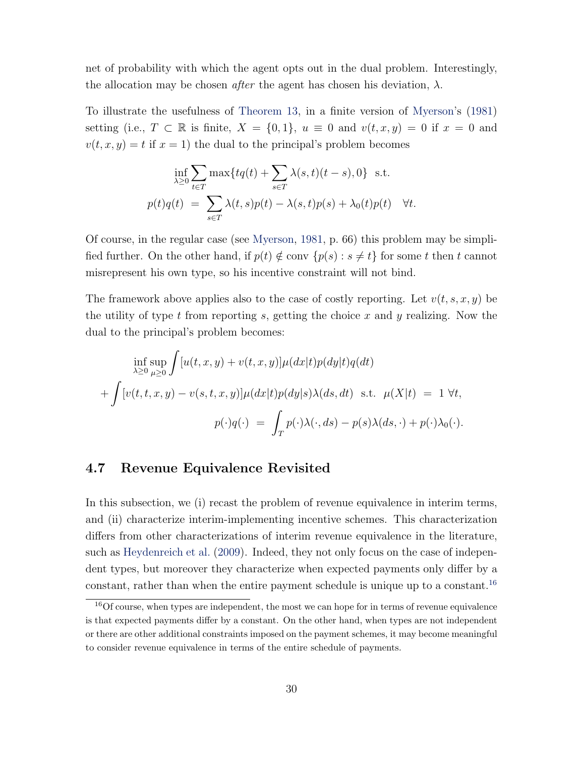net of probability with which the agent opts out in the dual problem. Interestingly, the allocation may be chosen *after* the agent has chosen his deviation, $\lambda$.

To illustrate the usefulness of Theorem 13, in a finite version of Myerson's (1981) setting (i.e., $T \subset \mathbb{R}$ is finite, $X = \{0,1\}$, $u \equiv 0$ and $v(t,x,y) = 0$ if $x = 0$ and $v(t,x,y) = t$ if $x = 1$) the dual to the principal's problem becomes

$$
\begin{aligned}
\inf_{\lambda \geq 0} \sum_{t \in T} \max\{tq(t) + \sum_{s \in T} \lambda(s,t)(t-s), 0\} \quad \text{s.t.} \\
p(t)q(t) \;=\; \sum_{s \in T} \lambda(t,s)p(t) - \lambda(s,t)p(s) + \lambda_0(t)p(t) \quad \forall t.
\end{aligned}
$$

Of course, in the regular case (see Myerson, 1981, p. 66) this problem may be simplified further. On the other hand, if $p(t) \notin \text{conv}\,\{p(s) : s \neq t\}$ for some $t$ then $t$ cannot misrepresent his own type, so his incentive constraint will not bind.

The framework above applies also to the case of costly reporting. Let $v(t,s,x,y)$ be the utility of type $t$ from reporting $s$, getting the choice $x$ and $y$ realizing. Now the dual to the principal's problem becomes:

$$
\begin{aligned}
&\inf_{\lambda \geq 0} \sup_{\mu \geq 0} \int [u(t,x,y) + v(t,x,y)]\mu(dx|t)p(dy|t)q(dt) \\
&+ \int [v(t,t,x,y) - v(s,t,x,y)]\mu(dx|t)p(dy|s)\lambda(ds,dt) \quad \text{s.t.} \quad \mu(X|t) \;=\; 1 \;\forall t, \\
&\qquad\qquad p(\cdot)q(\cdot) \;=\; \int_T p(\cdot)\lambda(\cdot,ds) - p(s)\lambda(ds,\cdot) + p(\cdot)\lambda_0(\cdot).
\end{aligned}
$$

### 4.7 Revenue Equivalence Revisited

In this subsection, we (i) recast the problem of revenue equivalence in interim terms, and (ii) characterize interim-implementing incentive schemes. This characterization differs from other characterizations of interim revenue equivalence in the literature, such as Heydenreich et al. (2009). Indeed, they not only focus on the case of independent types, but moreover they characterize when expected payments only differ by a constant, rather than when the entire payment schedule is unique up to a constant.[16]

[16] Of course, when types are independent, the most we can hope for in terms of revenue equivalence is that expected payments differ by a constant. On the other hand, when types are not independent or there are other additional constraints imposed on the payment schemes, it may become meaningful to consider revenue equivalence in terms of the entire schedule of payments.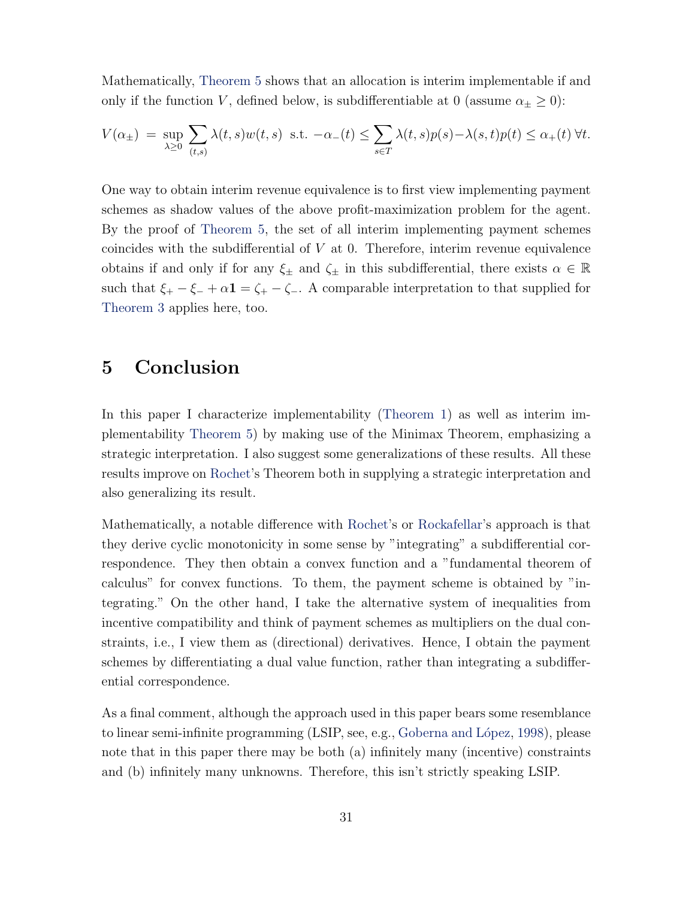Mathematically, Theorem 5 shows that an allocation is interim implementable if and only if the function $V$, defined below, is subdifferentiable at 0 (assume $\alpha_\pm \geq 0$):

$$V(\alpha_\pm) \;=\; \sup_{\lambda \geq 0} \sum_{(t,s)} \lambda(t,s) w(t,s) \;\text{ s.t. } -\alpha_-(t) \leq \sum_{s \in T} \lambda(t,s) p(s) - \lambda(s,t) p(t) \leq \alpha_+(t) \;\forall t.$$

One way to obtain interim revenue equivalence is to first view implementing payment schemes as shadow values of the above profit-maximization problem for the agent. By the proof of Theorem 5, the set of all interim implementing payment schemes coincides with the subdifferential of $V$ at 0. Therefore, interim revenue equivalence obtains if and only if for any $\xi_\pm$ and $\zeta_\pm$ in this subdifferential, there exists $\alpha \in \mathbb{R}$ such that $\xi_+ - \xi_- + \alpha \mathbf{1} = \zeta_+ - \zeta_-$. A comparable interpretation to that supplied for Theorem 3 applies here, too.

# 5 Conclusion

In this paper I characterize implementability (Theorem 1) as well as interim implementability Theorem 5) by making use of the Minimax Theorem, emphasizing a strategic interpretation. I also suggest some generalizations of these results. All these results improve on Rochet's Theorem both in supplying a strategic interpretation and also generalizing its result.

Mathematically, a notable difference with Rochet's or Rockafellar's approach is that they derive cyclic monotonicity in some sense by "integrating" a subdifferential correspondence. They then obtain a convex function and a "fundamental theorem of calculus" for convex functions. To them, the payment scheme is obtained by "integrating." On the other hand, I take the alternative system of inequalities from incentive compatibility and think of payment schemes as multipliers on the dual constraints, i.e., I view them as (directional) derivatives. Hence, I obtain the payment schemes by differentiating a dual value function, rather than integrating a subdifferential correspondence.

As a final comment, although the approach used in this paper bears some resemblance to linear semi-infinite programming (LSIP, see, e.g., Goberna and López, 1998), please note that in this paper there may be both (a) infinitely many (incentive) constraints and (b) infinitely many unknowns. Therefore, this isn't strictly speaking LSIP.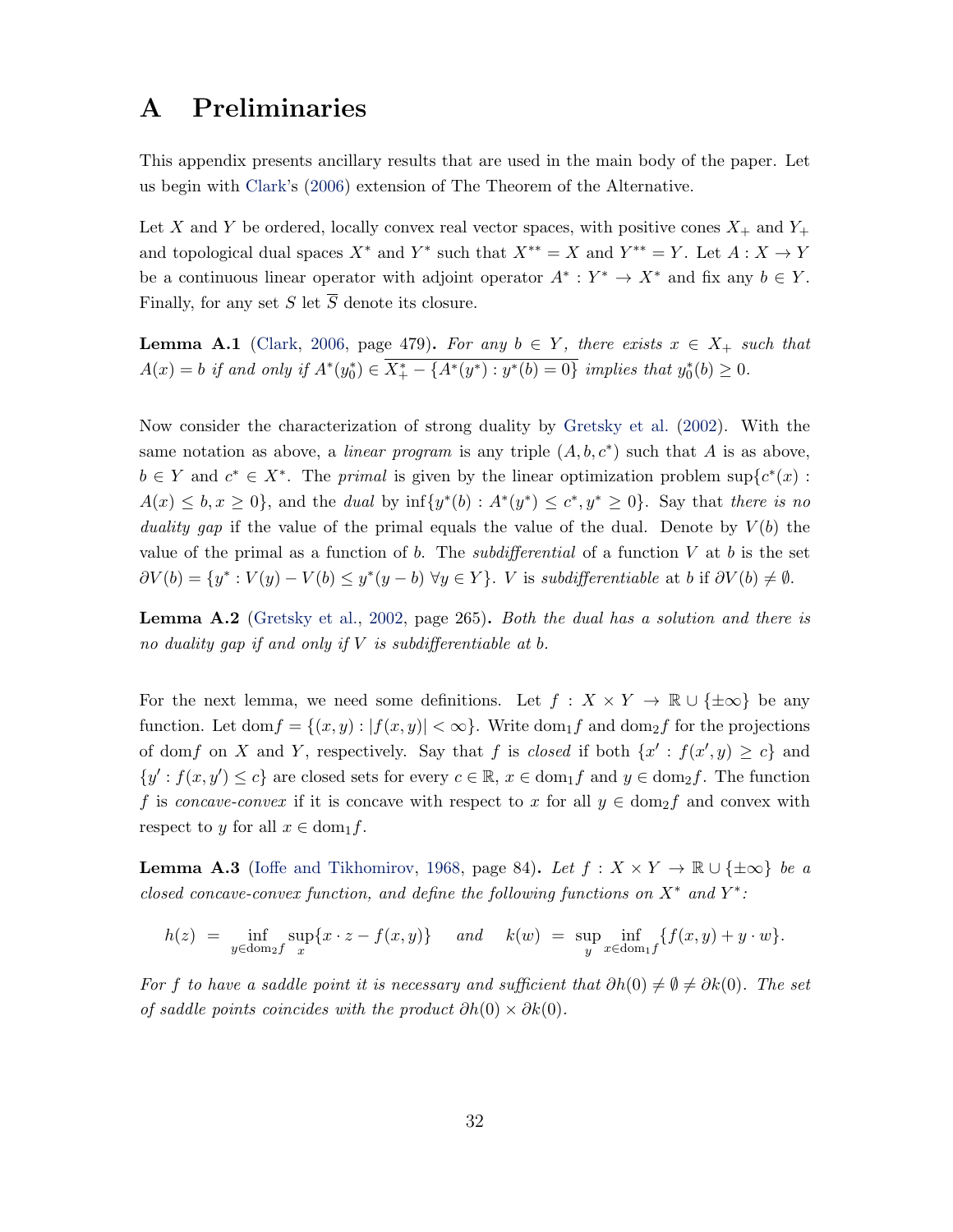# A Preliminaries

This appendix presents ancillary results that are used in the main body of the paper. Let us begin with Clark's (2006) extension of The Theorem of the Alternative.

Let $X$ and $Y$ be ordered, locally convex real vector spaces, with positive cones $X_+$ and $Y_+$ and topological dual spaces $X^*$ and $Y^*$ such that $X^{**} = X$ and $Y^{**} = Y$. Let $A : X \to Y$ be a continuous linear operator with adjoint operator $A^* : Y^* \to X^*$ and fix any $b \in Y$. Finally, for any set $S$ let $\overline{S}$ denote its closure.

**Lemma A.1** (Clark, 2006, page 479)**.** *For any $b \in Y$, there exists $x \in X_+$ such that $A(x) = b$ if and only if $A^*(y_0^*) \in \overline{X_+^* - \{A^*(y^*) : y^*(b) = 0\}}$ implies that $y_0^*(b) \geq 0$.*

Now consider the characterization of strong duality by Gretsky et al. (2002). With the same notation as above, a *linear program* is any triple $(A, b, c^*)$ such that $A$ is as above, $b \in Y$ and $c^* \in X^*$. The *primal* is given by the linear optimization problem $\sup\{c^*(x) : A(x) \leq b, x \geq 0\}$, and the *dual* by $\inf\{y^*(b) : A^*(y^*) \leq c^*, y^* \geq 0\}$. Say that *there is no duality gap* if the value of the primal equals the value of the dual. Denote by $V(b)$ the value of the primal as a function of $b$. The *subdifferential* of a function $V$ at $b$ is the set $\partial V(b) = \{y^* : V(y) - V(b) \leq y^*(y - b) \ \forall y \in Y\}$. $V$ is *subdifferentiable* at $b$ if $\partial V(b) \neq \emptyset$.

**Lemma A.2** (Gretsky et al., 2002, page 265)**.** *Both the dual has a solution and there is no duality gap if and only if $V$ is subdifferentiable at $b$.*

For the next lemma, we need some definitions. Let $f : X \times Y \to \mathbb{R} \cup \{\pm\infty\}$ be any function. Let $\text{dom} f = \{(x, y) : |f(x, y)| < \infty\}$. Write $\text{dom}_1 f$ and $\text{dom}_2 f$ for the projections of $\text{dom} f$ on $X$ and $Y$, respectively. Say that $f$ is *closed* if both $\{x' : f(x', y) \geq c\}$ and $\{y' : f(x, y') \leq c\}$ are closed sets for every $c \in \mathbb{R}$, $x \in \text{dom}_1 f$ and $y \in \text{dom}_2 f$. The function $f$ is *concave-convex* if it is concave with respect to $x$ for all $y \in \text{dom}_2 f$ and convex with respect to $y$ for all $x \in \text{dom}_1 f$.

**Lemma A.3** (Ioffe and Tikhomirov, 1968, page 84)**.** *Let $f : X \times Y \to \mathbb{R} \cup \{\pm\infty\}$ be a closed concave-convex function, and define the following functions on $X^*$ and $Y^*$:*

$$h(z) = \inf_{y \in \text{dom}_2 f} \sup_x \{x \cdot z - f(x, y)\} \quad \text{and} \quad k(w) = \sup_y \inf_{x \in \text{dom}_1 f} \{f(x, y) + y \cdot w\}.$$

*For $f$ to have a saddle point it is necessary and sufficient that $\partial h(0) \neq \emptyset \neq \partial k(0)$. The set of saddle points coincides with the product $\partial h(0) \times \partial k(0)$.*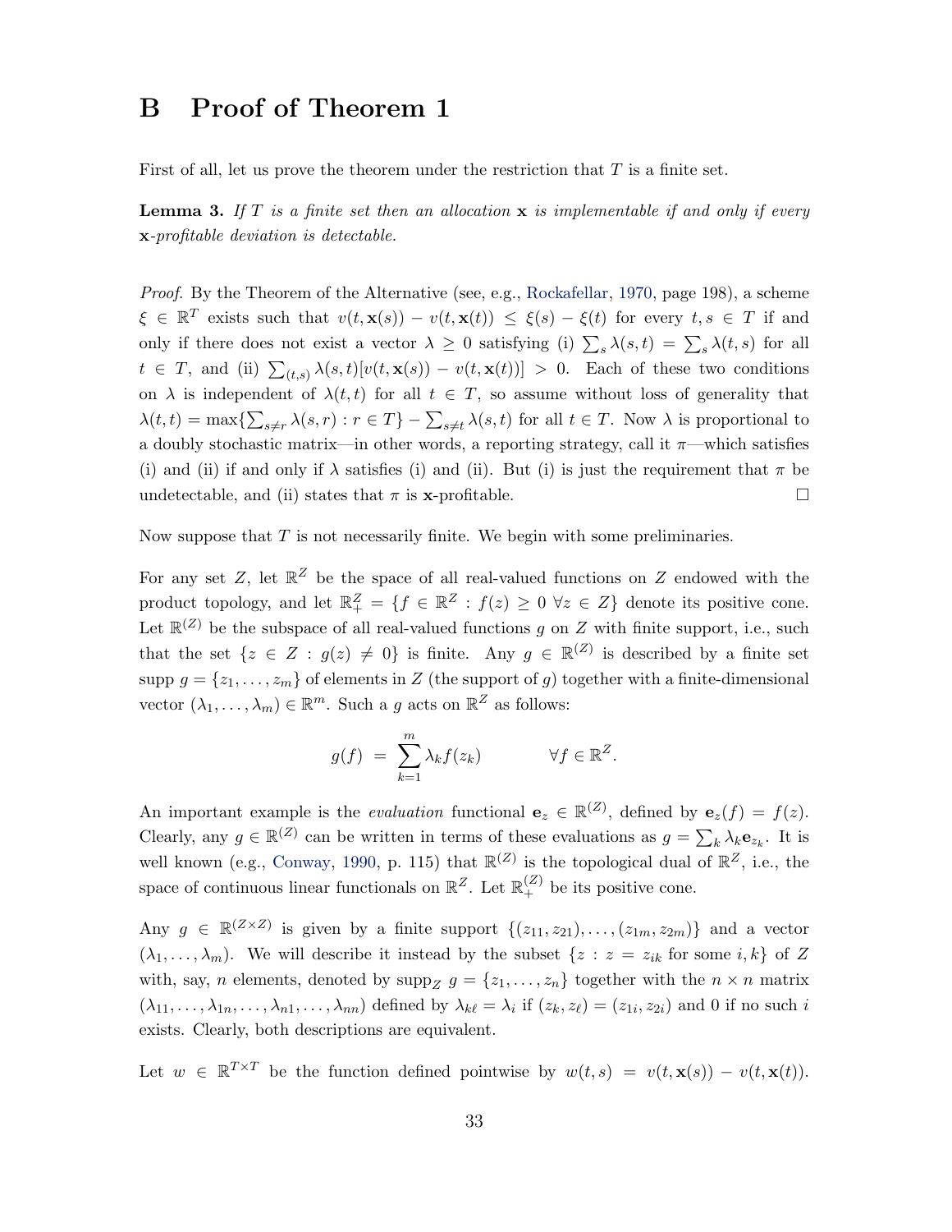# B Proof of Theorem 1

First of all, let us prove the theorem under the restriction that $T$ is a finite set.

**Lemma 3.** *If $T$ is a finite set then an allocation $\mathbf{x}$ is implementable if and only if every $\mathbf{x}$-profitable deviation is detectable.*

*Proof.* By the Theorem of the Alternative (see, e.g., Rockafellar, 1970, page 198), a scheme $\xi \in \mathbb{R}^T$ exists such that $v(t, \mathbf{x}(s)) - v(t, \mathbf{x}(t)) \leq \xi(s) - \xi(t)$ for every $t, s \in T$ if and only if there does not exist a vector $\lambda \geq 0$ satisfying (i) $\sum_s \lambda(s,t) = \sum_s \lambda(t,s)$ for all $t \in T$, and (ii) $\sum_{(t,s)} \lambda(s,t)[v(t, \mathbf{x}(s)) - v(t, \mathbf{x}(t))] > 0$. Each of these two conditions on $\lambda$ is independent of $\lambda(t,t)$ for all $t \in T$, so assume without loss of generality that $\lambda(t,t) = \max\{\sum_{s \neq r} \lambda(s,r) : r \in T\} - \sum_{s \neq t} \lambda(s,t)$ for all $t \in T$. Now $\lambda$ is proportional to a doubly stochastic matrix—in other words, a reporting strategy, call it $\pi$—which satisfies (i) and (ii) if and only if $\lambda$ satisfies (i) and (ii). But (i) is just the requirement that $\pi$ be undetectable, and (ii) states that $\pi$ is $\mathbf{x}$-profitable. $\square$

Now suppose that $T$ is not necessarily finite. We begin with some preliminaries.

For any set $Z$, let $\mathbb{R}^Z$ be the space of all real-valued functions on $Z$ endowed with the product topology, and let $\mathbb{R}^Z_+ = \{f \in \mathbb{R}^Z : f(z) \geq 0 \ \forall z \in Z\}$ denote its positive cone. Let $\mathbb{R}^{(Z)}$ be the subspace of all real-valued functions $g$ on $Z$ with finite support, i.e., such that the set $\{z \in Z : g(z) \neq 0\}$ is finite. Any $g \in \mathbb{R}^{(Z)}$ is described by a finite set $\text{supp}\, g = \{z_1, \ldots, z_m\}$ of elements in $Z$ (the support of $g$) together with a finite-dimensional vector $(\lambda_1, \ldots, \lambda_m) \in \mathbb{R}^m$. Such a $g$ acts on $\mathbb{R}^Z$ as follows:

$$g(f) \;=\; \sum_{k=1}^{m} \lambda_k f(z_k) \qquad\qquad \forall f \in \mathbb{R}^Z.$$

An important example is the *evaluation* functional $\mathbf{e}_z \in \mathbb{R}^{(Z)}$, defined by $\mathbf{e}_z(f) = f(z)$. Clearly, any $g \in \mathbb{R}^{(Z)}$ can be written in terms of these evaluations as $g = \sum_k \lambda_k \mathbf{e}_{z_k}$. It is well known (e.g., Conway, 1990, p. 115) that $\mathbb{R}^{(Z)}$ is the topological dual of $\mathbb{R}^Z$, i.e., the space of continuous linear functionals on $\mathbb{R}^Z$. Let $\mathbb{R}^{(Z)}_+$ be its positive cone.

Any $g \in \mathbb{R}^{(Z \times Z)}$ is given by a finite support $\{(z_{11}, z_{21}), \ldots, (z_{1m}, z_{2m})\}$ and a vector $(\lambda_1, \ldots, \lambda_m)$. We will describe it instead by the subset $\{z : z = z_{ik} \text{ for some } i, k\}$ of $Z$ with, say, $n$ elements, denoted by $\text{supp}_Z\, g = \{z_1, \ldots, z_n\}$ together with the $n \times n$ matrix $(\lambda_{11}, \ldots, \lambda_{1n}, \ldots, \lambda_{n1}, \ldots, \lambda_{nn})$ defined by $\lambda_{k\ell} = \lambda_i$ if $(z_k, z_\ell) = (z_{1i}, z_{2i})$ and 0 if no such $i$ exists. Clearly, both descriptions are equivalent.

Let $w \in \mathbb{R}^{T \times T}$ be the function defined pointwise by $w(t,s) = v(t, \mathbf{x}(s)) - v(t, \mathbf{x}(t))$.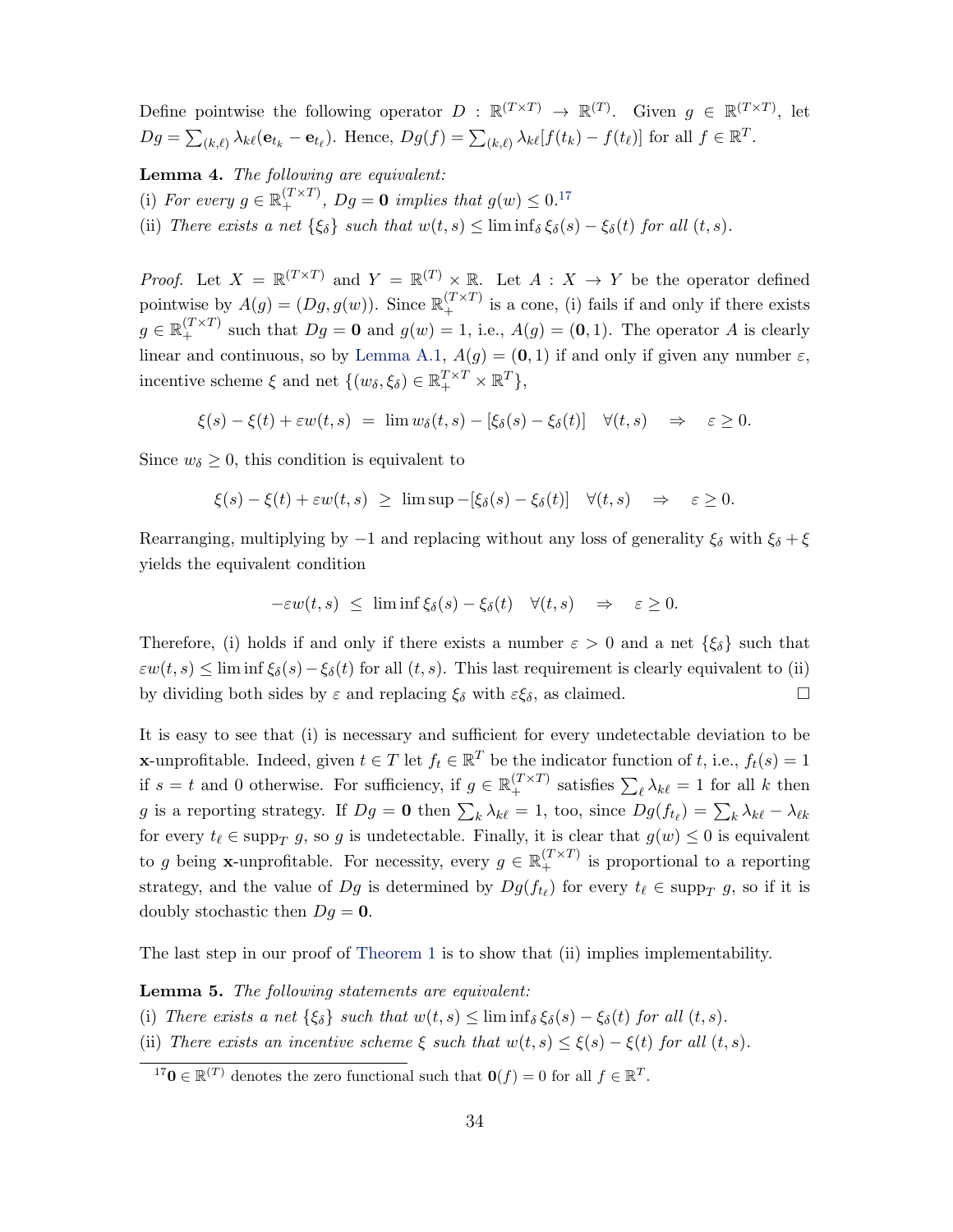Define pointwise the following operator $D : \mathbb{R}^{(T\times T)} \to \mathbb{R}^{(T)}$. Given $g \in \mathbb{R}^{(T\times T)}$, let $Dg = \sum_{(k,\ell)} \lambda_{k\ell}(\mathbf{e}_{t_k} - \mathbf{e}_{t_\ell})$. Hence, $Dg(f) = \sum_{(k,\ell)} \lambda_{k\ell}[f(t_k) - f(t_\ell)]$ for all $f \in \mathbb{R}^T$.

**Lemma 4.** *The following are equivalent:*
(i) *For every $g \in \mathbb{R}^{(T\times T)}_+$, $Dg = \mathbf{0}$ implies that $g(w) \leq 0$.*[17]
(ii) *There exists a net $\{\xi_\delta\}$ such that $w(t,s) \leq \liminf_\delta \xi_\delta(s) - \xi_\delta(t)$ for all $(t,s)$.*

*Proof.* Let $X = \mathbb{R}^{(T\times T)}$ and $Y = \mathbb{R}^{(T)} \times \mathbb{R}$. Let $A : X \to Y$ be the operator defined pointwise by $A(g) = (Dg, g(w))$. Since $\mathbb{R}^{(T\times T)}_+$ is a cone, (i) fails if and only if there exists $g \in \mathbb{R}^{(T\times T)}_+$ such that $Dg = \mathbf{0}$ and $g(w) = 1$, i.e., $A(g) = (\mathbf{0}, 1)$. The operator $A$ is clearly linear and continuous, so by Lemma A.1, $A(g) = (\mathbf{0}, 1)$ if and only if given any number $\varepsilon$, incentive scheme $\xi$ and net $\{(w_\delta, \xi_\delta) \in \mathbb{R}^{T\times T}_+ \times \mathbb{R}^T\}$,

$$\xi(s) - \xi(t) + \varepsilon w(t,s) \;=\; \lim w_\delta(t,s) - [\xi_\delta(s) - \xi_\delta(t)] \quad \forall (t,s) \quad \Rightarrow \quad \varepsilon \geq 0.$$

Since $w_\delta \geq 0$, this condition is equivalent to

$$\xi(s) - \xi(t) + \varepsilon w(t,s) \;\geq\; \limsup -[\xi_\delta(s) - \xi_\delta(t)] \quad \forall (t,s) \quad \Rightarrow \quad \varepsilon \geq 0.$$

Rearranging, multiplying by $-1$ and replacing without any loss of generality $\xi_\delta$ with $\xi_\delta + \xi$ yields the equivalent condition

$$-\varepsilon w(t,s) \;\leq\; \liminf \xi_\delta(s) - \xi_\delta(t) \quad \forall (t,s) \quad \Rightarrow \quad \varepsilon \geq 0.$$

Therefore, (i) holds if and only if there exists a number $\varepsilon > 0$ and a net $\{\xi_\delta\}$ such that $\varepsilon w(t,s) \leq \liminf \xi_\delta(s) - \xi_\delta(t)$ for all $(t,s)$. This last requirement is clearly equivalent to (ii) by dividing both sides by $\varepsilon$ and replacing $\xi_\delta$ with $\varepsilon\xi_\delta$, as claimed. $\square$

It is easy to see that (i) is necessary and sufficient for every undetectable deviation to be $\mathbf{x}$-unprofitable. Indeed, given $t \in T$ let $f_t \in \mathbb{R}^T$ be the indicator function of $t$, i.e., $f_t(s) = 1$ if $s = t$ and 0 otherwise. For sufficiency, if $g \in \mathbb{R}^{(T\times T)}_+$ satisfies $\sum_\ell \lambda_{k\ell} = 1$ for all $k$ then $g$ is a reporting strategy. If $Dg = \mathbf{0}$ then $\sum_k \lambda_{k\ell} = 1$, too, since $Dg(f_{t_\ell}) = \sum_k \lambda_{k\ell} - \lambda_{\ell k}$ for every $t_\ell \in \text{supp}_T\, g$, so $g$ is undetectable. Finally, it is clear that $g(w) \leq 0$ is equivalent to $g$ being $\mathbf{x}$-unprofitable. For necessity, every $g \in \mathbb{R}^{(T\times T)}_+$ is proportional to a reporting strategy, and the value of $Dg$ is determined by $Dg(f_{t_\ell})$ for every $t_\ell \in \text{supp}_T\, g$, so if it is doubly stochastic then $Dg = \mathbf{0}$.

The last step in our proof of Theorem 1 is to show that (ii) implies implementability.

**Lemma 5.** *The following statements are equivalent:*
(i) *There exists a net $\{\xi_\delta\}$ such that $w(t,s) \leq \liminf_\delta \xi_\delta(s) - \xi_\delta(t)$ for all $(t,s)$.*
(ii) *There exists an incentive scheme $\xi$ such that $w(t,s) \leq \xi(s) - \xi(t)$ for all $(t,s)$.*

[17] $\mathbf{0} \in \mathbb{R}^{(T)}$ denotes the zero functional such that $\mathbf{0}(f) = 0$ for all $f \in \mathbb{R}^T$.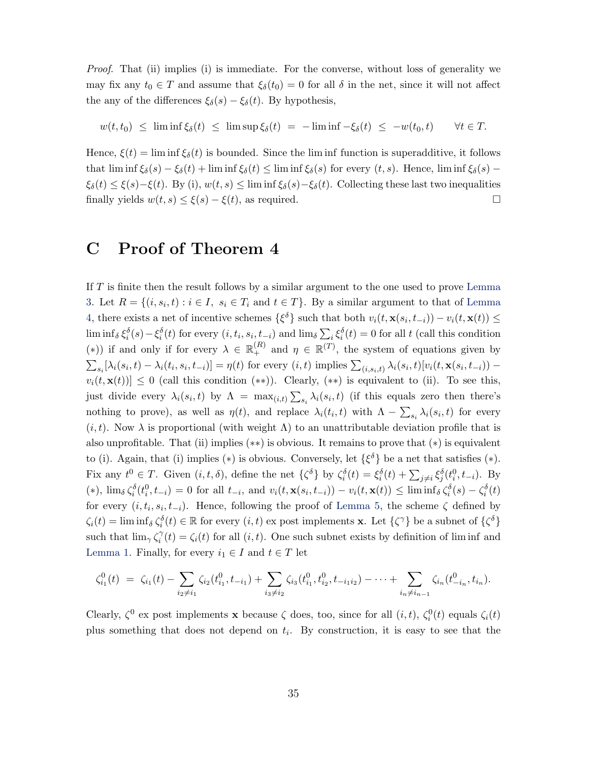*Proof.* That (ii) implies (i) is immediate. For the converse, without loss of generality we may fix any $t_0 \in T$ and assume that $\xi_\delta(t_0) = 0$ for all $\delta$ in the net, since it will not affect the any of the differences $\xi_\delta(s) - \xi_\delta(t)$. By hypothesis,

$$w(t, t_0) \ \le \ \liminf \xi_\delta(t) \ \le \ \limsup \xi_\delta(t) \ = \ -\liminf -\xi_\delta(t) \ \le \ -w(t_0, t) \qquad \forall t \in T.$$

Hence, $\xi(t) = \liminf \xi_\delta(t)$ is bounded. Since the lim inf function is superadditive, it follows that $\liminf \xi_\delta(s) - \xi_\delta(t) + \liminf \xi_\delta(t) \le \liminf \xi_\delta(s)$ for every $(t, s)$. Hence, $\liminf \xi_\delta(s) - \xi_\delta(t) \le \xi(s) - \xi(t)$. By (i), $w(t, s) \le \liminf \xi_\delta(s) - \xi_\delta(t)$. Collecting these last two inequalities finally yields $w(t, s) \le \xi(s) - \xi(t)$, as required. □

# C Proof of Theorem 4

If $T$ is finite then the result follows by a similar argument to the one used to prove Lemma 3. Let $R = \{(i, s_i, t) : i \in I, \ s_i \in T_i \text{ and } t \in T\}$. By a similar argument to that of Lemma 4, there exists a net of incentive schemes $\{\xi^\delta\}$ such that both $v_i(t, \mathbf{x}(s_i, t_{-i})) - v_i(t, \mathbf{x}(t)) \le \liminf_\delta \xi_i^\delta(s) - \xi_i^\delta(t)$ for every $(i, t_i, s_i, t_{-i})$ and $\lim_\delta \sum_i \xi_i^\delta(t) = 0$ for all $t$ (call this condition $(*)$) if and only if for every $\lambda \in \mathbb{R}_+^{(R)}$ and $\eta \in \mathbb{R}^{(T)}$, the system of equations given by $\sum_{s_i} [\lambda_i(s_i, t) - \lambda_i(t_i, s_i, t_{-i})] = \eta(t)$ for every $(i, t)$ implies $\sum_{(i, s_i, t)} \lambda_i(s_i, t)[v_i(t, \mathbf{x}(s_i, t_{-i})) - v_i(t, \mathbf{x}(t))] \le 0$ (call this condition $(**)$). Clearly, $(**)$ is equivalent to (ii). To see this, just divide every $\lambda_i(s_i, t)$ by $\Lambda = \max_{(i,t)} \sum_{s_i} \lambda_i(s_i, t)$ (if this equals zero then there's nothing to prove), as well as $\eta(t)$, and replace $\lambda_i(t_i, t)$ with $\Lambda - \sum_{s_i} \lambda_i(s_i, t)$ for every $(i, t)$. Now $\lambda$ is proportional (with weight $\Lambda$) to an unattributable deviation profile that is also unprofitable. That (ii) implies $(**)$ is obvious. It remains to prove that $(*)$ is equivalent to (i). Again, that (i) implies $(*)$ is obvious. Conversely, let $\{\xi^\delta\}$ be a net that satisfies $(*)$. Fix any $t^0 \in T$. Given $(i, t, \delta)$, define the net $\{\zeta^\delta\}$ by $\zeta_i^\delta(t) = \xi_i^\delta(t) + \sum_{j \neq i} \xi_j^\delta(t_i^0, t_{-i})$. By $(*)$, $\lim_\delta \zeta_i^\delta(t_i^0, t_{-i}) = 0$ for all $t_{-i}$, and $v_i(t, \mathbf{x}(s_i, t_{-i})) - v_i(t, \mathbf{x}(t)) \le \liminf_\delta \zeta_i^\delta(s) - \zeta_i^\delta(t)$ for every $(i, t_i, s_i, t_{-i})$. Hence, following the proof of Lemma 5, the scheme $\zeta$ defined by $\zeta_i(t) = \liminf_\delta \zeta_i^\delta(t) \in \mathbb{R}$ for every $(i, t)$ ex post implements $\mathbf{x}$. Let $\{\zeta^\gamma\}$ be a subnet of $\{\zeta^\delta\}$ such that $\lim_\gamma \zeta_i^\gamma(t) = \zeta_i(t)$ for all $(i, t)$. One such subnet exists by definition of lim inf and Lemma 1. Finally, for every $i_1 \in I$ and $t \in T$ let

$$\zeta_{i_1}^0(t) \ = \ \zeta_{i_1}(t) - \sum_{i_2 \neq i_1} \zeta_{i_2}(t_{i_1}^0, t_{-i_1}) + \sum_{i_3 \neq i_2} \zeta_{i_3}(t_{i_1}^0, t_{i_2}^0, t_{-i_1 i_2}) - \cdots + \sum_{i_n \neq i_{n-1}} \zeta_{i_n}(t_{-i_n}^0, t_{i_n}).$$

Clearly, $\zeta^0$ ex post implements $\mathbf{x}$ because $\zeta$ does, too, since for all $(i, t)$, $\zeta_i^0(t)$ equals $\zeta_i(t)$ plus something that does not depend on $t_i$. By construction, it is easy to see that the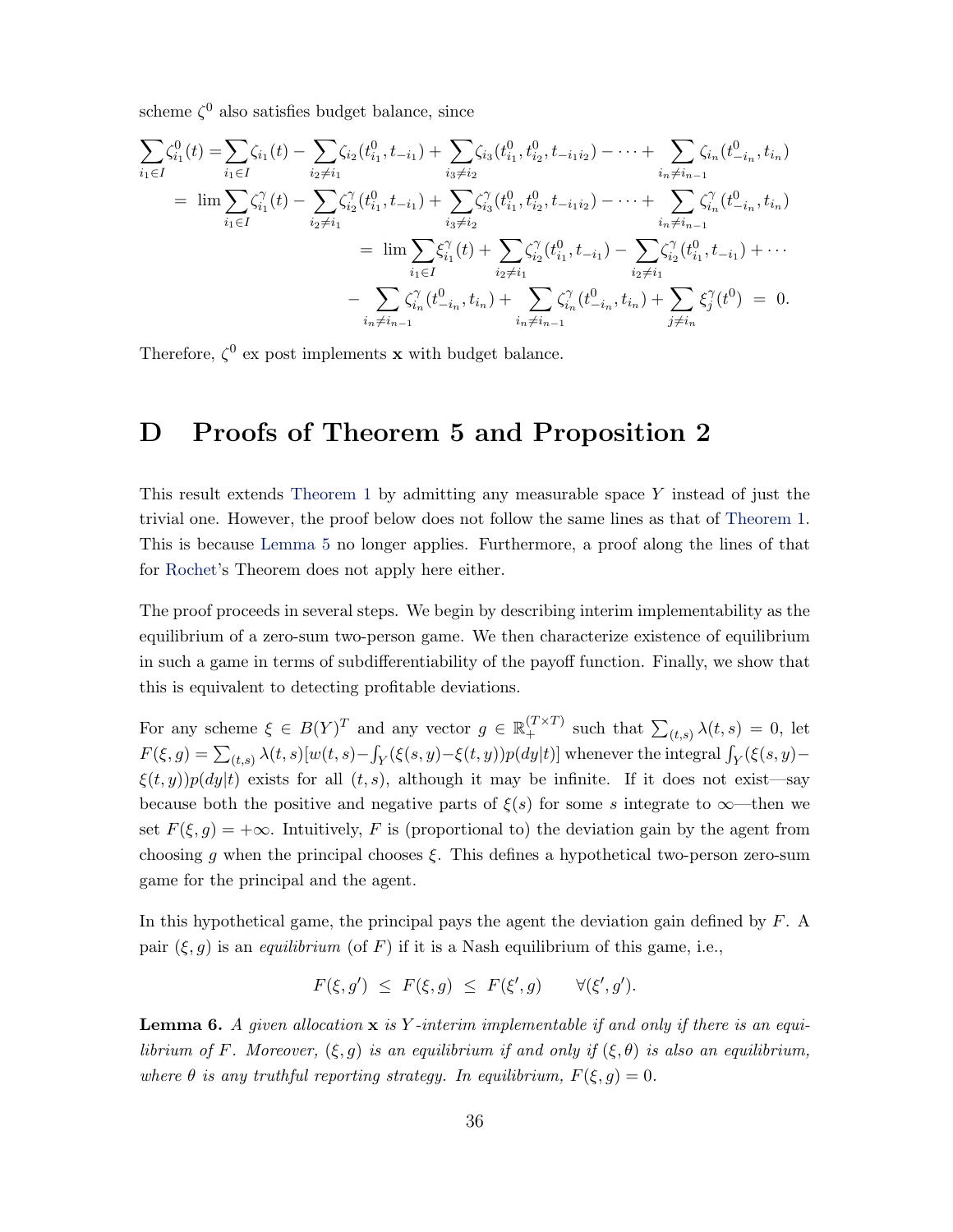scheme $\zeta^0$ also satisfies budget balance, since

$$
\begin{aligned}
\sum_{i_1\in I}\zeta^0_{i_1}(t) =& \sum_{i_1\in I}\zeta_{i_1}(t) - \sum_{i_2\neq i_1}\zeta_{i_2}(t^0_{i_1},t_{-i_1}) + \sum_{i_3\neq i_2}\zeta_{i_3}(t^0_{i_1},t^0_{i_2},t_{-i_1 i_2}) - \cdots + \sum_{i_n\neq i_{n-1}}\zeta_{i_n}(t^0_{-i_n},t_{i_n}) \\
=& \lim \sum_{i_1\in I}\zeta^\gamma_{i_1}(t) - \sum_{i_2\neq i_1}\zeta^\gamma_{i_2}(t^0_{i_1},t_{-i_1}) + \sum_{i_3\neq i_2}\zeta^\gamma_{i_3}(t^0_{i_1},t^0_{i_2},t_{-i_1 i_2}) - \cdots + \sum_{i_n\neq i_{n-1}}\zeta^\gamma_{i_n}(t^0_{-i_n},t_{i_n}) \\
&= \lim \sum_{i_1\in I}\xi^\gamma_{i_1}(t) + \sum_{i_2\neq i_1}\zeta^\gamma_{i_2}(t^0_{i_1},t_{-i_1}) - \sum_{i_2\neq i_1}\zeta^\gamma_{i_2}(t^0_{i_1},t_{-i_1}) + \cdots \\
&\quad - \sum_{i_n\neq i_{n-1}}\zeta^\gamma_{i_n}(t^0_{-i_n},t_{i_n}) + \sum_{i_n\neq i_{n-1}}\zeta^\gamma_{i_n}(t^0_{-i_n},t_{i_n}) + \sum_{j\neq i_n}\xi^\gamma_j(t^0) \;=\; 0.
\end{aligned}
$$

Therefore, $\zeta^0$ ex post implements $\mathbf{x}$ with budget balance.

# D Proofs of Theorem 5 and Proposition 2

This result extends Theorem 1 by admitting any measurable space $Y$ instead of just the trivial one. However, the proof below does not follow the same lines as that of Theorem 1. This is because Lemma 5 no longer applies. Furthermore, a proof along the lines of that for Rochet's Theorem does not apply here either.

The proof proceeds in several steps. We begin by describing interim implementability as the equilibrium of a zero-sum two-person game. We then characterize existence of equilibrium in such a game in terms of subdifferentiability of the payoff function. Finally, we show that this is equivalent to detecting profitable deviations.

For any scheme $\xi \in B(Y)^T$ and any vector $g \in \mathbb{R}^{(T\times T)}_+$ such that $\sum_{(t,s)}\lambda(t,s) = 0$, let $F(\xi, g) = \sum_{(t,s)}\lambda(t,s)[w(t,s) - \int_Y(\xi(s,y) - \xi(t,y))p(dy|t)]$ whenever the integral $\int_Y(\xi(s,y) - \xi(t,y))p(dy|t)$ exists for all $(t,s)$, although it may be infinite. If it does not exist—say because both the positive and negative parts of $\xi(s)$ for some $s$ integrate to $\infty$—then we set $F(\xi, g) = +\infty$. Intuitively, $F$ is (proportional to) the deviation gain by the agent from choosing $g$ when the principal chooses $\xi$. This defines a hypothetical two-person zero-sum game for the principal and the agent.

In this hypothetical game, the principal pays the agent the deviation gain defined by $F$. A pair $(\xi, g)$ is an *equilibrium* (of $F$) if it is a Nash equilibrium of this game, i.e.,

$$
F(\xi, g') \;\leq\; F(\xi, g) \;\leq\; F(\xi', g) \qquad \forall(\xi', g').
$$

**Lemma 6.** *A given allocation* $\mathbf{x}$ *is* $Y$*-interim implementable if and only if there is an equilibrium of* $F$*. Moreover,* $(\xi, g)$ *is an equilibrium if and only if* $(\xi, \theta)$ *is also an equilibrium, where* $\theta$ *is any truthful reporting strategy. In equilibrium,* $F(\xi, g) = 0$.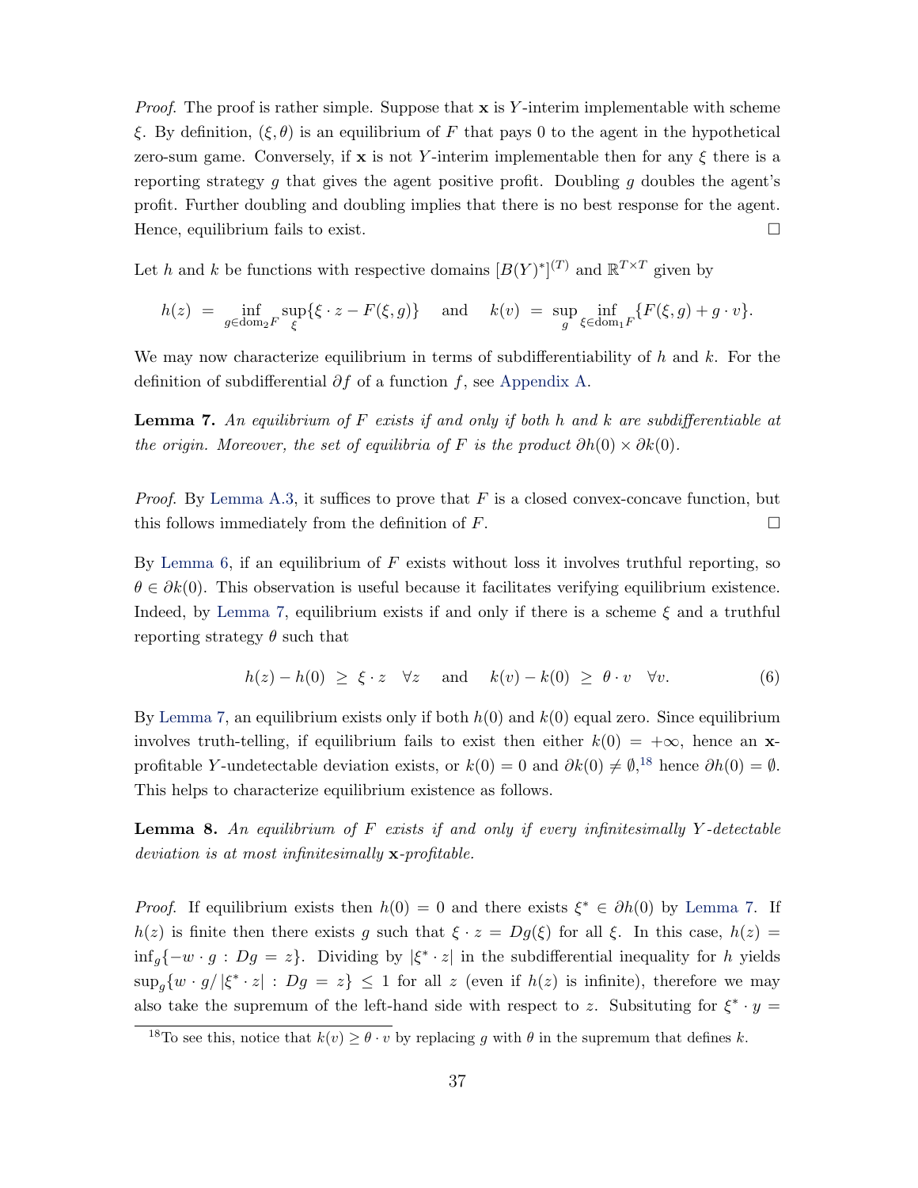*Proof.* The proof is rather simple. Suppose that $\mathbf{x}$ is $Y$-interim implementable with scheme $\xi$. By definition, $(\xi, \theta)$ is an equilibrium of $F$ that pays 0 to the agent in the hypothetical zero-sum game. Conversely, if $\mathbf{x}$ is not $Y$-interim implementable then for any $\xi$ there is a reporting strategy $g$ that gives the agent positive profit. Doubling $g$ doubles the agent's profit. Further doubling and doubling implies that there is no best response for the agent. Hence, equilibrium fails to exist. $\square$

Let $h$ and $k$ be functions with respective domains $[B(Y)^*]^{(T)}$ and $\mathbb{R}^{T\times T}$ given by

$$h(z) \;=\; \inf_{g\in \mathrm{dom}_2 F}\sup_{\xi}\{\xi\cdot z - F(\xi,g)\} \quad \text{ and } \quad k(v) \;=\; \sup_{g}\inf_{\xi\in \mathrm{dom}_1 F}\{F(\xi,g)+g\cdot v\}.$$

We may now characterize equilibrium in terms of subdifferentiability of $h$ and $k$. For the definition of subdifferential $\partial f$ of a function $f$, see Appendix A.

**Lemma 7.** *An equilibrium of $F$ exists if and only if both $h$ and $k$ are subdifferentiable at the origin. Moreover, the set of equilibria of $F$ is the product $\partial h(0)\times\partial k(0)$.*

*Proof.* By Lemma A.3, it suffices to prove that $F$ is a closed convex-concave function, but this follows immediately from the definition of $F$. $\square$

By Lemma 6, if an equilibrium of $F$ exists without loss it involves truthful reporting, so $\theta \in \partial k(0)$. This observation is useful because it facilitates verifying equilibrium existence. Indeed, by Lemma 7, equilibrium exists if and only if there is a scheme $\xi$ and a truthful reporting strategy $\theta$ such that

$$h(z)-h(0) \;\geq\; \xi\cdot z \quad \forall z \quad \text{ and } \quad k(v)-k(0)\;\geq\;\theta\cdot v \quad \forall v. \tag{6}$$

By Lemma 7, an equilibrium exists only if both $h(0)$ and $k(0)$ equal zero. Since equilibrium involves truth-telling, if equilibrium fails to exist then either $k(0)=+\infty$, hence an $\mathbf{x}$-profitable $Y$-undetectable deviation exists, or $k(0)=0$ and $\partial k(0)\neq\emptyset$,[18] hence $\partial h(0)=\emptyset$. This helps to characterize equilibrium existence as follows.

**Lemma 8.** *An equilibrium of $F$ exists if and only if every infinitesimally $Y$-detectable deviation is at most infinitesimally $\mathbf{x}$-profitable.*

*Proof.* If equilibrium exists then $h(0)=0$ and there exists $\xi^*\in\partial h(0)$ by Lemma 7. If $h(z)$ is finite then there exists $g$ such that $\xi\cdot z = Dg(\xi)$ for all $\xi$. In this case, $h(z) = \inf_g\{-w\cdot g : Dg = z\}$. Dividing by $|\xi^*\cdot z|$ in the subdifferential inequality for $h$ yields $\sup_g\{w\cdot g/|\xi^*\cdot z| : Dg = z\}\leq 1$ for all $z$ (even if $h(z)$ is infinite), therefore we may also take the supremum of the left-hand side with respect to $z$. Subsituting for $\xi^*\cdot y =$

[18] To see this, notice that $k(v)\geq\theta\cdot v$ by replacing $g$ with $\theta$ in the supremum that defines $k$.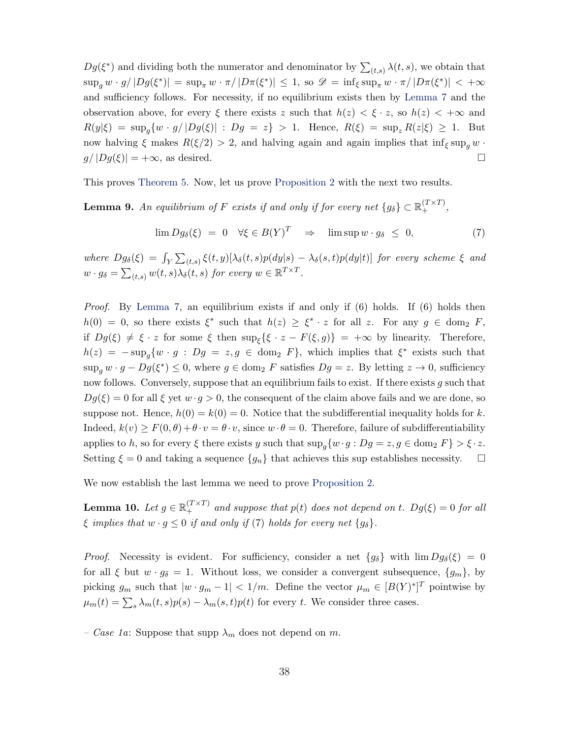$Dg(\xi^*)$ and dividing both the numerator and denominator by $\sum_{(t,s)} \lambda(t,s)$, we obtain that $\sup_g w \cdot g / |Dg(\xi^*)| = \sup_\pi w \cdot \pi / |D\pi(\xi^*)| \leq 1$, so $\mathscr{D} = \inf_\xi \sup_\pi w \cdot \pi / |D\pi(\xi^*)| < +\infty$ and sufficiency follows. For necessity, if no equilibrium exists then by Lemma 7 and the observation above, for every $\xi$ there exists $z$ such that $h(z) < \xi \cdot z$, so $h(z) < +\infty$ and $R(y|\xi) = \sup_g \{w \cdot g / |Dg(\xi)| : Dg = z\} > 1$. Hence, $R(\xi) = \sup_z R(z|\xi) \geq 1$. But now halving $\xi$ makes $R(\xi/2) > 2$, and halving again and again implies that $\inf_\xi \sup_g w \cdot g / |Dg(\xi)| = +\infty$, as desired. ☐

This proves Theorem 5. Now, let us prove Proposition 2 with the next two results.

**Lemma 9.** *An equilibrium of $F$ exists if and only if for every net $\{g_\delta\} \subset \mathbb{R}_+^{(T\times T)}$,*

$$\lim Dg_\delta(\xi) \;=\; 0 \quad \forall \xi \in B(Y)^T \quad \Rightarrow \quad \limsup w \cdot g_\delta \;\leq\; 0, \tag{7}$$

*where $Dg_\delta(\xi) = \int_Y \sum_{(t,s)} \xi(t,y)[\lambda_\delta(t,s)p(dy|s) - \lambda_\delta(s,t)p(dy|t)]$ for every scheme $\xi$ and $w \cdot g_\delta = \sum_{(t,s)} w(t,s)\lambda_\delta(t,s)$ for every $w \in \mathbb{R}^{T\times T}$.*

*Proof.* By Lemma 7, an equilibrium exists if and only if (6) holds. If (6) holds then $h(0) = 0$, so there exists $\xi^*$ such that $h(z) \geq \xi^* \cdot z$ for all $z$. For any $g \in \operatorname{dom}_2 F$, if $Dg(\xi) \neq \xi \cdot z$ for some $\xi$ then $\sup_\xi \{\xi \cdot z - F(\xi, g)\} = +\infty$ by linearity. Therefore, $h(z) = -\sup_g \{w \cdot g : Dg = z, g \in \operatorname{dom}_2 F\}$, which implies that $\xi^*$ exists such that $\sup_g w \cdot g - Dg(\xi^*) \leq 0$, where $g \in \operatorname{dom}_2 F$ satisfies $Dg = z$. By letting $z \to 0$, sufficiency now follows. Conversely, suppose that an equilibrium fails to exist. If there exists $g$ such that $Dg(\xi) = 0$ for all $\xi$ yet $w \cdot g > 0$, the consequent of the claim above fails and we are done, so suppose not. Hence, $h(0) = k(0) = 0$. Notice that the subdifferential inequality holds for $k$. Indeed, $k(v) \geq F(0, \theta) + \theta \cdot v = \theta \cdot v$, since $w \cdot \theta = 0$. Therefore, failure of subdifferentiability applies to $h$, so for every $\xi$ there exists $y$ such that $\sup_g \{w \cdot g : Dg = z, g \in \operatorname{dom}_2 F\} > \xi \cdot z$. Setting $\xi = 0$ and taking a sequence $\{g_n\}$ that achieves this sup establishes necessity. ☐

We now establish the last lemma we need to prove Proposition 2.

**Lemma 10.** *Let $g \in \mathbb{R}_+^{(T\times T)}$ and suppose that $p(t)$ does not depend on $t$. $Dg(\xi) = 0$ for all $\xi$ implies that $w \cdot g \leq 0$ if and only if (7) holds for every net $\{g_\delta\}$.*

*Proof.* Necessity is evident. For sufficiency, consider a net $\{g_\delta\}$ with $\lim Dg_\delta(\xi) = 0$ for all $\xi$ but $w \cdot g_\delta = 1$. Without loss, we consider a convergent subsequence, $\{g_m\}$, by picking $g_m$ such that $|w \cdot g_m - 1| < 1/m$. Define the vector $\mu_m \in [B(Y)^*]^T$ pointwise by $\mu_m(t) = \sum_s \lambda_m(t,s)p(s) - \lambda_m(s,t)p(t)$ for every $t$. We consider three cases.

– *Case 1a*: Suppose that $\operatorname{supp} \lambda_m$ does not depend on $m$.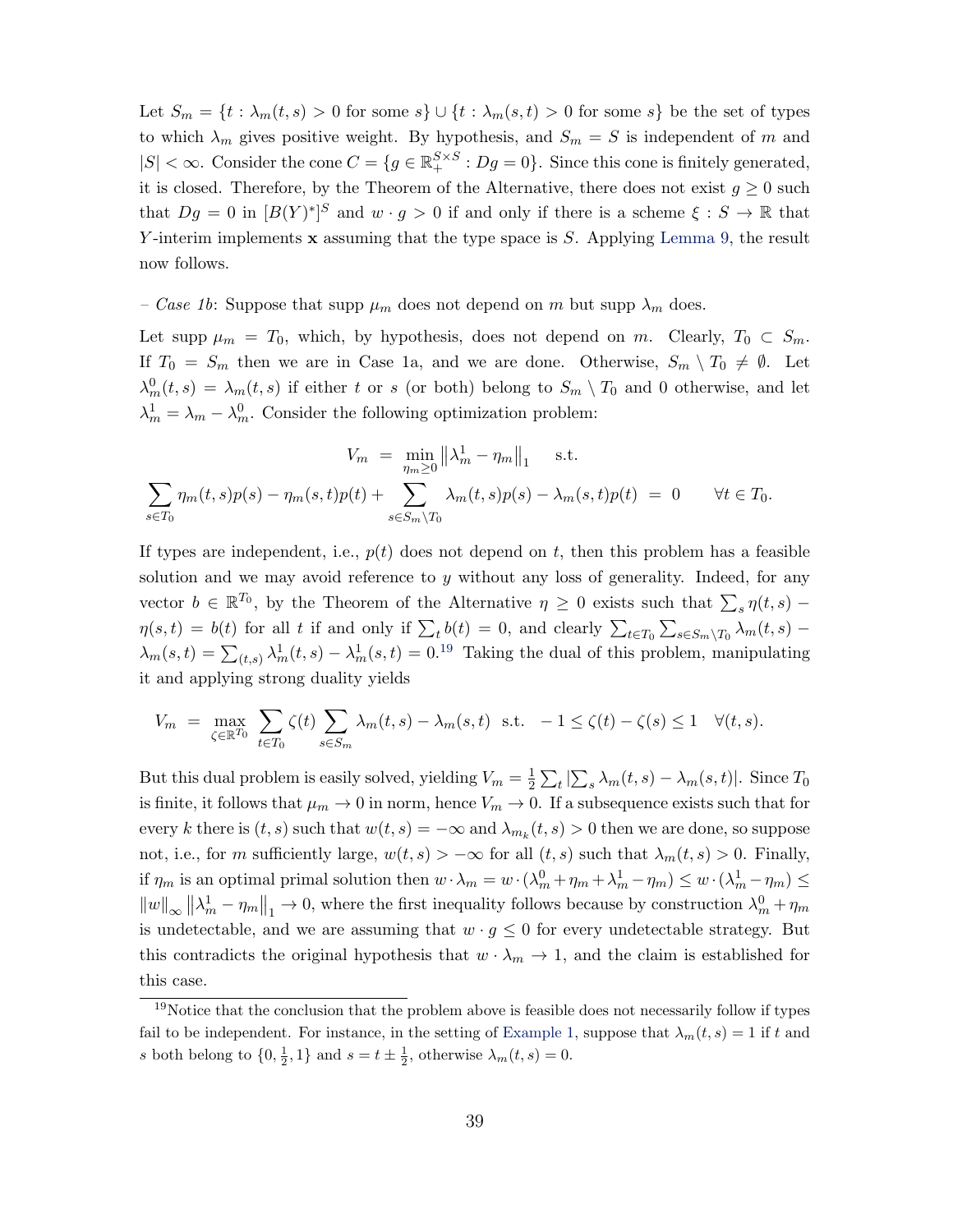Let $S_m = \{t : \lambda_m(t,s) > 0 \text{ for some } s\} \cup \{t : \lambda_m(s,t) > 0 \text{ for some } s\}$ be the set of types to which $\lambda_m$ gives positive weight. By hypothesis, and $S_m = S$ is independent of $m$ and $|S| < \infty$. Consider the cone $C = \{g \in \mathbb{R}_+^{S\times S} : Dg = 0\}$. Since this cone is finitely generated, it is closed. Therefore, by the Theorem of the Alternative, there does not exist $g \geq 0$ such that $Dg = 0$ in $[B(Y)^*]^S$ and $w \cdot g > 0$ if and only if there is a scheme $\xi : S \to \mathbb{R}$ that $Y$-interim implements $\mathbf{x}$ assuming that the type space is $S$. Applying Lemma 9, the result now follows.

– *Case 1b*: Suppose that supp $\mu_m$ does not depend on $m$ but supp $\lambda_m$ does.

Let supp $\mu_m = T_0$, which, by hypothesis, does not depend on $m$. Clearly, $T_0 \subset S_m$. If $T_0 = S_m$ then we are in Case 1a, and we are done. Otherwise, $S_m \setminus T_0 \neq \emptyset$. Let $\lambda_m^0(t,s) = \lambda_m(t,s)$ if either $t$ or $s$ (or both) belong to $S_m \setminus T_0$ and 0 otherwise, and let $\lambda_m^1 = \lambda_m - \lambda_m^0$. Consider the following optimization problem:

$$V_m \;=\; \min_{\eta_m \geq 0} \left\| \lambda_m^1 - \eta_m \right\|_1 \quad \text{s.t.}$$
$$\sum_{s\in T_0} \eta_m(t,s)p(s) - \eta_m(s,t)p(t) + \sum_{s\in S_m\setminus T_0} \lambda_m(t,s)p(s) - \lambda_m(s,t)p(t) \;=\; 0 \qquad \forall t \in T_0.$$

If types are independent, i.e., $p(t)$ does not depend on $t$, then this problem has a feasible solution and we may avoid reference to $y$ without any loss of generality. Indeed, for any vector $b \in \mathbb{R}^{T_0}$, by the Theorem of the Alternative $\eta \geq 0$ exists such that $\sum_s \eta(t,s) - \eta(s,t) = b(t)$ for all $t$ if and only if $\sum_t b(t) = 0$, and clearly $\sum_{t\in T_0} \sum_{s\in S_m\setminus T_0} \lambda_m(t,s) - \lambda_m(s,t) = \sum_{(t,s)} \lambda_m^1(t,s) - \lambda_m^1(s,t) = 0$.[19] Taking the dual of this problem, manipulating it and applying strong duality yields

$$V_m \;=\; \max_{\zeta \in \mathbb{R}^{T_0}} \sum_{t\in T_0} \zeta(t) \sum_{s\in S_m} \lambda_m(t,s) - \lambda_m(s,t) \;\; \text{s.t.} \;\; -1 \leq \zeta(t) - \zeta(s) \leq 1 \quad \forall (t,s).$$

But this dual problem is easily solved, yielding $V_m = \frac{1}{2}\sum_t \left|\sum_s \lambda_m(t,s) - \lambda_m(s,t)\right|$. Since $T_0$ is finite, it follows that $\mu_m \to 0$ in norm, hence $V_m \to 0$. If a subsequence exists such that for every $k$ there is $(t,s)$ such that $w(t,s) = -\infty$ and $\lambda_{m_k}(t,s) > 0$ then we are done, so suppose not, i.e., for $m$ sufficiently large, $w(t,s) > -\infty$ for all $(t,s)$ such that $\lambda_m(t,s) > 0$. Finally, if $\eta_m$ is an optimal primal solution then $w \cdot \lambda_m = w \cdot (\lambda_m^0 + \eta_m + \lambda_m^1 - \eta_m) \leq w \cdot (\lambda_m^1 - \eta_m) \leq \|w\|_\infty \left\|\lambda_m^1 - \eta_m\right\|_1 \to 0$, where the first inequality follows because by construction $\lambda_m^0 + \eta_m$ is undetectable, and we are assuming that $w \cdot g \leq 0$ for every undetectable strategy. But this contradicts the original hypothesis that $w \cdot \lambda_m \to 1$, and the claim is established for this case.

[19] Notice that the conclusion that the problem above is feasible does not necessarily follow if types fail to be independent. For instance, in the setting of Example 1, suppose that $\lambda_m(t,s) = 1$ if $t$ and $s$ both belong to $\{0, \frac{1}{2}, 1\}$ and $s = t \pm \frac{1}{2}$, otherwise $\lambda_m(t,s) = 0$.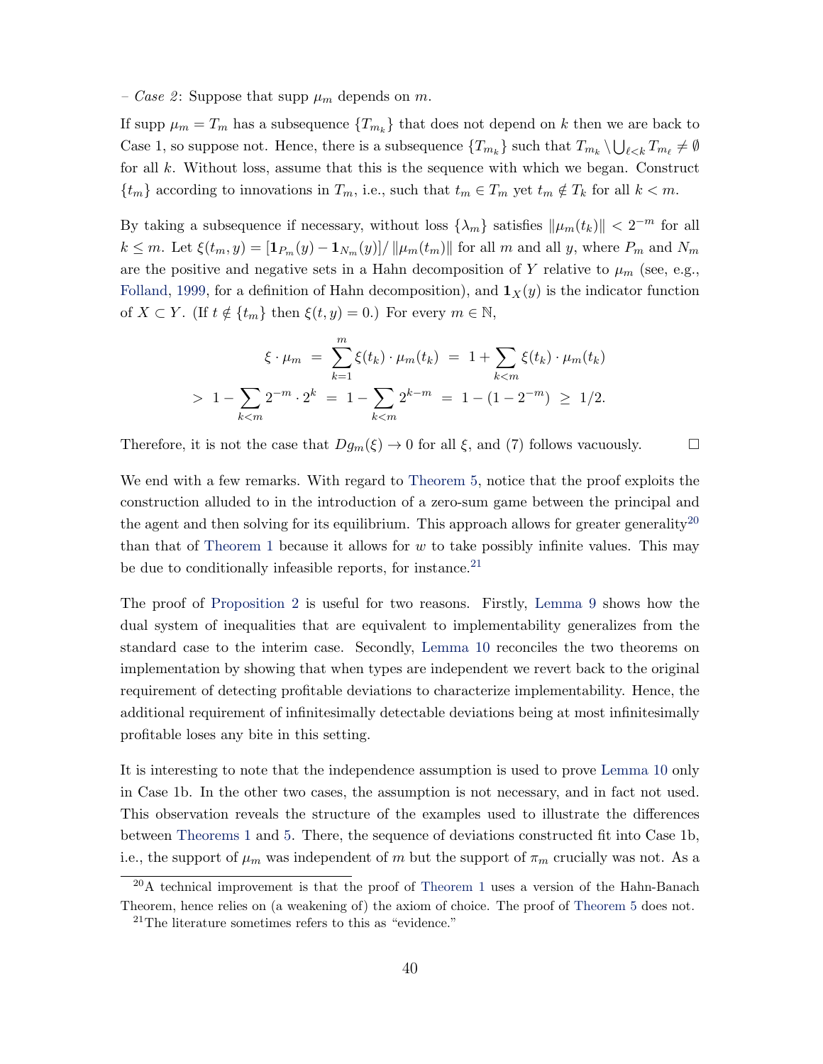– *Case 2*: Suppose that supp $\mu_m$ depends on $m$.

If supp $\mu_m = T_m$ has a subsequence $\{T_{m_k}\}$ that does not depend on $k$ then we are back to Case 1, so suppose not. Hence, there is a subsequence $\{T_{m_k}\}$ such that $T_{m_k} \setminus \bigcup_{\ell<k} T_{m_\ell} \neq \emptyset$ for all $k$. Without loss, assume that this is the sequence with which we began. Construct $\{t_m\}$ according to innovations in $T_m$, i.e., such that $t_m \in T_m$ yet $t_m \notin T_k$ for all $k < m$.

By taking a subsequence if necessary, without loss $\{\lambda_m\}$ satisfies $\|\mu_m(t_k)\| < 2^{-m}$ for all $k \leq m$. Let $\xi(t_m, y) = [\mathbf{1}_{P_m}(y) - \mathbf{1}_{N_m}(y)]/\|\mu_m(t_m)\|$ for all $m$ and all $y$, where $P_m$ and $N_m$ are the positive and negative sets in a Hahn decomposition of $Y$ relative to $\mu_m$ (see, e.g., Folland, 1999, for a definition of Hahn decomposition), and $\mathbf{1}_X(y)$ is the indicator function of $X \subset Y$. (If $t \notin \{t_m\}$ then $\xi(t, y) = 0$.) For every $m \in \mathbb{N}$,

$$
\begin{aligned}
\xi \cdot \mu_m \;&=\; \sum_{k=1}^{m} \xi(t_k) \cdot \mu_m(t_k) \;=\; 1 + \sum_{k<m} \xi(t_k) \cdot \mu_m(t_k) \\
&> \; 1 - \sum_{k<m} 2^{-m} \cdot 2^{k} \;=\; 1 - \sum_{k<m} 2^{k-m} \;=\; 1 - (1 - 2^{-m}) \;\geq\; 1/2.
\end{aligned}
$$

Therefore, it is not the case that $Dg_m(\xi) \to 0$ for all $\xi$, and (7) follows vacuously. $\square$

We end with a few remarks. With regard to Theorem 5, notice that the proof exploits the construction alluded to in the introduction of a zero-sum game between the principal and the agent and then solving for its equilibrium. This approach allows for greater generality[20] than that of Theorem 1 because it allows for $w$ to take possibly infinite values. This may be due to conditionally infeasible reports, for instance.[21]

The proof of Proposition 2 is useful for two reasons. Firstly, Lemma 9 shows how the dual system of inequalities that are equivalent to implementability generalizes from the standard case to the interim case. Secondly, Lemma 10 reconciles the two theorems on implementation by showing that when types are independent we revert back to the original requirement of detecting profitable deviations to characterize implementability. Hence, the additional requirement of infinitesimally detectable deviations being at most infinitesimally profitable loses any bite in this setting.

It is interesting to note that the independence assumption is used to prove Lemma 10 only in Case 1b. In the other two cases, the assumption is not necessary, and in fact not used. This observation reveals the structure of the examples used to illustrate the differences between Theorems 1 and 5. There, the sequence of deviations constructed fit into Case 1b, i.e., the support of $\mu_m$ was independent of $m$ but the support of $\pi_m$ crucially was not. As a

[20] A technical improvement is that the proof of Theorem 1 uses a version of the Hahn-Banach Theorem, hence relies on (a weakening of) the axiom of choice. The proof of Theorem 5 does not.

[21] The literature sometimes refers to this as "evidence."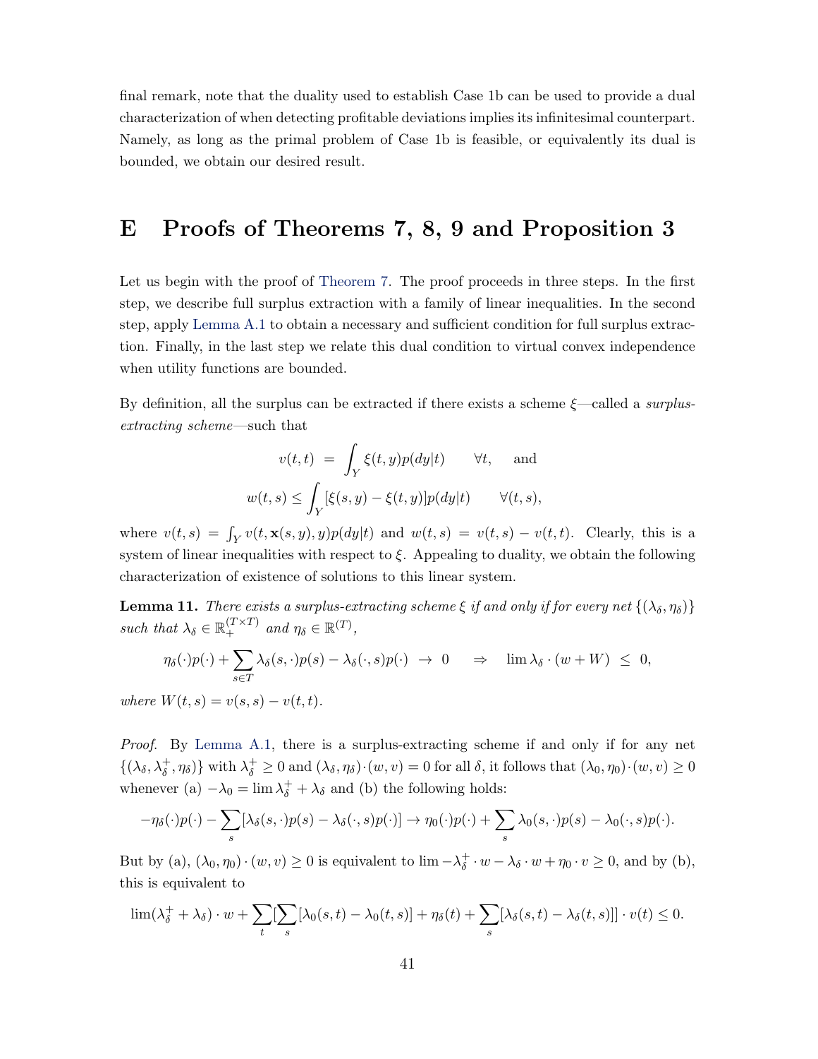final remark, note that the duality used to establish Case 1b can be used to provide a dual characterization of when detecting profitable deviations implies its infinitesimal counterpart. Namely, as long as the primal problem of Case 1b is feasible, or equivalently its dual is bounded, we obtain our desired result.

# E Proofs of Theorems 7, 8, 9 and Proposition 3

Let us begin with the proof of Theorem 7. The proof proceeds in three steps. In the first step, we describe full surplus extraction with a family of linear inequalities. In the second step, apply Lemma A.1 to obtain a necessary and sufficient condition for full surplus extraction. Finally, in the last step we relate this dual condition to virtual convex independence when utility functions are bounded.

By definition, all the surplus can be extracted if there exists a scheme $\xi$—called a *surplus-extracting scheme*—such that

$$v(t,t) \;=\; \int_Y \xi(t,y)p(dy|t) \qquad \forall t, \quad \text{and}$$

$$w(t,s) \leq \int_Y [\xi(s,y) - \xi(t,y)]p(dy|t) \qquad \forall (t,s),$$

where $v(t,s) = \int_Y v(t, \mathbf{x}(s,y), y)p(dy|t)$ and $w(t,s) = v(t,s) - v(t,t)$. Clearly, this is a system of linear inequalities with respect to $\xi$. Appealing to duality, we obtain the following characterization of existence of solutions to this linear system.

**Lemma 11.** *There exists a surplus-extracting scheme $\xi$ if and only if for every net $\{(\lambda_\delta, \eta_\delta)\}$ such that $\lambda_\delta \in \mathbb{R}_+^{(T\times T)}$ and $\eta_\delta \in \mathbb{R}^{(T)}$,*

$$\eta_\delta(\cdot)p(\cdot) + \sum_{s\in T} \lambda_\delta(s,\cdot)p(s) - \lambda_\delta(\cdot,s)p(\cdot) \;\to\; 0 \qquad \Rightarrow \qquad \lim \lambda_\delta \cdot (w + W) \;\leq\; 0,$$

*where $W(t,s) = v(s,s) - v(t,t)$.*

*Proof.* By Lemma A.1, there is a surplus-extracting scheme if and only if for any net $\{(\lambda_\delta, \lambda_\delta^+, \eta_\delta)\}$ with $\lambda_\delta^+ \geq 0$ and $(\lambda_\delta, \eta_\delta)\cdot(w,v) = 0$ for all $\delta$, it follows that $(\lambda_0, \eta_0)\cdot(w,v) \geq 0$ whenever (a) $-\lambda_0 = \lim \lambda_\delta^+ + \lambda_\delta$ and (b) the following holds:

$$-\eta_\delta(\cdot)p(\cdot) - \sum_s [\lambda_\delta(s,\cdot)p(s) - \lambda_\delta(\cdot,s)p(\cdot)] \to \eta_0(\cdot)p(\cdot) + \sum_s \lambda_0(s,\cdot)p(s) - \lambda_0(\cdot,s)p(\cdot).$$

But by (a), $(\lambda_0, \eta_0)\cdot(w,v) \geq 0$ is equivalent to $\lim -\lambda_\delta^+ \cdot w - \lambda_\delta \cdot w + \eta_0 \cdot v \geq 0$, and by (b), this is equivalent to

$$\lim (\lambda_\delta^+ + \lambda_\delta)\cdot w + \sum_t [\sum_s [\lambda_0(s,t) - \lambda_0(t,s)] + \eta_\delta(t) + \sum_s [\lambda_\delta(s,t) - \lambda_\delta(t,s)]]\cdot v(t) \leq 0.$$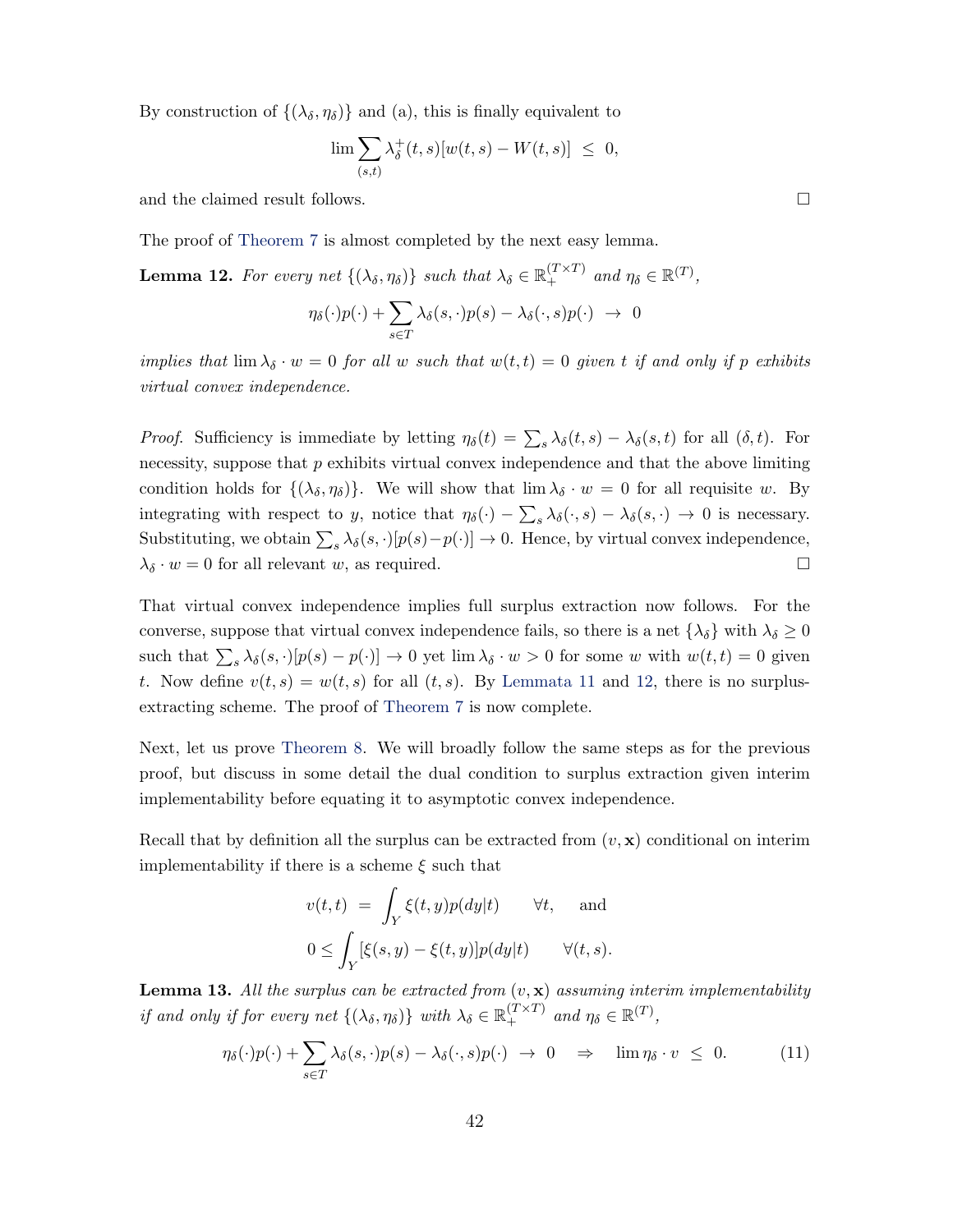By construction of $\{(\lambda_\delta, \eta_\delta)\}$ and (a), this is finally equivalent to

$$\lim \sum_{(s,t)} \lambda_\delta^+(t,s)[w(t,s) - W(t,s)] \;\leq\; 0,$$

and the claimed result follows. □

The proof of Theorem 7 is almost completed by the next easy lemma.

**Lemma 12.** *For every net $\{(\lambda_\delta, \eta_\delta)\}$ such that $\lambda_\delta \in \mathbb{R}_+^{(T\times T)}$ and $\eta_\delta \in \mathbb{R}^{(T)}$,*

$$\eta_\delta(\cdot)p(\cdot) + \sum_{s\in T} \lambda_\delta(s,\cdot)p(s) - \lambda_\delta(\cdot,s)p(\cdot) \;\to\; 0$$

*implies that $\lim \lambda_\delta \cdot w = 0$ for all $w$ such that $w(t,t) = 0$ given $t$ if and only if $p$ exhibits virtual convex independence.*

*Proof.* Sufficiency is immediate by letting $\eta_\delta(t) = \sum_s \lambda_\delta(t,s) - \lambda_\delta(s,t)$ for all $(\delta, t)$. For necessity, suppose that $p$ exhibits virtual convex independence and that the above limiting condition holds for $\{(\lambda_\delta, \eta_\delta)\}$. We will show that $\lim \lambda_\delta \cdot w = 0$ for all requisite $w$. By integrating with respect to $y$, notice that $\eta_\delta(\cdot) - \sum_s \lambda_\delta(\cdot, s) - \lambda_\delta(s,\cdot) \to 0$ is necessary. Substituting, we obtain $\sum_s \lambda_\delta(s,\cdot)[p(s) - p(\cdot)] \to 0$. Hence, by virtual convex independence, $\lambda_\delta \cdot w = 0$ for all relevant $w$, as required. □

That virtual convex independence implies full surplus extraction now follows. For the converse, suppose that virtual convex independence fails, so there is a net $\{\lambda_\delta\}$ with $\lambda_\delta \geq 0$ such that $\sum_s \lambda_\delta(s,\cdot)[p(s) - p(\cdot)] \to 0$ yet $\lim \lambda_\delta \cdot w > 0$ for some $w$ with $w(t,t) = 0$ given $t$. Now define $v(t,s) = w(t,s)$ for all $(t,s)$. By Lemmata 11 and 12, there is no surplus-extracting scheme. The proof of Theorem 7 is now complete.

Next, let us prove Theorem 8. We will broadly follow the same steps as for the previous proof, but discuss in some detail the dual condition to surplus extraction given interim implementability before equating it to asymptotic convex independence.

Recall that by definition all the surplus can be extracted from $(v, \mathbf{x})$ conditional on interim implementability if there is a scheme $\xi$ such that

$$v(t,t) \;=\; \int_Y \xi(t,y)p(dy|t) \qquad \forall t, \quad \text{and}$$

$$0 \leq \int_Y [\xi(s,y) - \xi(t,y)]p(dy|t) \qquad \forall (t,s).$$

**Lemma 13.** *All the surplus can be extracted from $(v, \mathbf{x})$ assuming interim implementability if and only if for every net $\{(\lambda_\delta, \eta_\delta)\}$ with $\lambda_\delta \in \mathbb{R}_+^{(T\times T)}$ and $\eta_\delta \in \mathbb{R}^{(T)}$,*

$$\eta_\delta(\cdot)p(\cdot) + \sum_{s\in T} \lambda_\delta(s,\cdot)p(s) - \lambda_\delta(\cdot,s)p(\cdot) \;\to\; 0 \quad \Rightarrow \quad \lim \eta_\delta \cdot v \;\leq\; 0. \tag{11}$$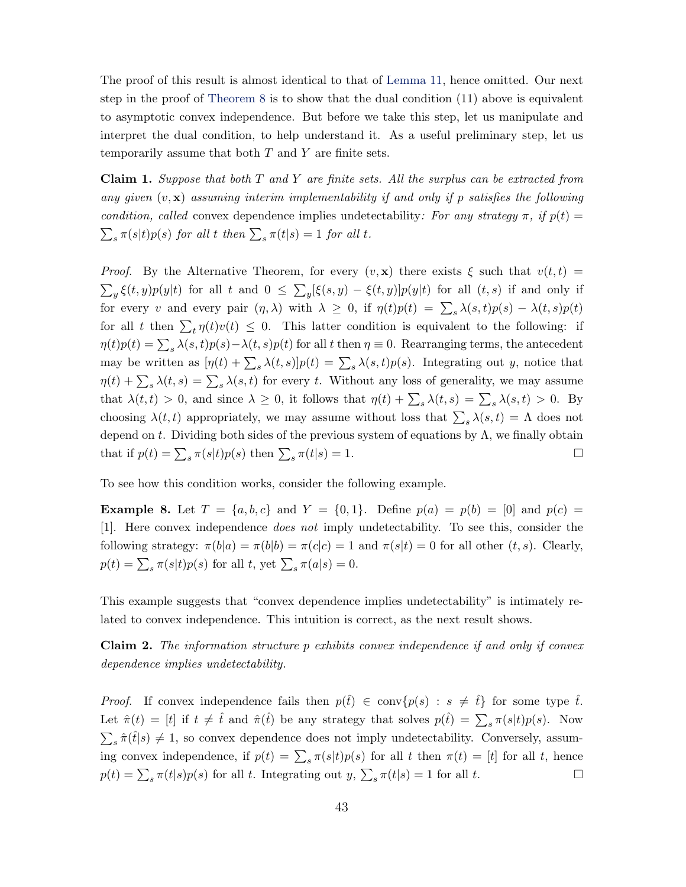The proof of this result is almost identical to that of Lemma 11, hence omitted. Our next step in the proof of Theorem 8 is to show that the dual condition (11) above is equivalent to asymptotic convex independence. But before we take this step, let us manipulate and interpret the dual condition, to help understand it. As a useful preliminary step, let us temporarily assume that both $T$ and $Y$ are finite sets.

**Claim 1.** *Suppose that both $T$ and $Y$ are finite sets. All the surplus can be extracted from any given $(v, \mathbf{x})$ assuming interim implementability if and only if $p$ satisfies the following condition, called* convex dependence implies undetectability*: For any strategy $\pi$, if $p(t) = \sum_s \pi(s|t)p(s)$ for all $t$ then $\sum_s \pi(t|s) = 1$ for all $t$.*

*Proof.* By the Alternative Theorem, for every $(v, \mathbf{x})$ there exists $\xi$ such that $v(t,t) = \sum_y \xi(t,y)p(y|t)$ for all $t$ and $0 \leq \sum_y [\xi(s,y) - \xi(t,y)]p(y|t)$ for all $(t,s)$ if and only if for every $v$ and every pair $(\eta, \lambda)$ with $\lambda \geq 0$, if $\eta(t)p(t) = \sum_s \lambda(s,t)p(s) - \lambda(t,s)p(t)$ for all $t$ then $\sum_t \eta(t)v(t) \leq 0$. This latter condition is equivalent to the following: if $\eta(t)p(t) = \sum_s \lambda(s,t)p(s) - \lambda(t,s)p(t)$ for all $t$ then $\eta \equiv 0$. Rearranging terms, the antecedent may be written as $[\eta(t) + \sum_s \lambda(t,s)]p(t) = \sum_s \lambda(s,t)p(s)$. Integrating out $y$, notice that $\eta(t) + \sum_s \lambda(t,s) = \sum_s \lambda(s,t)$ for every $t$. Without any loss of generality, we may assume that $\lambda(t,t) > 0$, and since $\lambda \geq 0$, it follows that $\eta(t) + \sum_s \lambda(t,s) = \sum_s \lambda(s,t) > 0$. By choosing $\lambda(t,t)$ appropriately, we may assume without loss that $\sum_s \lambda(s,t) = \Lambda$ does not depend on $t$. Dividing both sides of the previous system of equations by $\Lambda$, we finally obtain that if $p(t) = \sum_s \pi(s|t)p(s)$ then $\sum_s \pi(t|s) = 1$. $\square$

To see how this condition works, consider the following example.

**Example 8.** Let $T = \{a, b, c\}$ and $Y = \{0, 1\}$. Define $p(a) = p(b) = [0]$ and $p(c) = [1]$. Here convex independence *does not* imply undetectability. To see this, consider the following strategy: $\pi(b|a) = \pi(b|b) = \pi(c|c) = 1$ and $\pi(s|t) = 0$ for all other $(t,s)$. Clearly, $p(t) = \sum_s \pi(s|t)p(s)$ for all $t$, yet $\sum_s \pi(a|s) = 0$.

This example suggests that "convex dependence implies undetectability" is intimately related to convex independence. This intuition is correct, as the next result shows.

**Claim 2.** *The information structure $p$ exhibits convex independence if and only if convex dependence implies undetectability.*

*Proof.* If convex independence fails then $p(\hat{t}) \in \text{conv}\{p(s) : s \neq \hat{t}\}$ for some type $\hat{t}$. Let $\hat{\pi}(t) = [t]$ if $t \neq \hat{t}$ and $\hat{\pi}(\hat{t})$ be any strategy that solves $p(\hat{t}) = \sum_s \pi(s|t)p(s)$. Now $\sum_s \hat{\pi}(\hat{t}|s) \neq 1$, so convex dependence does not imply undetectability. Conversely, assuming convex independence, if $p(t) = \sum_s \pi(s|t)p(s)$ for all $t$ then $\pi(t) = [t]$ for all $t$, hence $p(t) = \sum_s \pi(t|s)p(s)$ for all $t$. Integrating out $y$, $\sum_s \pi(t|s) = 1$ for all $t$. $\square$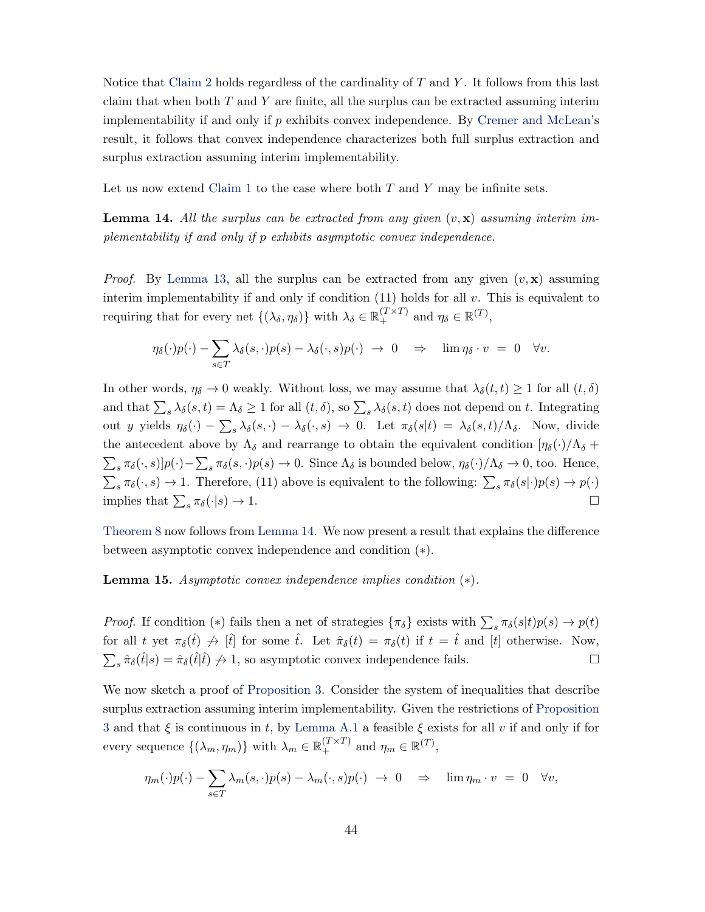Notice that Claim 2 holds regardless of the cardinality of $T$ and $Y$. It follows from this last claim that when both $T$ and $Y$ are finite, all the surplus can be extracted assuming interim implementability if and only if $p$ exhibits convex independence. By Cremer and McLean's result, it follows that convex independence characterizes both full surplus extraction and surplus extraction assuming interim implementability.

Let us now extend Claim 1 to the case where both $T$ and $Y$ may be infinite sets.

**Lemma 14.** *All the surplus can be extracted from any given $(v, \mathbf{x})$ assuming interim implementability if and only if $p$ exhibits asymptotic convex independence.*

*Proof.* By Lemma 13, all the surplus can be extracted from any given $(v, \mathbf{x})$ assuming interim implementability if and only if condition (11) holds for all $v$. This is equivalent to requiring that for every net $\{(\lambda_\delta, \eta_\delta)\}$ with $\lambda_\delta \in \mathbb{R}_+^{(T\times T)}$ and $\eta_\delta \in \mathbb{R}^{(T)}$,

$$\eta_\delta(\cdot)p(\cdot) - \sum_{s\in T} \lambda_\delta(s,\cdot)p(s) - \lambda_\delta(\cdot,s)p(\cdot) \;\to\; 0 \quad \Rightarrow \quad \lim \eta_\delta \cdot v \;=\; 0 \quad \forall v.$$

In other words, $\eta_\delta \to 0$ weakly. Without loss, we may assume that $\lambda_\delta(t,t) \geq 1$ for all $(t,\delta)$ and that $\sum_s \lambda_\delta(s,t) = \Lambda_\delta \geq 1$ for all $(t,\delta)$, so $\sum_s \lambda_\delta(s,t)$ does not depend on $t$. Integrating out $y$ yields $\eta_\delta(\cdot) - \sum_s \lambda_\delta(s,\cdot) - \lambda_\delta(\cdot,s) \to 0$. Let $\pi_\delta(s|t) = \lambda_\delta(s,t)/\Lambda_\delta$. Now, divide the antecedent above by $\Lambda_\delta$ and rearrange to obtain the equivalent condition $[\eta_\delta(\cdot)/\Lambda_\delta + \sum_s \pi_\delta(\cdot,s)]p(\cdot) - \sum_s \pi_\delta(s,\cdot)p(s) \to 0$. Since $\Lambda_\delta$ is bounded below, $\eta_\delta(\cdot)/\Lambda_\delta \to 0$, too. Hence, $\sum_s \pi_\delta(\cdot,s) \to 1$. Therefore, (11) above is equivalent to the following: $\sum_s \pi_\delta(s|\cdot)p(s) \to p(\cdot)$ implies that $\sum_s \pi_\delta(\cdot|s) \to 1$. $\square$

Theorem 8 now follows from Lemma 14. We now present a result that explains the difference between asymptotic convex independence and condition $(*)$.

**Lemma 15.** *Asymptotic convex independence implies condition $(*)$.*

*Proof.* If condition $(*)$ fails then a net of strategies $\{\pi_\delta\}$ exists with $\sum_s \pi_\delta(s|t)p(s) \to p(t)$ for all $t$ yet $\pi_\delta(\hat{t}) \not\to [\hat{t}]$ for some $\hat{t}$. Let $\hat{\pi}_\delta(t) = \pi_\delta(t)$ if $t = \hat{t}$ and $[t]$ otherwise. Now, $\sum_s \hat{\pi}_\delta(\hat{t}|s) = \hat{\pi}_\delta(\hat{t}|\hat{t}) \not\to 1$, so asymptotic convex independence fails. $\square$

We now sketch a proof of Proposition 3. Consider the system of inequalities that describe surplus extraction assuming interim implementability. Given the restrictions of Proposition 3 and that $\xi$ is continuous in $t$, by Lemma A.1 a feasible $\xi$ exists for all $v$ if and only if for every sequence $\{(\lambda_m, \eta_m)\}$ with $\lambda_m \in \mathbb{R}_+^{(T\times T)}$ and $\eta_m \in \mathbb{R}^{(T)}$,

$$\eta_m(\cdot)p(\cdot) - \sum_{s\in T} \lambda_m(s,\cdot)p(s) - \lambda_m(\cdot,s)p(\cdot) \;\to\; 0 \quad \Rightarrow \quad \lim \eta_m \cdot v \;=\; 0 \quad \forall v,$$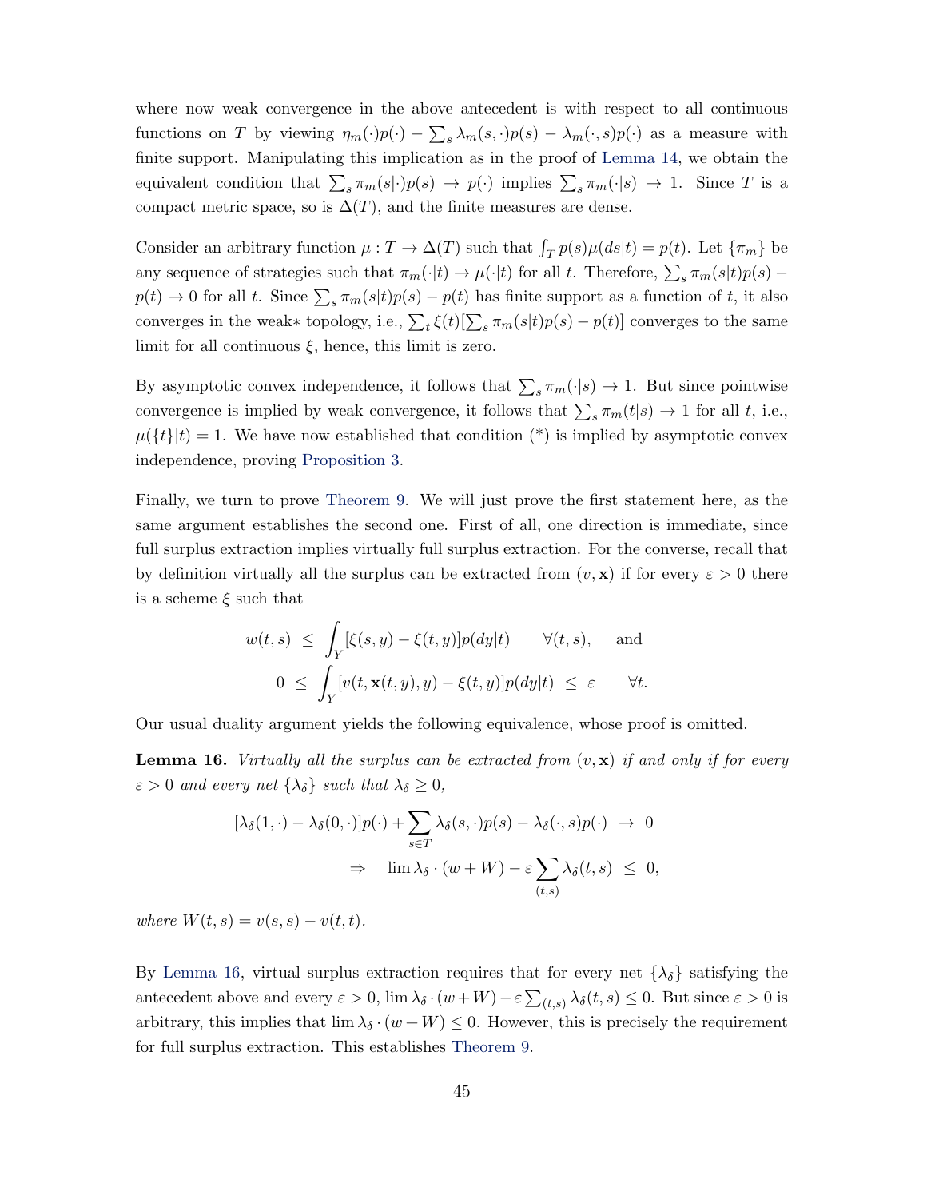where now weak convergence in the above antecedent is with respect to all continuous functions on $T$ by viewing $\eta_m(\cdot)p(\cdot) - \sum_s \lambda_m(s,\cdot)p(s) - \lambda_m(\cdot,s)p(\cdot)$ as a measure with finite support. Manipulating this implication as in the proof of Lemma 14, we obtain the equivalent condition that $\sum_s \pi_m(s|\cdot)p(s) \to p(\cdot)$ implies $\sum_s \pi_m(\cdot|s) \to 1$. Since $T$ is a compact metric space, so is $\Delta(T)$, and the finite measures are dense.

Consider an arbitrary function $\mu : T \to \Delta(T)$ such that $\int_T p(s)\mu(ds|t) = p(t)$. Let $\{\pi_m\}$ be any sequence of strategies such that $\pi_m(\cdot|t) \to \mu(\cdot|t)$ for all $t$. Therefore, $\sum_s \pi_m(s|t)p(s) - p(t) \to 0$ for all $t$. Since $\sum_s \pi_m(s|t)p(s) - p(t)$ has finite support as a function of $t$, it also converges in the weak∗ topology, i.e., $\sum_t \xi(t)[\sum_s \pi_m(s|t)p(s) - p(t)]$ converges to the same limit for all continuous $\xi$, hence, this limit is zero.

By asymptotic convex independence, it follows that $\sum_s \pi_m(\cdot|s) \to 1$. But since pointwise convergence is implied by weak convergence, it follows that $\sum_s \pi_m(t|s) \to 1$ for all $t$, i.e., $\mu(\{t\}|t) = 1$. We have now established that condition (*) is implied by asymptotic convex independence, proving Proposition 3.

Finally, we turn to prove Theorem 9. We will just prove the first statement here, as the same argument establishes the second one. First of all, one direction is immediate, since full surplus extraction implies virtually full surplus extraction. For the converse, recall that by definition virtually all the surplus can be extracted from $(v, \mathbf{x})$ if for every $\varepsilon > 0$ there is a scheme $\xi$ such that

$$
\begin{aligned}
w(t,s) \ &\leq \ \int_Y [\xi(s,y) - \xi(t,y)]p(dy|t) \qquad \forall (t,s), \quad \text{and} \\
0 \ &\leq \ \int_Y [v(t,\mathbf{x}(t,y),y) - \xi(t,y)]p(dy|t) \ \leq \ \varepsilon \qquad \forall t.
\end{aligned}
$$

Our usual duality argument yields the following equivalence, whose proof is omitted.

**Lemma 16.** *Virtually all the surplus can be extracted from $(v, \mathbf{x})$ if and only if for every $\varepsilon > 0$ and every net $\{\lambda_\delta\}$ such that $\lambda_\delta \geq 0$,*

$$
\begin{aligned}
[\lambda_\delta(1,\cdot) - \lambda_\delta(0,\cdot)]p(\cdot) + \sum_{s \in T} \lambda_\delta(s,\cdot)p(s) - \lambda_\delta(\cdot,s)p(\cdot) \ &\to \ 0 \\
\Rightarrow \quad \lim \lambda_\delta \cdot (w + W) - \varepsilon \sum_{(t,s)} \lambda_\delta(t,s) \ &\leq \ 0,
\end{aligned}
$$

*where $W(t,s) = v(s,s) - v(t,t)$.*

By Lemma 16, virtual surplus extraction requires that for every net $\{\lambda_\delta\}$ satisfying the antecedent above and every $\varepsilon > 0$, $\lim \lambda_\delta \cdot (w+W) - \varepsilon \sum_{(t,s)} \lambda_\delta(t,s) \leq 0$. But since $\varepsilon > 0$ is arbitrary, this implies that $\lim \lambda_\delta \cdot (w + W) \leq 0$. However, this is precisely the requirement for full surplus extraction. This establishes Theorem 9.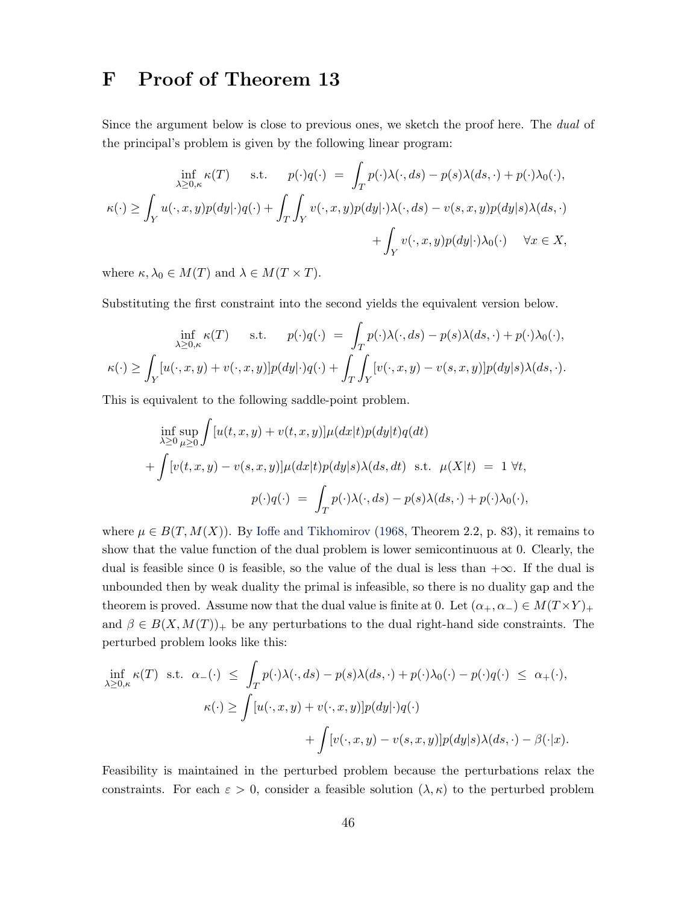# F Proof of Theorem 13

Since the argument below is close to previous ones, we sketch the proof here. The *dual* of the principal's problem is given by the following linear program:

$$
\begin{aligned}
\inf_{\lambda \geq 0, \kappa} \kappa(T) \qquad \text{s.t.} \qquad p(\cdot)q(\cdot) \;&=\; \int_T p(\cdot)\lambda(\cdot, ds) - p(s)\lambda(ds, \cdot) + p(\cdot)\lambda_0(\cdot), \\
\kappa(\cdot) \geq \int_Y u(\cdot, x, y)p(dy|\cdot)q(\cdot) + \int_T \int_Y & v(\cdot, x, y)p(dy|\cdot)\lambda(\cdot, ds) - v(s, x, y)p(dy|s)\lambda(ds, \cdot) \\
&+ \int_Y v(\cdot, x, y)p(dy|\cdot)\lambda_0(\cdot) \quad \forall x \in X,
\end{aligned}
$$

where $\kappa, \lambda_0 \in M(T)$ and $\lambda \in M(T \times T)$.

Substituting the first constraint into the second yields the equivalent version below.

$$
\begin{aligned}
\inf_{\lambda \geq 0, \kappa} \kappa(T) \qquad \text{s.t.} \qquad p(\cdot)q(\cdot) \;&=\; \int_T p(\cdot)\lambda(\cdot, ds) - p(s)\lambda(ds, \cdot) + p(\cdot)\lambda_0(\cdot), \\
\kappa(\cdot) \geq \int_Y [u(\cdot, x, y) + v(\cdot, x, y)]p(dy|\cdot)q(\cdot) &+ \int_T \int_Y [v(\cdot, x, y) - v(s, x, y)]p(dy|s)\lambda(ds, \cdot).
\end{aligned}
$$

This is equivalent to the following saddle-point problem.

$$
\begin{aligned}
&\inf_{\lambda \geq 0} \sup_{\mu \geq 0} \int [u(t, x, y) + v(t, x, y)]\mu(dx|t)p(dy|t)q(dt) \\
&+ \int [v(t, x, y) - v(s, x, y)]\mu(dx|t)p(dy|s)\lambda(ds, dt) \;\; \text{s.t.} \;\; \mu(X|t) \;=\; 1 \;\forall t, \\
&\qquad\qquad\qquad p(\cdot)q(\cdot) \;=\; \int_T p(\cdot)\lambda(\cdot, ds) - p(s)\lambda(ds, \cdot) + p(\cdot)\lambda_0(\cdot),
\end{aligned}
$$

where $\mu \in B(T, M(X))$. By Ioffe and Tikhomirov (1968, Theorem 2.2, p. 83), it remains to show that the value function of the dual problem is lower semicontinuous at 0. Clearly, the dual is feasible since 0 is feasible, so the value of the dual is less than $+\infty$. If the dual is unbounded then by weak duality the primal is infeasible, so there is no duality gap and the theorem is proved. Assume now that the dual value is finite at 0. Let $(\alpha_+, \alpha_-) \in M(T \times Y)_+$ and $\beta \in B(X, M(T))_+$ be any perturbations to the dual right-hand side constraints. The perturbed problem looks like this:

$$
\begin{aligned}
\inf_{\lambda \geq 0, \kappa} \kappa(T) \;\; \text{s.t.} \;\; \alpha_-(\cdot) \;\leq\; &\int_T p(\cdot)\lambda(\cdot, ds) - p(s)\lambda(ds, \cdot) + p(\cdot)\lambda_0(\cdot) - p(\cdot)q(\cdot) \;\leq\; \alpha_+(\cdot), \\
\kappa(\cdot) \geq &\int [u(\cdot, x, y) + v(\cdot, x, y)]p(dy|\cdot)q(\cdot) \\
&+ \int [v(\cdot, x, y) - v(s, x, y)]p(dy|s)\lambda(ds, \cdot) - \beta(\cdot|x).
\end{aligned}
$$

Feasibility is maintained in the perturbed problem because the perturbations relax the constraints. For each $\varepsilon > 0$, consider a feasible solution $(\lambda, \kappa)$ to the perturbed problem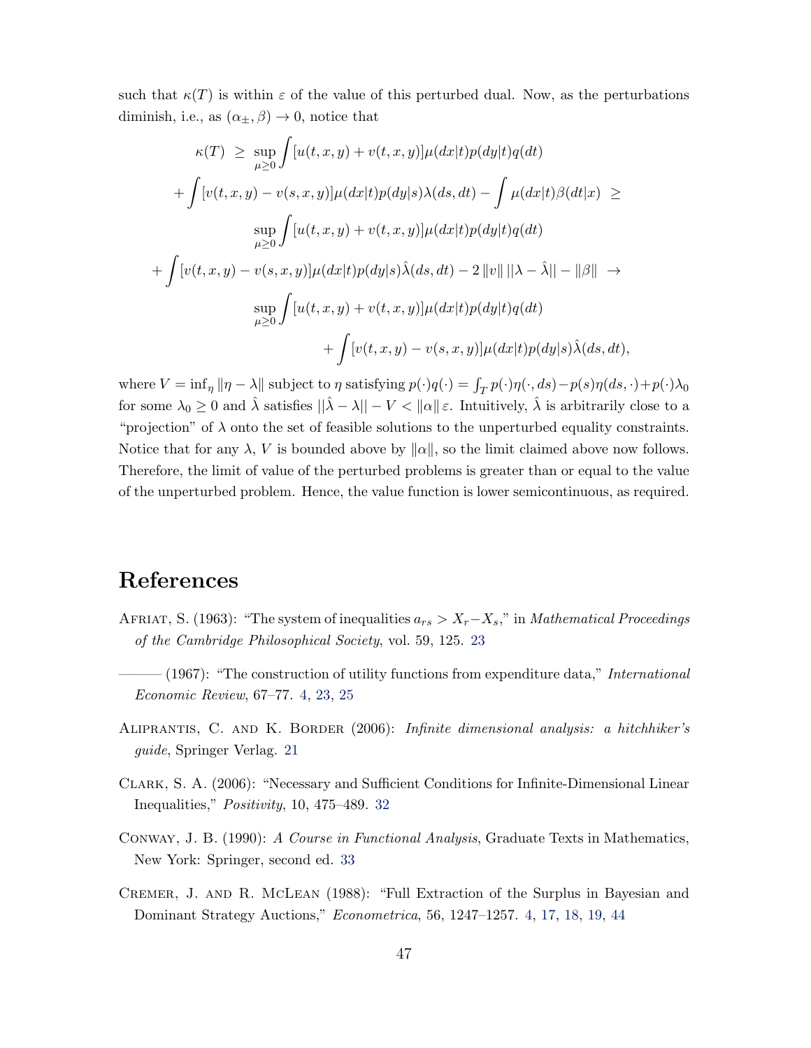such that $\kappa(T)$ is within $\varepsilon$ of the value of this perturbed dual. Now, as the perturbations diminish, i.e., as $(\alpha_\pm, \beta) \to 0$, notice that

$$
\begin{aligned}
\kappa(T) \;\geq\; & \sup_{\mu \geq 0} \int [u(t,x,y) + v(t,x,y)]\mu(dx|t)p(dy|t)q(dt) \\
& + \int [v(t,x,y) - v(s,x,y)]\mu(dx|t)p(dy|s)\lambda(ds,dt) - \int \mu(dx|t)\beta(dt|x) \;\geq \\
& \sup_{\mu \geq 0} \int [u(t,x,y) + v(t,x,y)]\mu(dx|t)p(dy|t)q(dt) \\
& + \int [v(t,x,y) - v(s,x,y)]\mu(dx|t)p(dy|s)\hat{\lambda}(ds,dt) - 2\,\|v\|\,||\lambda - \hat{\lambda}|| - \|\beta\| \;\to \\
& \sup_{\mu \geq 0} \int [u(t,x,y) + v(t,x,y)]\mu(dx|t)p(dy|t)q(dt) \\
& + \int [v(t,x,y) - v(s,x,y)]\mu(dx|t)p(dy|s)\hat{\lambda}(ds,dt),
\end{aligned}
$$

where $V = \inf_\eta \|\eta - \lambda\|$ subject to $\eta$ satisfying $p(\cdot)q(\cdot) = \int_T p(\cdot)\eta(\cdot, ds) - p(s)\eta(ds,\cdot) + p(\cdot)\lambda_0$ for some $\lambda_0 \geq 0$ and $\hat{\lambda}$ satisfies $||\hat{\lambda} - \lambda|| - V < \|\alpha\|\,\varepsilon$. Intuitively, $\hat{\lambda}$ is arbitrarily close to a "projection" of $\lambda$ onto the set of feasible solutions to the unperturbed equality constraints. Notice that for any $\lambda$, $V$ is bounded above by $\|\alpha\|$, so the limit claimed above now follows. Therefore, the limit of value of the perturbed problems is greater than or equal to the value of the unperturbed problem. Hence, the value function is lower semicontinuous, as required.

# References

Afriat, S. (1963): "The system of inequalities $a_{rs} > X_r - X_s$," in *Mathematical Proceedings of the Cambridge Philosophical Society*, vol. 59, 125. 23

——— (1967): "The construction of utility functions from expenditure data," *International Economic Review*, 67–77. 4, 23, 25

Aliprantis, C. and K. Border (2006): *Infinite dimensional analysis: a hitchhiker's guide*, Springer Verlag. 21

Clark, S. A. (2006): "Necessary and Sufficient Conditions for Infinite-Dimensional Linear Inequalities," *Positivity*, 10, 475–489. 32

Conway, J. B. (1990): *A Course in Functional Analysis*, Graduate Texts in Mathematics, New York: Springer, second ed. 33

Cremer, J. and R. McLean (1988): "Full Extraction of the Surplus in Bayesian and Dominant Strategy Auctions," *Econometrica*, 56, 1247–1257. 4, 17, 18, 19, 44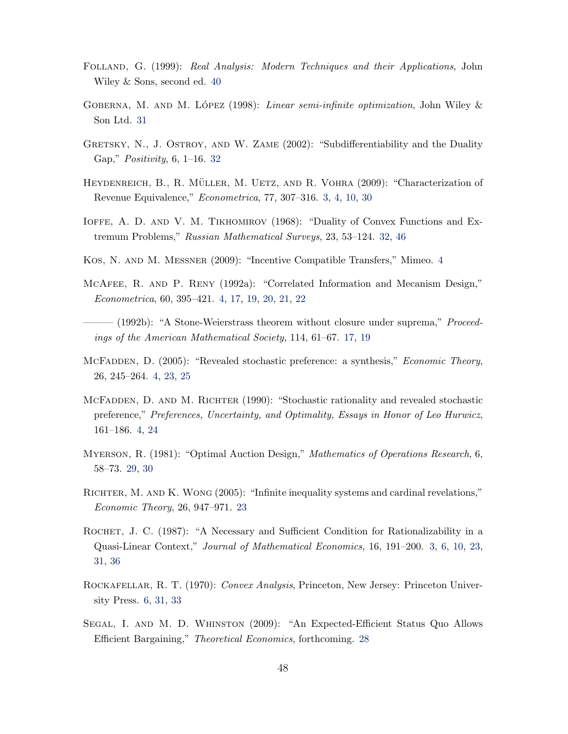Folland, G. (1999): *Real Analysis: Modern Techniques and their Applications*, John Wiley & Sons, second ed. 40

Goberna, M. and M. López (1998): *Linear semi-infinite optimization*, John Wiley & Son Ltd. 31

Gretsky, N., J. Ostroy, and W. Zame (2002): "Subdifferentiability and the Duality Gap," *Positivity*, 6, 1–16. 32

Heydenreich, B., R. Müller, M. Uetz, and R. Vohra (2009): "Characterization of Revenue Equivalence," *Econometrica*, 77, 307–316. 3, 4, 10, 30

Ioffe, A. D. and V. M. Tikhomirov (1968): "Duality of Convex Functions and Extremum Problems," *Russian Mathematical Surveys*, 23, 53–124. 32, 46

Kos, N. and M. Messner (2009): "Incentive Compatible Transfers," Mimeo. 4

McAfee, R. and P. Reny (1992a): "Correlated Information and Mecanism Design," *Econometrica*, 60, 395–421. 4, 17, 19, 20, 21, 22

——— (1992b): "A Stone-Weierstrass theorem without closure under suprema," *Proceedings of the American Mathematical Society*, 114, 61–67. 17, 19

McFadden, D. (2005): "Revealed stochastic preference: a synthesis," *Economic Theory*, 26, 245–264. 4, 23, 25

McFadden, D. and M. Richter (1990): "Stochastic rationality and revealed stochastic preference," *Preferences, Uncertainty, and Optimality, Essays in Honor of Leo Hurwicz*, 161–186. 4, 24

Myerson, R. (1981): "Optimal Auction Design," *Mathematics of Operations Research*, 6, 58–73. 29, 30

Richter, M. and K. Wong (2005): "Infinite inequality systems and cardinal revelations," *Economic Theory*, 26, 947–971. 23

Rochet, J. C. (1987): "A Necessary and Sufficient Condition for Rationalizability in a Quasi-Linear Context," *Journal of Mathematical Economics*, 16, 191–200. 3, 6, 10, 23, 31, 36

Rockafellar, R. T. (1970): *Convex Analysis*, Princeton, New Jersey: Princeton University Press. 6, 31, 33

Segal, I. and M. D. Whinston (2009): "An Expected-Efficient Status Quo Allows Efficient Bargaining," *Theoretical Economics*, forthcoming. 28